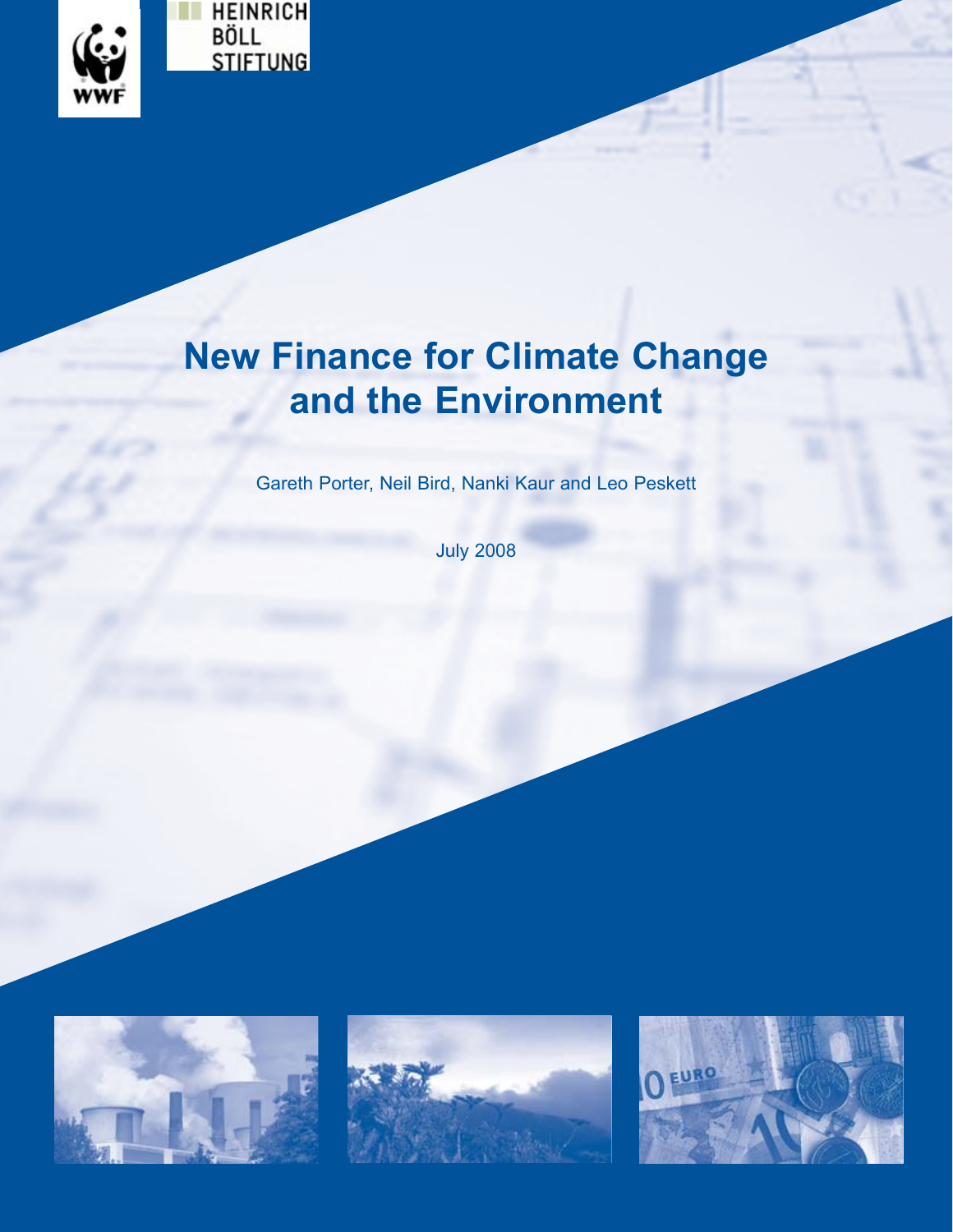WWF

HEINRICH BÖLL STIFTUNG

# New Finance for Climate Change and the Environment

Gareth Porter, Neil Bird, Nanki Kaur and Leo Peskett

July 2008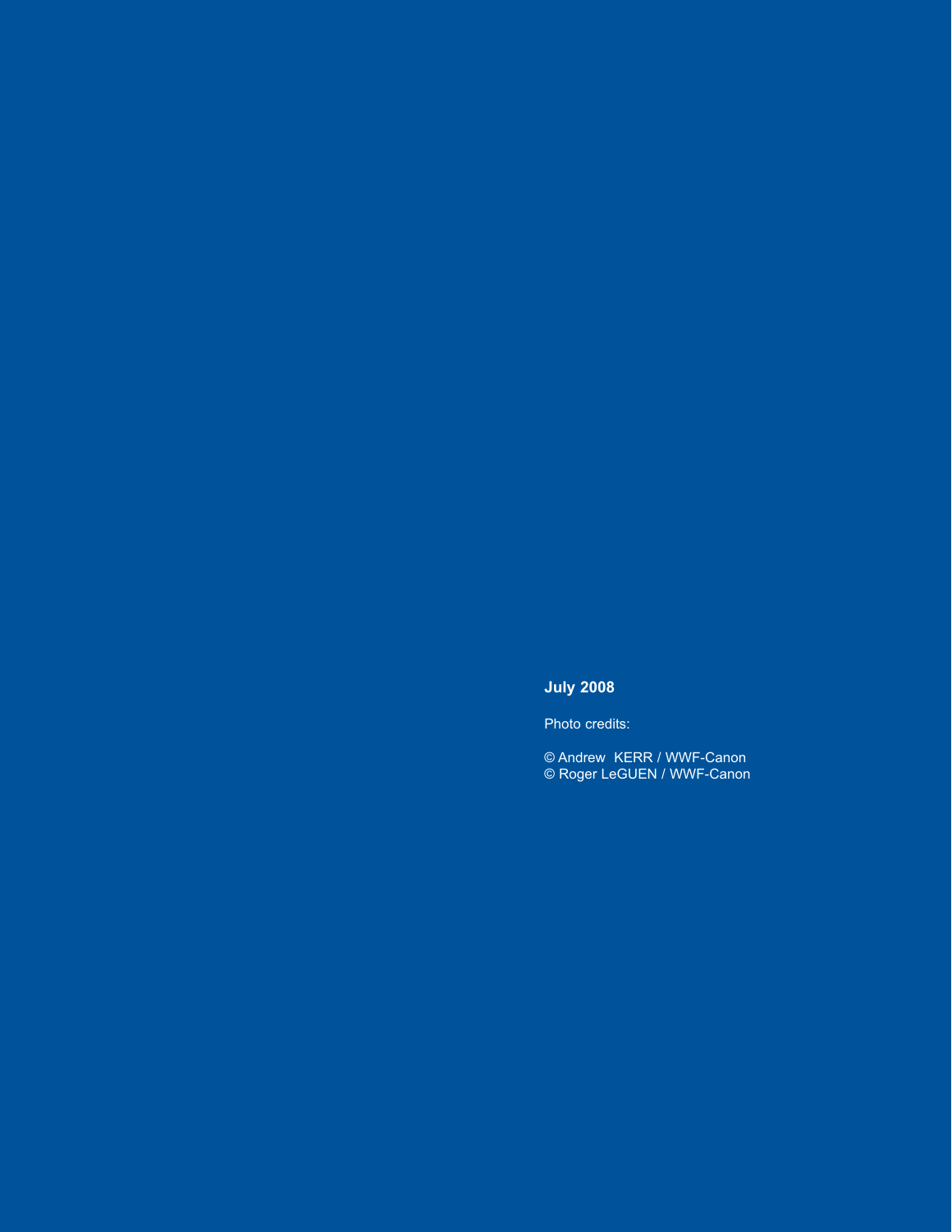**July 2008**

Photo credits:

© Andrew KERR / WWF-Canon
© Roger LeGUEN / WWF-Canon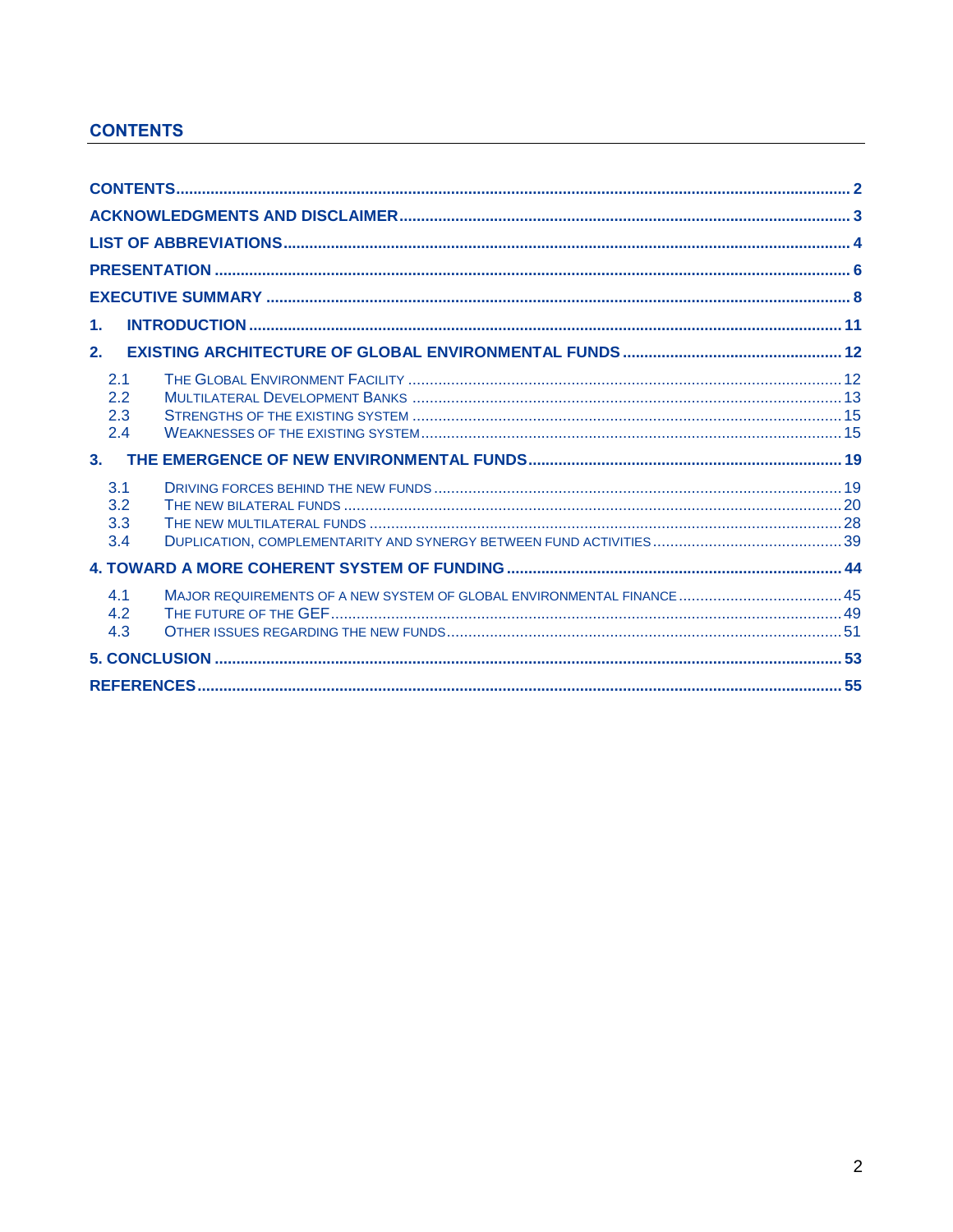## CONTENTS

CONTENTS ..... 2
ACKNOWLEDGMENTS AND DISCLAIMER ..... 3
LIST OF ABBREVIATIONS ..... 4
PRESENTATION ..... 6
EXECUTIVE SUMMARY ..... 8
1. INTRODUCTION ..... 11
2. EXISTING ARCHITECTURE OF GLOBAL ENVIRONMENTAL FUNDS ..... 12
- 2.1 THE GLOBAL ENVIRONMENT FACILITY ..... 12
- 2.2 MULTILATERAL DEVELOPMENT BANKS ..... 13
- 2.3 STRENGTHS OF THE EXISTING SYSTEM ..... 15
- 2.4 WEAKNESSES OF THE EXISTING SYSTEM ..... 15

3. THE EMERGENCE OF NEW ENVIRONMENTAL FUNDS ..... 19
- 3.1 DRIVING FORCES BEHIND THE NEW FUNDS ..... 19
- 3.2 THE NEW BILATERAL FUNDS ..... 20
- 3.3 THE NEW MULTILATERAL FUNDS ..... 28
- 3.4 DUPLICATION, COMPLEMENTARITY AND SYNERGY BETWEEN FUND ACTIVITIES ..... 39

4. TOWARD A MORE COHERENT SYSTEM OF FUNDING ..... 44
- 4.1 MAJOR REQUIREMENTS OF A NEW SYSTEM OF GLOBAL ENVIRONMENTAL FINANCE ..... 45
- 4.2 THE FUTURE OF THE GEF ..... 49
- 4.3 OTHER ISSUES REGARDING THE NEW FUNDS ..... 51

5. CONCLUSION ..... 53
REFERENCES ..... 55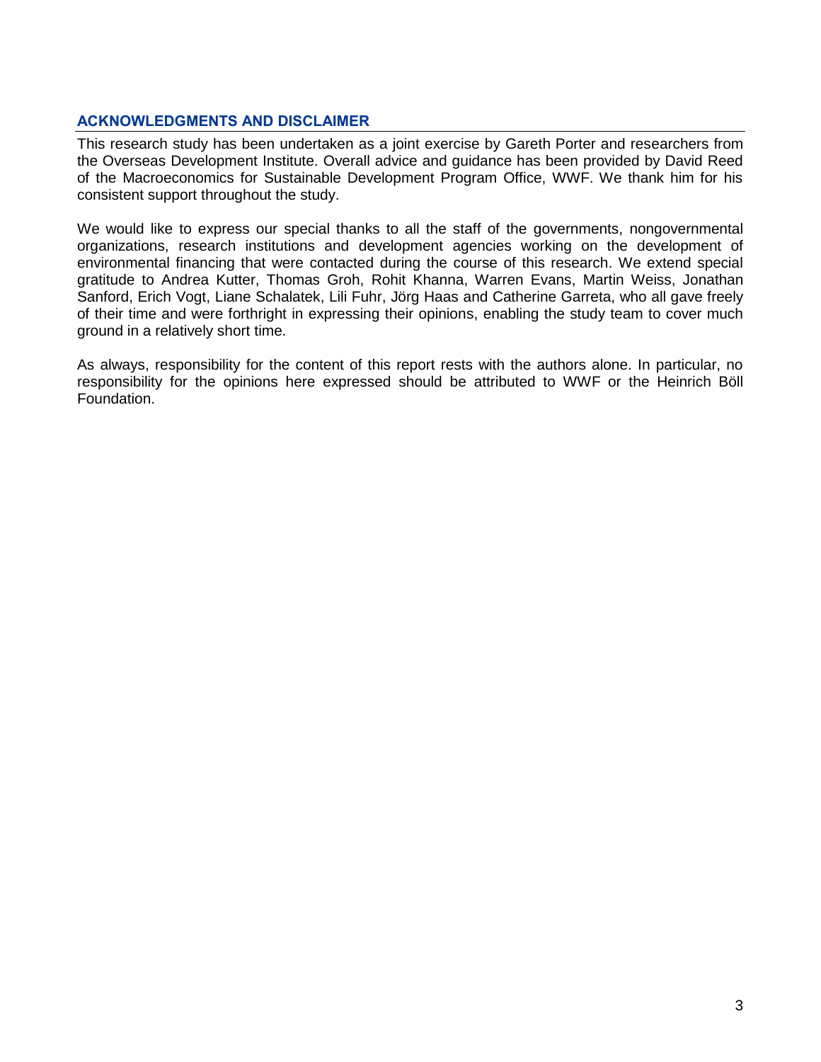## ACKNOWLEDGMENTS AND DISCLAIMER

This research study has been undertaken as a joint exercise by Gareth Porter and researchers from the Overseas Development Institute. Overall advice and guidance has been provided by David Reed of the Macroeconomics for Sustainable Development Program Office, WWF. We thank him for his consistent support throughout the study.

We would like to express our special thanks to all the staff of the governments, nongovernmental organizations, research institutions and development agencies working on the development of environmental financing that were contacted during the course of this research. We extend special gratitude to Andrea Kutter, Thomas Groh, Rohit Khanna, Warren Evans, Martin Weiss, Jonathan Sanford, Erich Vogt, Liane Schalatek, Lili Fuhr, Jörg Haas and Catherine Garreta, who all gave freely of their time and were forthright in expressing their opinions, enabling the study team to cover much ground in a relatively short time.

As always, responsibility for the content of this report rests with the authors alone. In particular, no responsibility for the opinions here expressed should be attributed to WWF or the Heinrich Böll Foundation.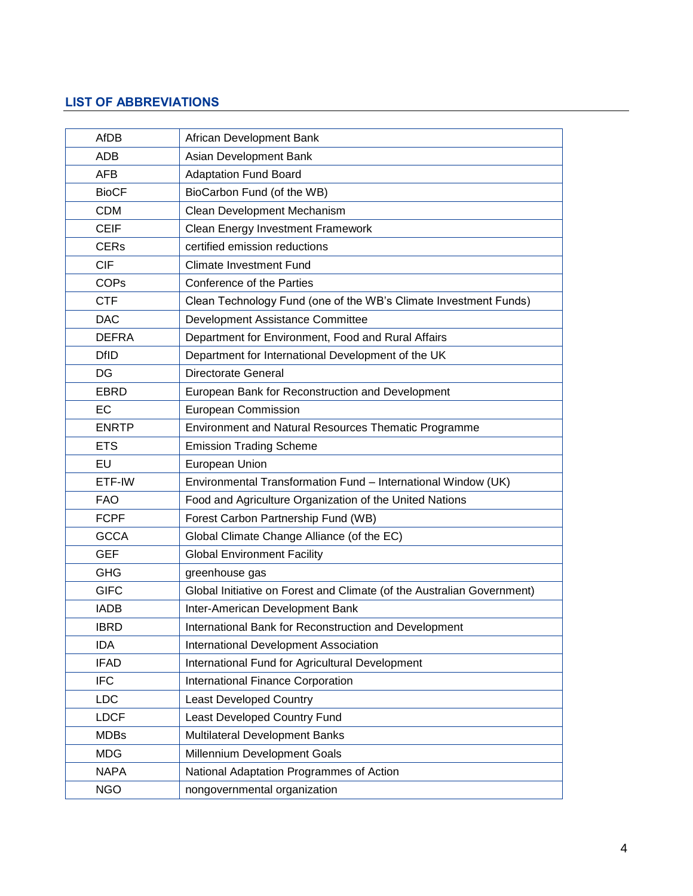## LIST OF ABBREVIATIONS

| | |
|---|---|
| AfDB | African Development Bank |
| ADB | Asian Development Bank |
| AFB | Adaptation Fund Board |
| BioCF | BioCarbon Fund (of the WB) |
| CDM | Clean Development Mechanism |
| CEIF | Clean Energy Investment Framework |
| CERs | certified emission reductions |
| CIF | Climate Investment Fund |
| COPs | Conference of the Parties |
| CTF | Clean Technology Fund (one of the WB's Climate Investment Funds) |
| DAC | Development Assistance Committee |
| DEFRA | Department for Environment, Food and Rural Affairs |
| DfID | Department for International Development of the UK |
| DG | Directorate General |
| EBRD | European Bank for Reconstruction and Development |
| EC | European Commission |
| ENRTP | Environment and Natural Resources Thematic Programme |
| ETS | Emission Trading Scheme |
| EU | European Union |
| ETF-IW | Environmental Transformation Fund – International Window (UK) |
| FAO | Food and Agriculture Organization of the United Nations |
| FCPF | Forest Carbon Partnership Fund (WB) |
| GCCA | Global Climate Change Alliance (of the EC) |
| GEF | Global Environment Facility |
| GHG | greenhouse gas |
| GIFC | Global Initiative on Forest and Climate (of the Australian Government) |
| IADB | Inter-American Development Bank |
| IBRD | International Bank for Reconstruction and Development |
| IDA | International Development Association |
| IFAD | International Fund for Agricultural Development |
| IFC | International Finance Corporation |
| LDC | Least Developed Country |
| LDCF | Least Developed Country Fund |
| MDBs | Multilateral Development Banks |
| MDG | Millennium Development Goals |
| NAPA | National Adaptation Programmes of Action |
| NGO | nongovernmental organization |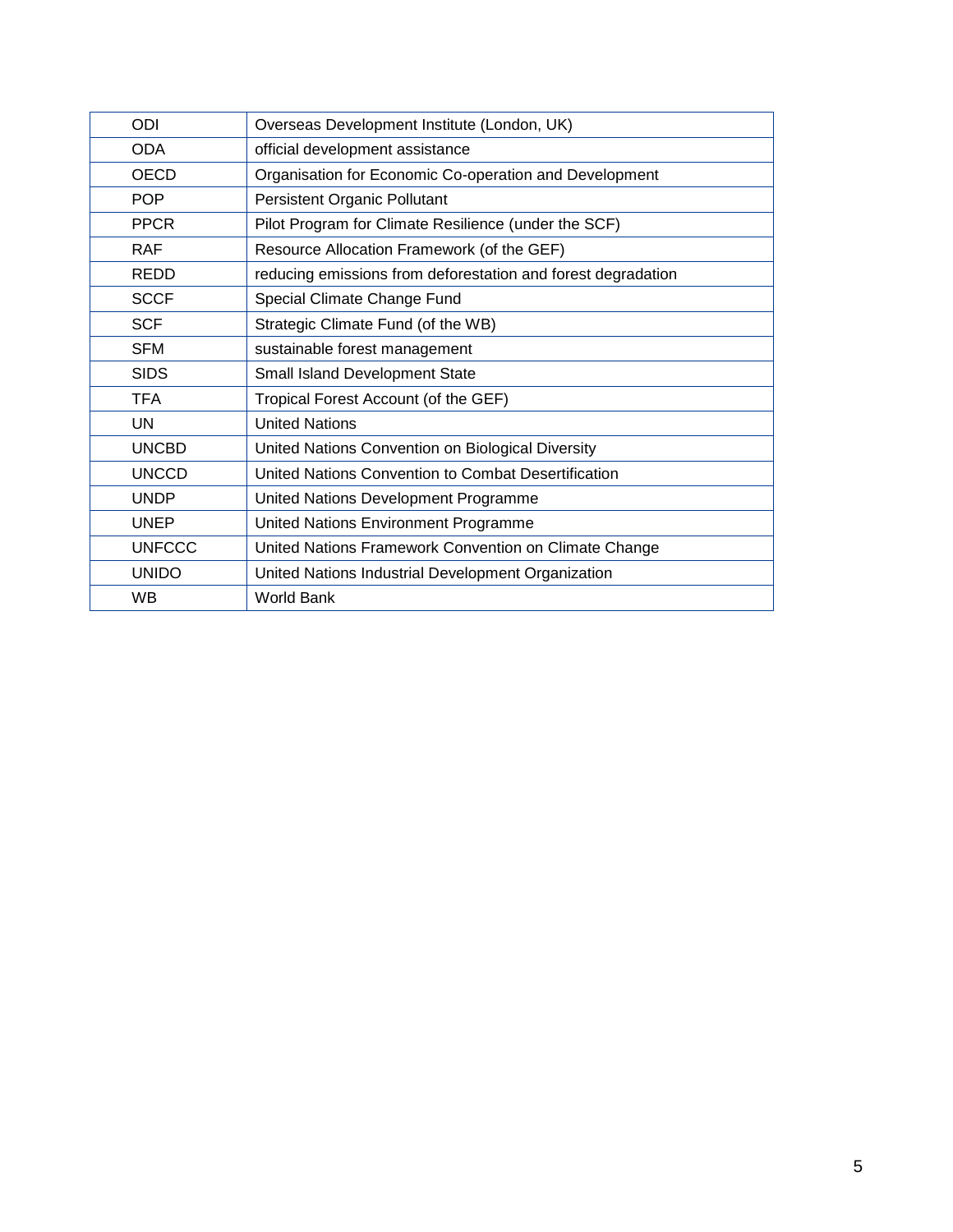| | |
|---|---|
| ODI | Overseas Development Institute (London, UK) |
| ODA | official development assistance |
| OECD | Organisation for Economic Co-operation and Development |
| POP | Persistent Organic Pollutant |
| PPCR | Pilot Program for Climate Resilience (under the SCF) |
| RAF | Resource Allocation Framework (of the GEF) |
| REDD | reducing emissions from deforestation and forest degradation |
| SCCF | Special Climate Change Fund |
| SCF | Strategic Climate Fund (of the WB) |
| SFM | sustainable forest management |
| SIDS | Small Island Development State |
| TFA | Tropical Forest Account (of the GEF) |
| UN | United Nations |
| UNCBD | United Nations Convention on Biological Diversity |
| UNCCD | United Nations Convention to Combat Desertification |
| UNDP | United Nations Development Programme |
| UNEP | United Nations Environment Programme |
| UNFCCC | United Nations Framework Convention on Climate Change |
| UNIDO | United Nations Industrial Development Organization |
| WB | World Bank |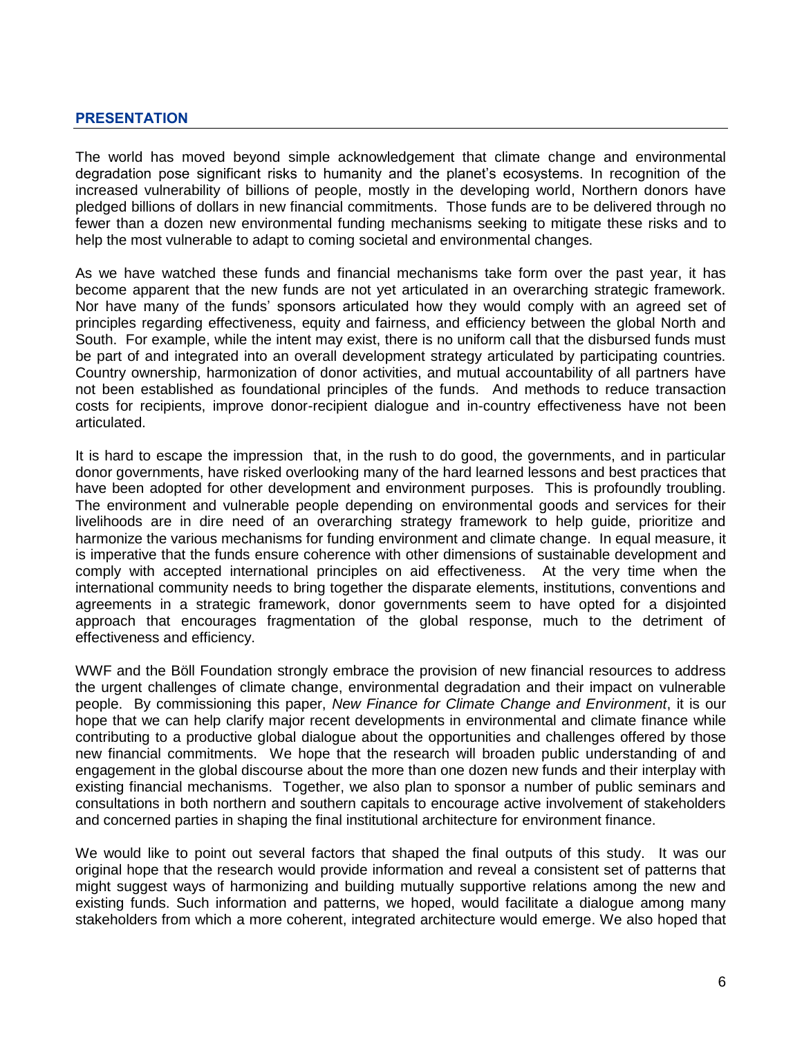## PRESENTATION

The world has moved beyond simple acknowledgement that climate change and environmental degradation pose significant risks to humanity and the planet's ecosystems. In recognition of the increased vulnerability of billions of people, mostly in the developing world, Northern donors have pledged billions of dollars in new financial commitments. Those funds are to be delivered through no fewer than a dozen new environmental funding mechanisms seeking to mitigate these risks and to help the most vulnerable to adapt to coming societal and environmental changes.

As we have watched these funds and financial mechanisms take form over the past year, it has become apparent that the new funds are not yet articulated in an overarching strategic framework. Nor have many of the funds' sponsors articulated how they would comply with an agreed set of principles regarding effectiveness, equity and fairness, and efficiency between the global North and South. For example, while the intent may exist, there is no uniform call that the disbursed funds must be part of and integrated into an overall development strategy articulated by participating countries. Country ownership, harmonization of donor activities, and mutual accountability of all partners have not been established as foundational principles of the funds. And methods to reduce transaction costs for recipients, improve donor-recipient dialogue and in-country effectiveness have not been articulated.

It is hard to escape the impression that, in the rush to do good, the governments, and in particular donor governments, have risked overlooking many of the hard learned lessons and best practices that have been adopted for other development and environment purposes. This is profoundly troubling. The environment and vulnerable people depending on environmental goods and services for their livelihoods are in dire need of an overarching strategy framework to help guide, prioritize and harmonize the various mechanisms for funding environment and climate change. In equal measure, it is imperative that the funds ensure coherence with other dimensions of sustainable development and comply with accepted international principles on aid effectiveness. At the very time when the international community needs to bring together the disparate elements, institutions, conventions and agreements in a strategic framework, donor governments seem to have opted for a disjointed approach that encourages fragmentation of the global response, much to the detriment of effectiveness and efficiency.

WWF and the Böll Foundation strongly embrace the provision of new financial resources to address the urgent challenges of climate change, environmental degradation and their impact on vulnerable people. By commissioning this paper, *New Finance for Climate Change and Environment*, it is our hope that we can help clarify major recent developments in environmental and climate finance while contributing to a productive global dialogue about the opportunities and challenges offered by those new financial commitments. We hope that the research will broaden public understanding of and engagement in the global discourse about the more than one dozen new funds and their interplay with existing financial mechanisms. Together, we also plan to sponsor a number of public seminars and consultations in both northern and southern capitals to encourage active involvement of stakeholders and concerned parties in shaping the final institutional architecture for environment finance.

We would like to point out several factors that shaped the final outputs of this study. It was our original hope that the research would provide information and reveal a consistent set of patterns that might suggest ways of harmonizing and building mutually supportive relations among the new and existing funds. Such information and patterns, we hoped, would facilitate a dialogue among many stakeholders from which a more coherent, integrated architecture would emerge. We also hoped that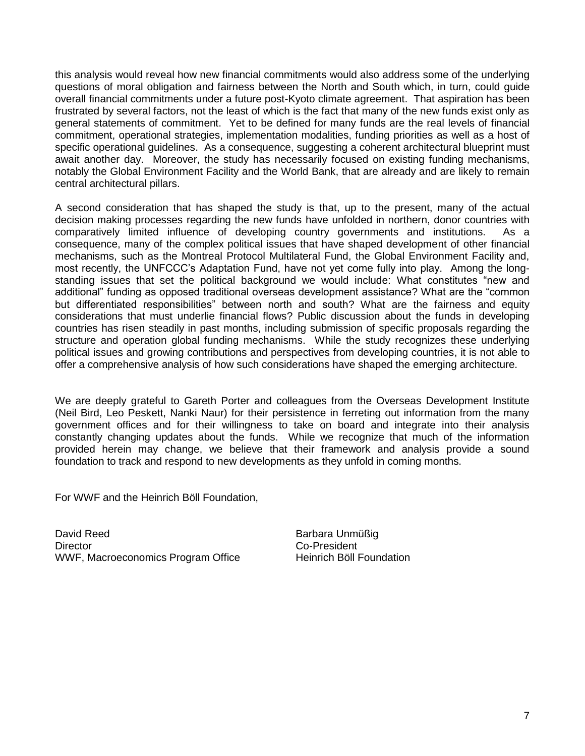this analysis would reveal how new financial commitments would also address some of the underlying questions of moral obligation and fairness between the North and South which, in turn, could guide overall financial commitments under a future post-Kyoto climate agreement. That aspiration has been frustrated by several factors, not the least of which is the fact that many of the new funds exist only as general statements of commitment. Yet to be defined for many funds are the real levels of financial commitment, operational strategies, implementation modalities, funding priorities as well as a host of specific operational guidelines. As a consequence, suggesting a coherent architectural blueprint must await another day. Moreover, the study has necessarily focused on existing funding mechanisms, notably the Global Environment Facility and the World Bank, that are already and are likely to remain central architectural pillars.

A second consideration that has shaped the study is that, up to the present, many of the actual decision making processes regarding the new funds have unfolded in northern, donor countries with comparatively limited influence of developing country governments and institutions. As a consequence, many of the complex political issues that have shaped development of other financial mechanisms, such as the Montreal Protocol Multilateral Fund, the Global Environment Facility and, most recently, the UNFCCC's Adaptation Fund, have not yet come fully into play. Among the long-standing issues that set the political background we would include: What constitutes "new and additional" funding as opposed traditional overseas development assistance? What are the "common but differentiated responsibilities" between north and south? What are the fairness and equity considerations that must underlie financial flows? Public discussion about the funds in developing countries has risen steadily in past months, including submission of specific proposals regarding the structure and operation global funding mechanisms. While the study recognizes these underlying political issues and growing contributions and perspectives from developing countries, it is not able to offer a comprehensive analysis of how such considerations have shaped the emerging architecture.

We are deeply grateful to Gareth Porter and colleagues from the Overseas Development Institute (Neil Bird, Leo Peskett, Nanki Naur) for their persistence in ferreting out information from the many government offices and for their willingness to take on board and integrate into their analysis constantly changing updates about the funds. While we recognize that much of the information provided herein may change, we believe that their framework and analysis provide a sound foundation to track and respond to new developments as they unfold in coming months.

For WWF and the Heinrich Böll Foundation,

| | |
|---|---|
| David Reed | Barbara Unmüßig |
| Director | Co-President |
| WWF, Macroeconomics Program Office | Heinrich Böll Foundation |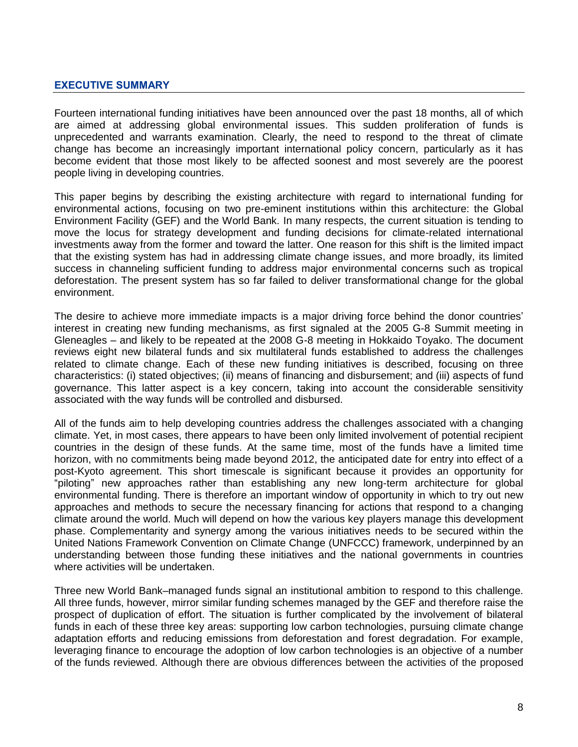## EXECUTIVE SUMMARY

Fourteen international funding initiatives have been announced over the past 18 months, all of which are aimed at addressing global environmental issues. This sudden proliferation of funds is unprecedented and warrants examination. Clearly, the need to respond to the threat of climate change has become an increasingly important international policy concern, particularly as it has become evident that those most likely to be affected soonest and most severely are the poorest people living in developing countries.

This paper begins by describing the existing architecture with regard to international funding for environmental actions, focusing on two pre-eminent institutions within this architecture: the Global Environment Facility (GEF) and the World Bank. In many respects, the current situation is tending to move the locus for strategy development and funding decisions for climate-related international investments away from the former and toward the latter. One reason for this shift is the limited impact that the existing system has had in addressing climate change issues, and more broadly, its limited success in channeling sufficient funding to address major environmental concerns such as tropical deforestation. The present system has so far failed to deliver transformational change for the global environment.

The desire to achieve more immediate impacts is a major driving force behind the donor countries' interest in creating new funding mechanisms, as first signaled at the 2005 G-8 Summit meeting in Gleneagles – and likely to be repeated at the 2008 G-8 meeting in Hokkaido Toyako. The document reviews eight new bilateral funds and six multilateral funds established to address the challenges related to climate change. Each of these new funding initiatives is described, focusing on three characteristics: (i) stated objectives; (ii) means of financing and disbursement; and (iii) aspects of fund governance. This latter aspect is a key concern, taking into account the considerable sensitivity associated with the way funds will be controlled and disbursed.

All of the funds aim to help developing countries address the challenges associated with a changing climate. Yet, in most cases, there appears to have been only limited involvement of potential recipient countries in the design of these funds. At the same time, most of the funds have a limited time horizon, with no commitments being made beyond 2012, the anticipated date for entry into effect of a post-Kyoto agreement. This short timescale is significant because it provides an opportunity for "piloting" new approaches rather than establishing any new long-term architecture for global environmental funding. There is therefore an important window of opportunity in which to try out new approaches and methods to secure the necessary financing for actions that respond to a changing climate around the world. Much will depend on how the various key players manage this development phase. Complementarity and synergy among the various initiatives needs to be secured within the United Nations Framework Convention on Climate Change (UNFCCC) framework, underpinned by an understanding between those funding these initiatives and the national governments in countries where activities will be undertaken.

Three new World Bank–managed funds signal an institutional ambition to respond to this challenge. All three funds, however, mirror similar funding schemes managed by the GEF and therefore raise the prospect of duplication of effort. The situation is further complicated by the involvement of bilateral funds in each of these three key areas: supporting low carbon technologies, pursuing climate change adaptation efforts and reducing emissions from deforestation and forest degradation. For example, leveraging finance to encourage the adoption of low carbon technologies is an objective of a number of the funds reviewed. Although there are obvious differences between the activities of the proposed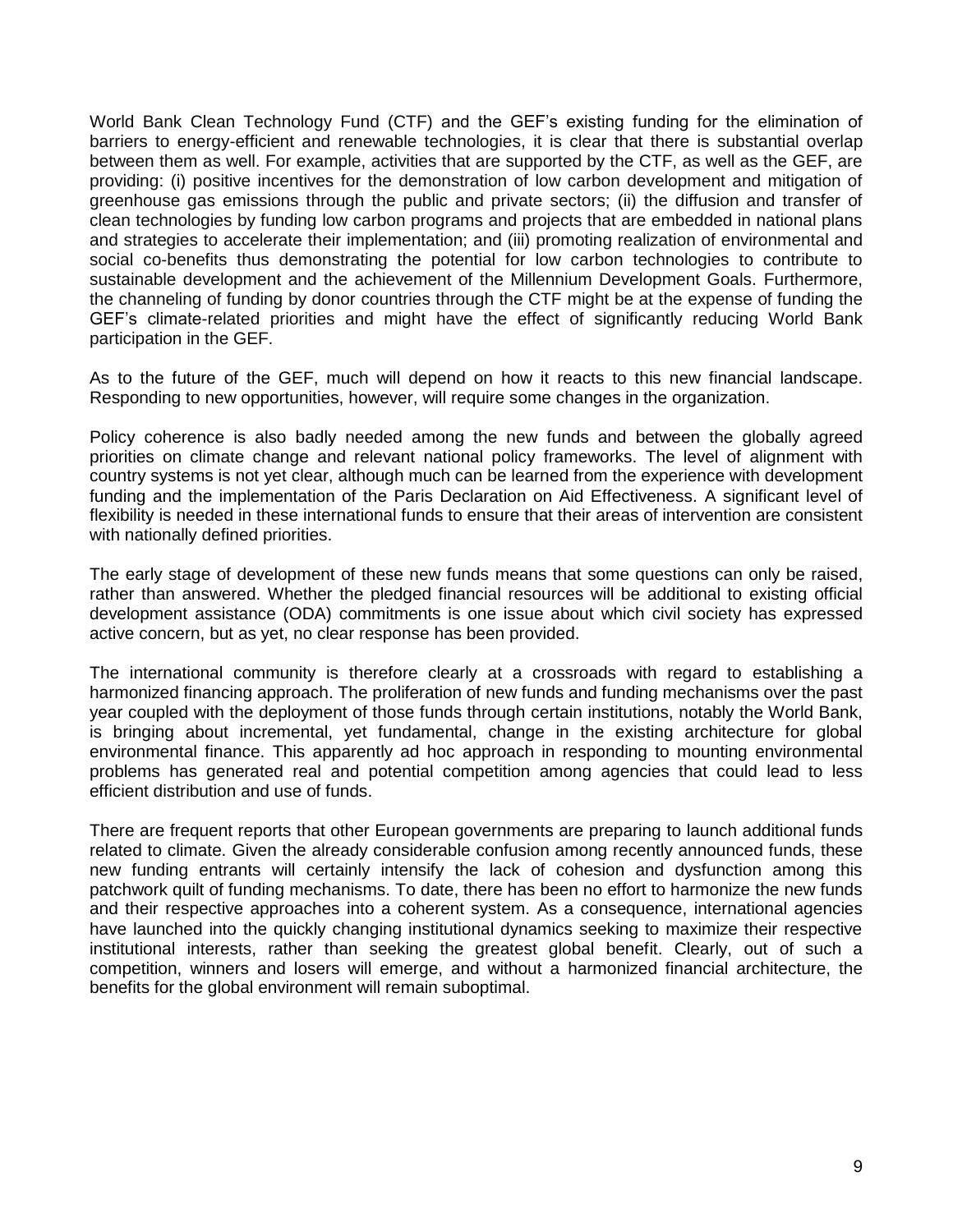World Bank Clean Technology Fund (CTF) and the GEF's existing funding for the elimination of barriers to energy-efficient and renewable technologies, it is clear that there is substantial overlap between them as well. For example, activities that are supported by the CTF, as well as the GEF, are providing: (i) positive incentives for the demonstration of low carbon development and mitigation of greenhouse gas emissions through the public and private sectors; (ii) the diffusion and transfer of clean technologies by funding low carbon programs and projects that are embedded in national plans and strategies to accelerate their implementation; and (iii) promoting realization of environmental and social co-benefits thus demonstrating the potential for low carbon technologies to contribute to sustainable development and the achievement of the Millennium Development Goals. Furthermore, the channeling of funding by donor countries through the CTF might be at the expense of funding the GEF's climate-related priorities and might have the effect of significantly reducing World Bank participation in the GEF.

As to the future of the GEF, much will depend on how it reacts to this new financial landscape. Responding to new opportunities, however, will require some changes in the organization.

Policy coherence is also badly needed among the new funds and between the globally agreed priorities on climate change and relevant national policy frameworks. The level of alignment with country systems is not yet clear, although much can be learned from the experience with development funding and the implementation of the Paris Declaration on Aid Effectiveness. A significant level of flexibility is needed in these international funds to ensure that their areas of intervention are consistent with nationally defined priorities.

The early stage of development of these new funds means that some questions can only be raised, rather than answered. Whether the pledged financial resources will be additional to existing official development assistance (ODA) commitments is one issue about which civil society has expressed active concern, but as yet, no clear response has been provided.

The international community is therefore clearly at a crossroads with regard to establishing a harmonized financing approach. The proliferation of new funds and funding mechanisms over the past year coupled with the deployment of those funds through certain institutions, notably the World Bank, is bringing about incremental, yet fundamental, change in the existing architecture for global environmental finance. This apparently ad hoc approach in responding to mounting environmental problems has generated real and potential competition among agencies that could lead to less efficient distribution and use of funds.

There are frequent reports that other European governments are preparing to launch additional funds related to climate. Given the already considerable confusion among recently announced funds, these new funding entrants will certainly intensify the lack of cohesion and dysfunction among this patchwork quilt of funding mechanisms. To date, there has been no effort to harmonize the new funds and their respective approaches into a coherent system. As a consequence, international agencies have launched into the quickly changing institutional dynamics seeking to maximize their respective institutional interests, rather than seeking the greatest global benefit. Clearly, out of such a competition, winners and losers will emerge, and without a harmonized financial architecture, the benefits for the global environment will remain suboptimal.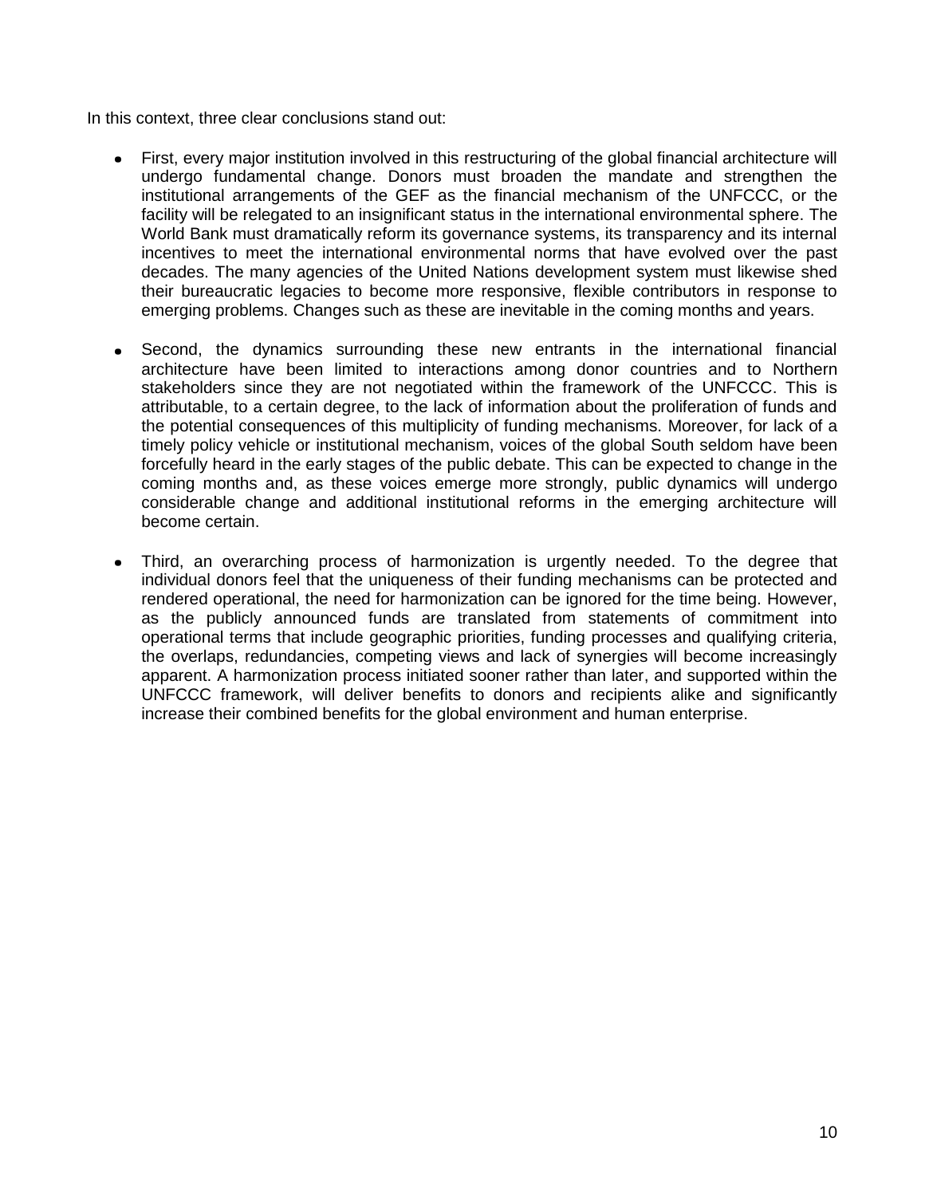In this context, three clear conclusions stand out:

- First, every major institution involved in this restructuring of the global financial architecture will undergo fundamental change. Donors must broaden the mandate and strengthen the institutional arrangements of the GEF as the financial mechanism of the UNFCCC, or the facility will be relegated to an insignificant status in the international environmental sphere. The World Bank must dramatically reform its governance systems, its transparency and its internal incentives to meet the international environmental norms that have evolved over the past decades. The many agencies of the United Nations development system must likewise shed their bureaucratic legacies to become more responsive, flexible contributors in response to emerging problems. Changes such as these are inevitable in the coming months and years.

- Second, the dynamics surrounding these new entrants in the international financial architecture have been limited to interactions among donor countries and to Northern stakeholders since they are not negotiated within the framework of the UNFCCC. This is attributable, to a certain degree, to the lack of information about the proliferation of funds and the potential consequences of this multiplicity of funding mechanisms. Moreover, for lack of a timely policy vehicle or institutional mechanism, voices of the global South seldom have been forcefully heard in the early stages of the public debate. This can be expected to change in the coming months and, as these voices emerge more strongly, public dynamics will undergo considerable change and additional institutional reforms in the emerging architecture will become certain.

- Third, an overarching process of harmonization is urgently needed. To the degree that individual donors feel that the uniqueness of their funding mechanisms can be protected and rendered operational, the need for harmonization can be ignored for the time being. However, as the publicly announced funds are translated from statements of commitment into operational terms that include geographic priorities, funding processes and qualifying criteria, the overlaps, redundancies, competing views and lack of synergies will become increasingly apparent. A harmonization process initiated sooner rather than later, and supported within the UNFCCC framework, will deliver benefits to donors and recipients alike and significantly increase their combined benefits for the global environment and human enterprise.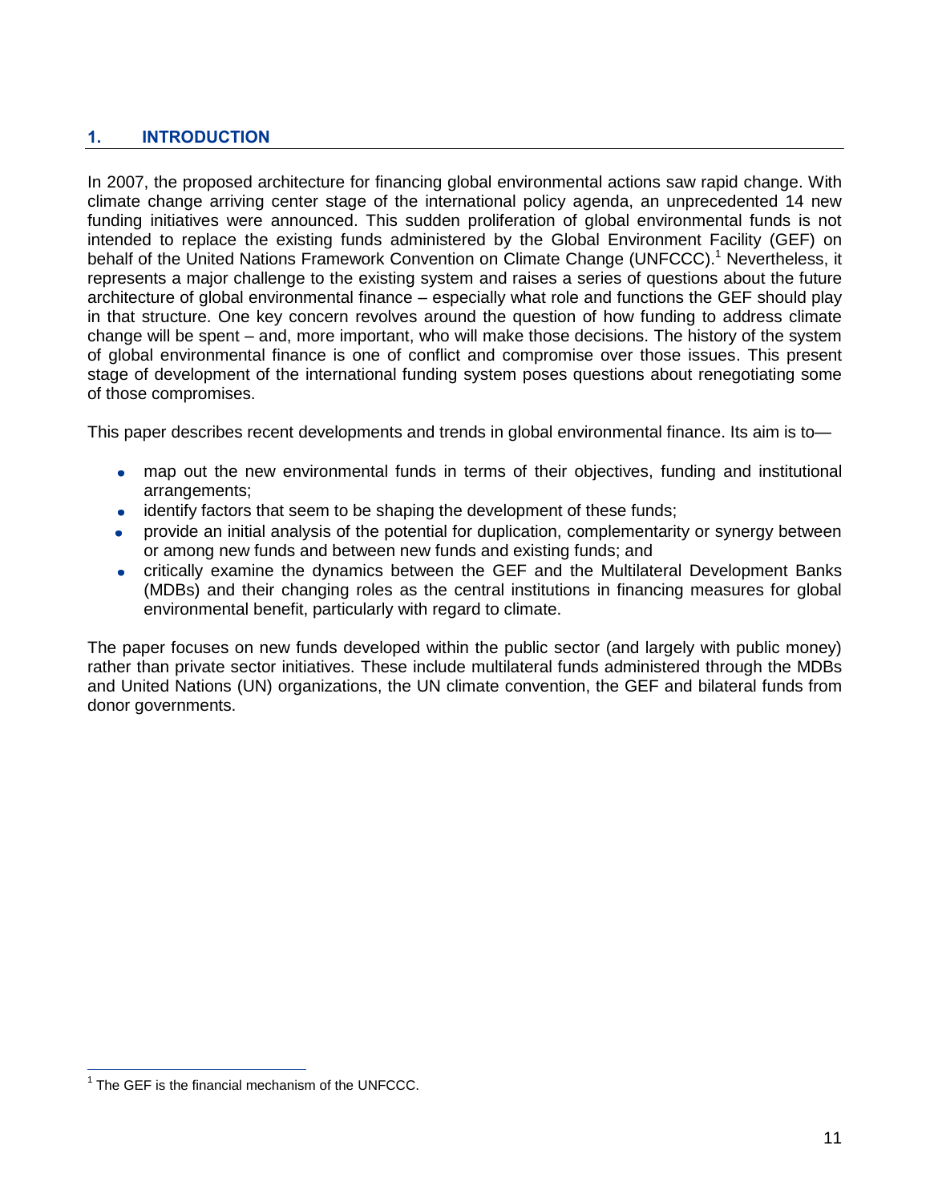## 1. INTRODUCTION

In 2007, the proposed architecture for financing global environmental actions saw rapid change. With climate change arriving center stage of the international policy agenda, an unprecedented 14 new funding initiatives were announced. This sudden proliferation of global environmental funds is not intended to replace the existing funds administered by the Global Environment Facility (GEF) on behalf of the United Nations Framework Convention on Climate Change (UNFCCC).[1] Nevertheless, it represents a major challenge to the existing system and raises a series of questions about the future architecture of global environmental finance – especially what role and functions the GEF should play in that structure. One key concern revolves around the question of how funding to address climate change will be spent – and, more important, who will make those decisions. The history of the system of global environmental finance is one of conflict and compromise over those issues. This present stage of development of the international funding system poses questions about renegotiating some of those compromises.

This paper describes recent developments and trends in global environmental finance. Its aim is to—

- map out the new environmental funds in terms of their objectives, funding and institutional arrangements;
- identify factors that seem to be shaping the development of these funds;
- provide an initial analysis of the potential for duplication, complementarity or synergy between or among new funds and between new funds and existing funds; and
- critically examine the dynamics between the GEF and the Multilateral Development Banks (MDBs) and their changing roles as the central institutions in financing measures for global environmental benefit, particularly with regard to climate.

The paper focuses on new funds developed within the public sector (and largely with public money) rather than private sector initiatives. These include multilateral funds administered through the MDBs and United Nations (UN) organizations, the UN climate convention, the GEF and bilateral funds from donor governments.

[1] The GEF is the financial mechanism of the UNFCCC.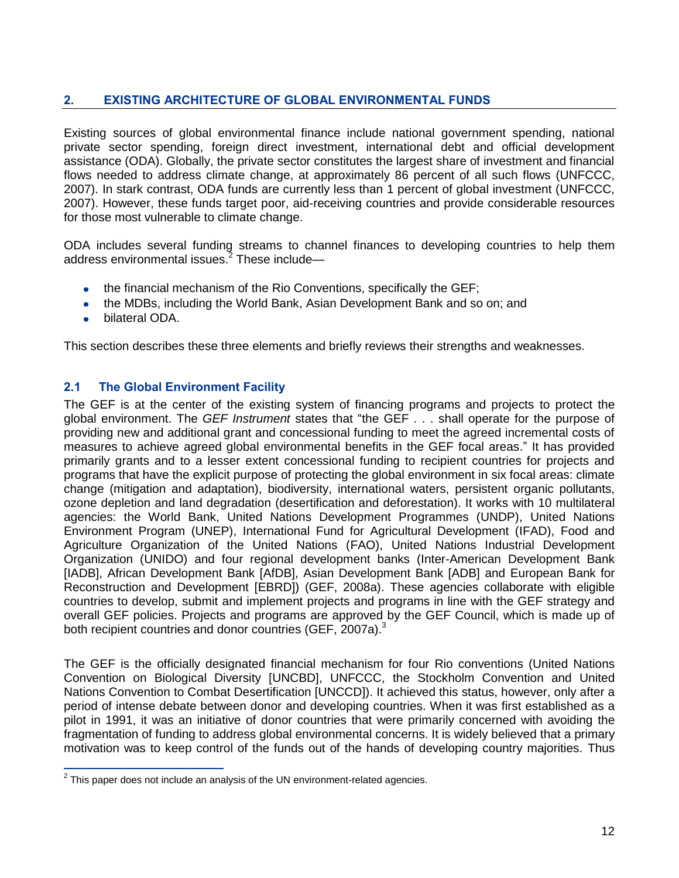## 2. EXISTING ARCHITECTURE OF GLOBAL ENVIRONMENTAL FUNDS

Existing sources of global environmental finance include national government spending, national private sector spending, foreign direct investment, international debt and official development assistance (ODA). Globally, the private sector constitutes the largest share of investment and financial flows needed to address climate change, at approximately 86 percent of all such flows (UNFCCC, 2007). In stark contrast, ODA funds are currently less than 1 percent of global investment (UNFCCC, 2007). However, these funds target poor, aid-receiving countries and provide considerable resources for those most vulnerable to climate change.

ODA includes several funding streams to channel finances to developing countries to help them address environmental issues.[2] These include—

- the financial mechanism of the Rio Conventions, specifically the GEF;
- the MDBs, including the World Bank, Asian Development Bank and so on; and
- bilateral ODA.

This section describes these three elements and briefly reviews their strengths and weaknesses.

### 2.1 The Global Environment Facility

The GEF is at the center of the existing system of financing programs and projects to protect the global environment. The *GEF Instrument* states that "the GEF . . . shall operate for the purpose of providing new and additional grant and concessional funding to meet the agreed incremental costs of measures to achieve agreed global environmental benefits in the GEF focal areas." It has provided primarily grants and to a lesser extent concessional funding to recipient countries for projects and programs that have the explicit purpose of protecting the global environment in six focal areas: climate change (mitigation and adaptation), biodiversity, international waters, persistent organic pollutants, ozone depletion and land degradation (desertification and deforestation). It works with 10 multilateral agencies: the World Bank, United Nations Development Programmes (UNDP), United Nations Environment Program (UNEP), International Fund for Agricultural Development (IFAD), Food and Agriculture Organization of the United Nations (FAO), United Nations Industrial Development Organization (UNIDO) and four regional development banks (Inter-American Development Bank [IADB], African Development Bank [AfDB], Asian Development Bank [ADB] and European Bank for Reconstruction and Development [EBRD]) (GEF, 2008a). These agencies collaborate with eligible countries to develop, submit and implement projects and programs in line with the GEF strategy and overall GEF policies. Projects and programs are approved by the GEF Council, which is made up of both recipient countries and donor countries (GEF, 2007a).[3]

The GEF is the officially designated financial mechanism for four Rio conventions (United Nations Convention on Biological Diversity [UNCBD], UNFCCC, the Stockholm Convention and United Nations Convention to Combat Desertification [UNCCD]). It achieved this status, however, only after a period of intense debate between donor and developing countries. When it was first established as a pilot in 1991, it was an initiative of donor countries that were primarily concerned with avoiding the fragmentation of funding to address global environmental concerns. It is widely believed that a primary motivation was to keep control of the funds out of the hands of developing country majorities. Thus

[2] This paper does not include an analysis of the UN environment-related agencies.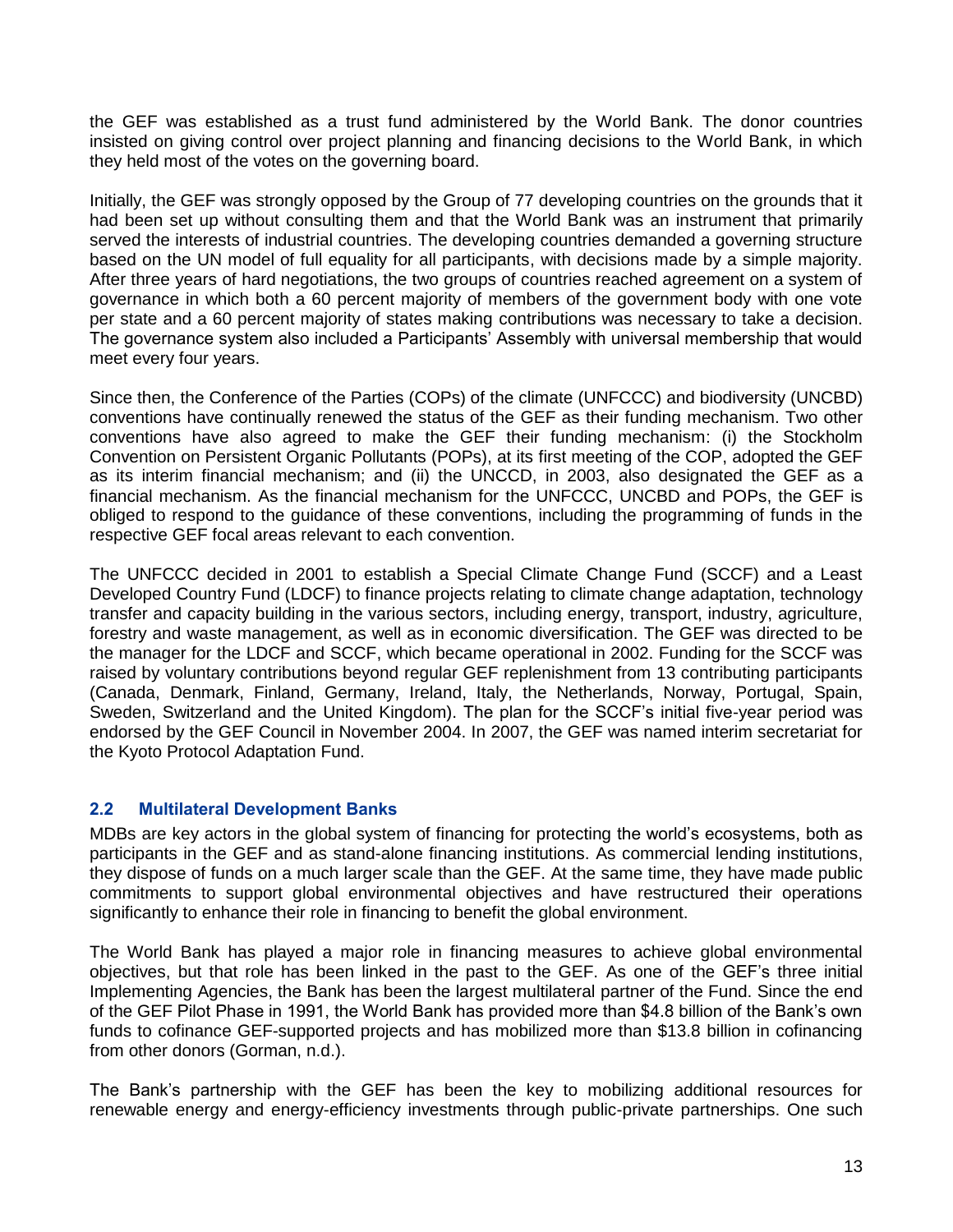the GEF was established as a trust fund administered by the World Bank. The donor countries insisted on giving control over project planning and financing decisions to the World Bank, in which they held most of the votes on the governing board.

Initially, the GEF was strongly opposed by the Group of 77 developing countries on the grounds that it had been set up without consulting them and that the World Bank was an instrument that primarily served the interests of industrial countries. The developing countries demanded a governing structure based on the UN model of full equality for all participants, with decisions made by a simple majority. After three years of hard negotiations, the two groups of countries reached agreement on a system of governance in which both a 60 percent majority of members of the government body with one vote per state and a 60 percent majority of states making contributions was necessary to take a decision. The governance system also included a Participants' Assembly with universal membership that would meet every four years.

Since then, the Conference of the Parties (COPs) of the climate (UNFCCC) and biodiversity (UNCBD) conventions have continually renewed the status of the GEF as their funding mechanism. Two other conventions have also agreed to make the GEF their funding mechanism: (i) the Stockholm Convention on Persistent Organic Pollutants (POPs), at its first meeting of the COP, adopted the GEF as its interim financial mechanism; and (ii) the UNCCD, in 2003, also designated the GEF as a financial mechanism. As the financial mechanism for the UNFCCC, UNCBD and POPs, the GEF is obliged to respond to the guidance of these conventions, including the programming of funds in the respective GEF focal areas relevant to each convention.

The UNFCCC decided in 2001 to establish a Special Climate Change Fund (SCCF) and a Least Developed Country Fund (LDCF) to finance projects relating to climate change adaptation, technology transfer and capacity building in the various sectors, including energy, transport, industry, agriculture, forestry and waste management, as well as in economic diversification. The GEF was directed to be the manager for the LDCF and SCCF, which became operational in 2002. Funding for the SCCF was raised by voluntary contributions beyond regular GEF replenishment from 13 contributing participants (Canada, Denmark, Finland, Germany, Ireland, Italy, the Netherlands, Norway, Portugal, Spain, Sweden, Switzerland and the United Kingdom). The plan for the SCCF's initial five-year period was endorsed by the GEF Council in November 2004. In 2007, the GEF was named interim secretariat for the Kyoto Protocol Adaptation Fund.

## 2.2 Multilateral Development Banks

MDBs are key actors in the global system of financing for protecting the world's ecosystems, both as participants in the GEF and as stand-alone financing institutions. As commercial lending institutions, they dispose of funds on a much larger scale than the GEF. At the same time, they have made public commitments to support global environmental objectives and have restructured their operations significantly to enhance their role in financing to benefit the global environment.

The World Bank has played a major role in financing measures to achieve global environmental objectives, but that role has been linked in the past to the GEF. As one of the GEF's three initial Implementing Agencies, the Bank has been the largest multilateral partner of the Fund. Since the end of the GEF Pilot Phase in 1991, the World Bank has provided more than $4.8 billion of the Bank's own funds to cofinance GEF-supported projects and has mobilized more than $13.8 billion in cofinancing from other donors (Gorman, n.d.).

The Bank's partnership with the GEF has been the key to mobilizing additional resources for renewable energy and energy-efficiency investments through public-private partnerships. One such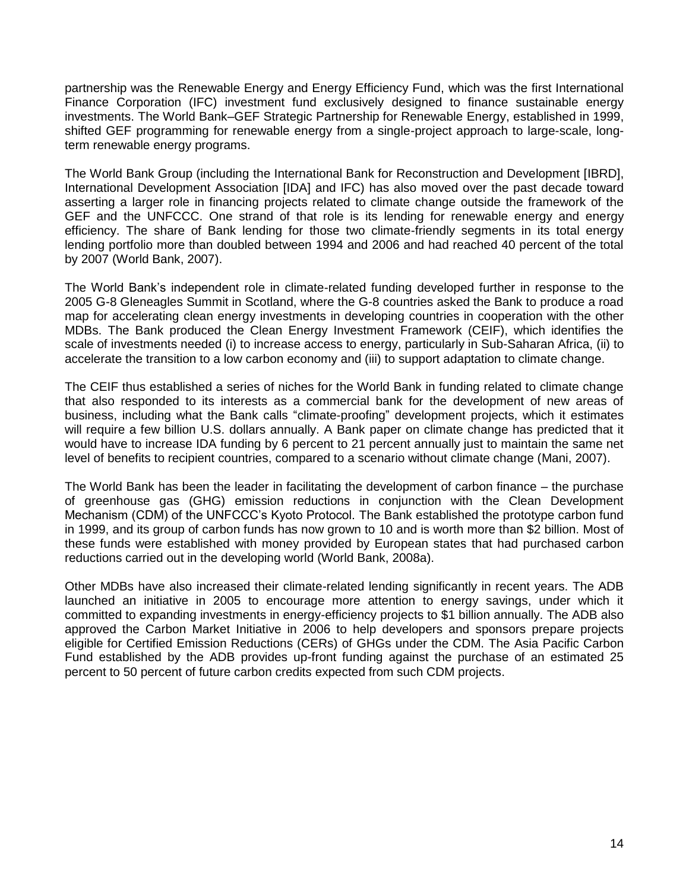partnership was the Renewable Energy and Energy Efficiency Fund, which was the first International Finance Corporation (IFC) investment fund exclusively designed to finance sustainable energy investments. The World Bank–GEF Strategic Partnership for Renewable Energy, established in 1999, shifted GEF programming for renewable energy from a single-project approach to large-scale, long-term renewable energy programs.

The World Bank Group (including the International Bank for Reconstruction and Development [IBRD], International Development Association [IDA] and IFC) has also moved over the past decade toward asserting a larger role in financing projects related to climate change outside the framework of the GEF and the UNFCCC. One strand of that role is its lending for renewable energy and energy efficiency. The share of Bank lending for those two climate-friendly segments in its total energy lending portfolio more than doubled between 1994 and 2006 and had reached 40 percent of the total by 2007 (World Bank, 2007).

The World Bank's independent role in climate-related funding developed further in response to the 2005 G-8 Gleneagles Summit in Scotland, where the G-8 countries asked the Bank to produce a road map for accelerating clean energy investments in developing countries in cooperation with the other MDBs. The Bank produced the Clean Energy Investment Framework (CEIF), which identifies the scale of investments needed (i) to increase access to energy, particularly in Sub-Saharan Africa, (ii) to accelerate the transition to a low carbon economy and (iii) to support adaptation to climate change.

The CEIF thus established a series of niches for the World Bank in funding related to climate change that also responded to its interests as a commercial bank for the development of new areas of business, including what the Bank calls "climate-proofing" development projects, which it estimates will require a few billion U.S. dollars annually. A Bank paper on climate change has predicted that it would have to increase IDA funding by 6 percent to 21 percent annually just to maintain the same net level of benefits to recipient countries, compared to a scenario without climate change (Mani, 2007).

The World Bank has been the leader in facilitating the development of carbon finance – the purchase of greenhouse gas (GHG) emission reductions in conjunction with the Clean Development Mechanism (CDM) of the UNFCCC's Kyoto Protocol. The Bank established the prototype carbon fund in 1999, and its group of carbon funds has now grown to 10 and is worth more than $2 billion. Most of these funds were established with money provided by European states that had purchased carbon reductions carried out in the developing world (World Bank, 2008a).

Other MDBs have also increased their climate-related lending significantly in recent years. The ADB launched an initiative in 2005 to encourage more attention to energy savings, under which it committed to expanding investments in energy-efficiency projects to $1 billion annually. The ADB also approved the Carbon Market Initiative in 2006 to help developers and sponsors prepare projects eligible for Certified Emission Reductions (CERs) of GHGs under the CDM. The Asia Pacific Carbon Fund established by the ADB provides up-front funding against the purchase of an estimated 25 percent to 50 percent of future carbon credits expected from such CDM projects.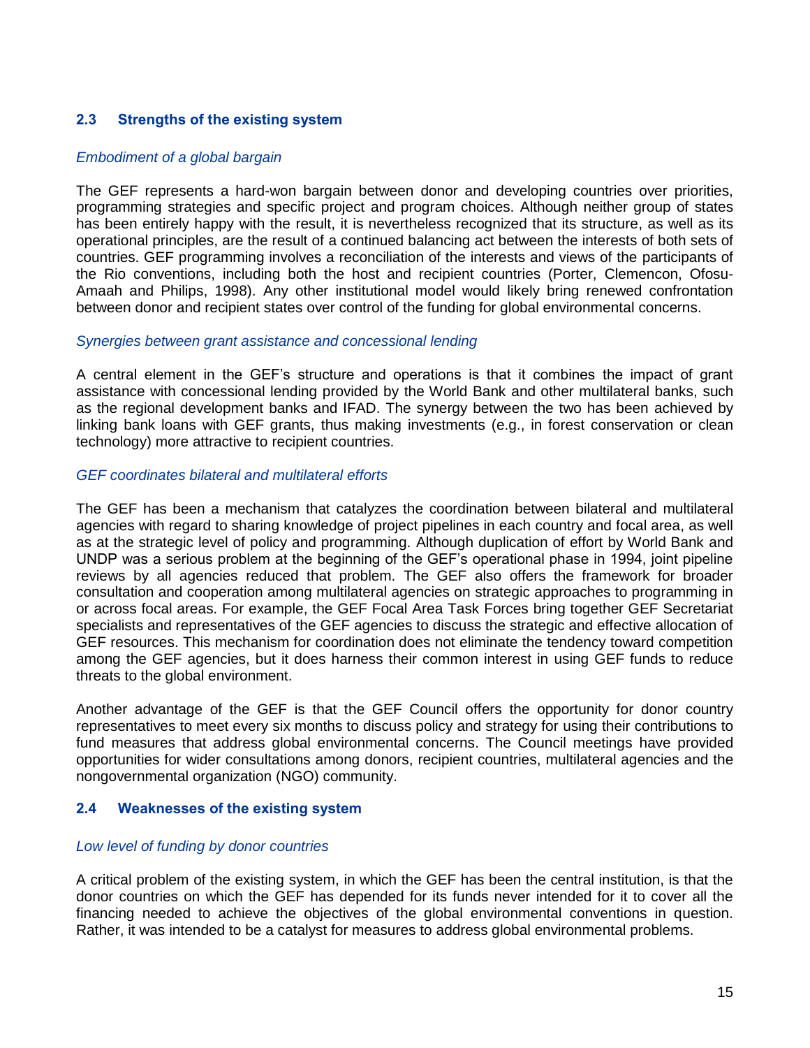### 2.3 Strengths of the existing system

*Embodiment of a global bargain*

The GEF represents a hard-won bargain between donor and developing countries over priorities, programming strategies and specific project and program choices. Although neither group of states has been entirely happy with the result, it is nevertheless recognized that its structure, as well as its operational principles, are the result of a continued balancing act between the interests of both sets of countries. GEF programming involves a reconciliation of the interests and views of the participants of the Rio conventions, including both the host and recipient countries (Porter, Clemencon, Ofosu-Amaah and Philips, 1998). Any other institutional model would likely bring renewed confrontation between donor and recipient states over control of the funding for global environmental concerns.

*Synergies between grant assistance and concessional lending*

A central element in the GEF's structure and operations is that it combines the impact of grant assistance with concessional lending provided by the World Bank and other multilateral banks, such as the regional development banks and IFAD. The synergy between the two has been achieved by linking bank loans with GEF grants, thus making investments (e.g., in forest conservation or clean technology) more attractive to recipient countries.

*GEF coordinates bilateral and multilateral efforts*

The GEF has been a mechanism that catalyzes the coordination between bilateral and multilateral agencies with regard to sharing knowledge of project pipelines in each country and focal area, as well as at the strategic level of policy and programming. Although duplication of effort by World Bank and UNDP was a serious problem at the beginning of the GEF's operational phase in 1994, joint pipeline reviews by all agencies reduced that problem. The GEF also offers the framework for broader consultation and cooperation among multilateral agencies on strategic approaches to programming in or across focal areas. For example, the GEF Focal Area Task Forces bring together GEF Secretariat specialists and representatives of the GEF agencies to discuss the strategic and effective allocation of GEF resources. This mechanism for coordination does not eliminate the tendency toward competition among the GEF agencies, but it does harness their common interest in using GEF funds to reduce threats to the global environment.

Another advantage of the GEF is that the GEF Council offers the opportunity for donor country representatives to meet every six months to discuss policy and strategy for using their contributions to fund measures that address global environmental concerns. The Council meetings have provided opportunities for wider consultations among donors, recipient countries, multilateral agencies and the nongovernmental organization (NGO) community.

### 2.4 Weaknesses of the existing system

*Low level of funding by donor countries*

A critical problem of the existing system, in which the GEF has been the central institution, is that the donor countries on which the GEF has depended for its funds never intended for it to cover all the financing needed to achieve the objectives of the global environmental conventions in question. Rather, it was intended to be a catalyst for measures to address global environmental problems.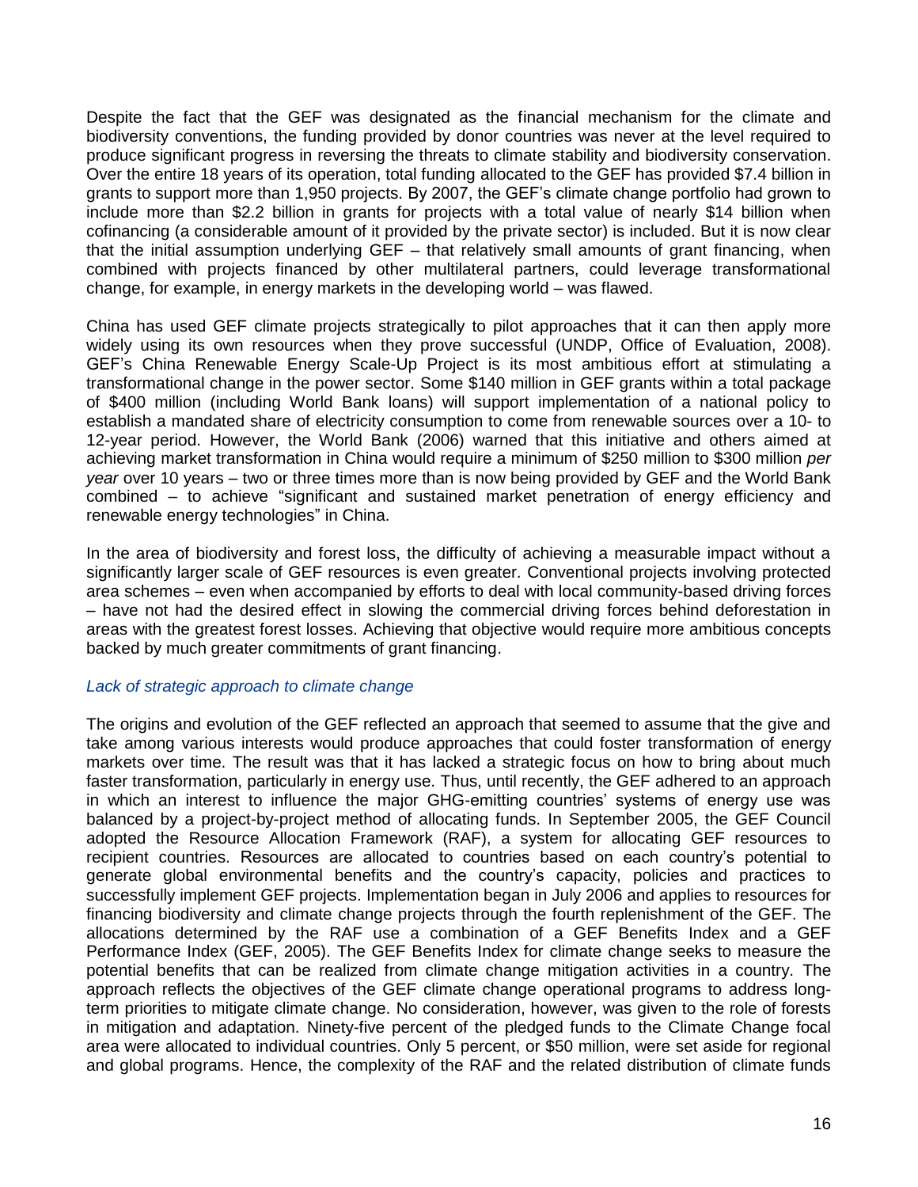Despite the fact that the GEF was designated as the financial mechanism for the climate and biodiversity conventions, the funding provided by donor countries was never at the level required to produce significant progress in reversing the threats to climate stability and biodiversity conservation. Over the entire 18 years of its operation, total funding allocated to the GEF has provided $7.4 billion in grants to support more than 1,950 projects. By 2007, the GEF's climate change portfolio had grown to include more than $2.2 billion in grants for projects with a total value of nearly $14 billion when cofinancing (a considerable amount of it provided by the private sector) is included. But it is now clear that the initial assumption underlying GEF – that relatively small amounts of grant financing, when combined with projects financed by other multilateral partners, could leverage transformational change, for example, in energy markets in the developing world – was flawed.

China has used GEF climate projects strategically to pilot approaches that it can then apply more widely using its own resources when they prove successful (UNDP, Office of Evaluation, 2008). GEF's China Renewable Energy Scale-Up Project is its most ambitious effort at stimulating a transformational change in the power sector. Some $140 million in GEF grants within a total package of $400 million (including World Bank loans) will support implementation of a national policy to establish a mandated share of electricity consumption to come from renewable sources over a 10- to 12-year period. However, the World Bank (2006) warned that this initiative and others aimed at achieving market transformation in China would require a minimum of $250 million to $300 million *per year* over 10 years – two or three times more than is now being provided by GEF and the World Bank combined – to achieve "significant and sustained market penetration of energy efficiency and renewable energy technologies" in China.

In the area of biodiversity and forest loss, the difficulty of achieving a measurable impact without a significantly larger scale of GEF resources is even greater. Conventional projects involving protected area schemes – even when accompanied by efforts to deal with local community-based driving forces – have not had the desired effect in slowing the commercial driving forces behind deforestation in areas with the greatest forest losses. Achieving that objective would require more ambitious concepts backed by much greater commitments of grant financing.

### *Lack of strategic approach to climate change*

The origins and evolution of the GEF reflected an approach that seemed to assume that the give and take among various interests would produce approaches that could foster transformation of energy markets over time. The result was that it has lacked a strategic focus on how to bring about much faster transformation, particularly in energy use. Thus, until recently, the GEF adhered to an approach in which an interest to influence the major GHG-emitting countries' systems of energy use was balanced by a project-by-project method of allocating funds. In September 2005, the GEF Council adopted the Resource Allocation Framework (RAF), a system for allocating GEF resources to recipient countries. Resources are allocated to countries based on each country's potential to generate global environmental benefits and the country's capacity, policies and practices to successfully implement GEF projects. Implementation began in July 2006 and applies to resources for financing biodiversity and climate change projects through the fourth replenishment of the GEF. The allocations determined by the RAF use a combination of a GEF Benefits Index and a GEF Performance Index (GEF, 2005). The GEF Benefits Index for climate change seeks to measure the potential benefits that can be realized from climate change mitigation activities in a country. The approach reflects the objectives of the GEF climate change operational programs to address long-term priorities to mitigate climate change. No consideration, however, was given to the role of forests in mitigation and adaptation. Ninety-five percent of the pledged funds to the Climate Change focal area were allocated to individual countries. Only 5 percent, or $50 million, were set aside for regional and global programs. Hence, the complexity of the RAF and the related distribution of climate funds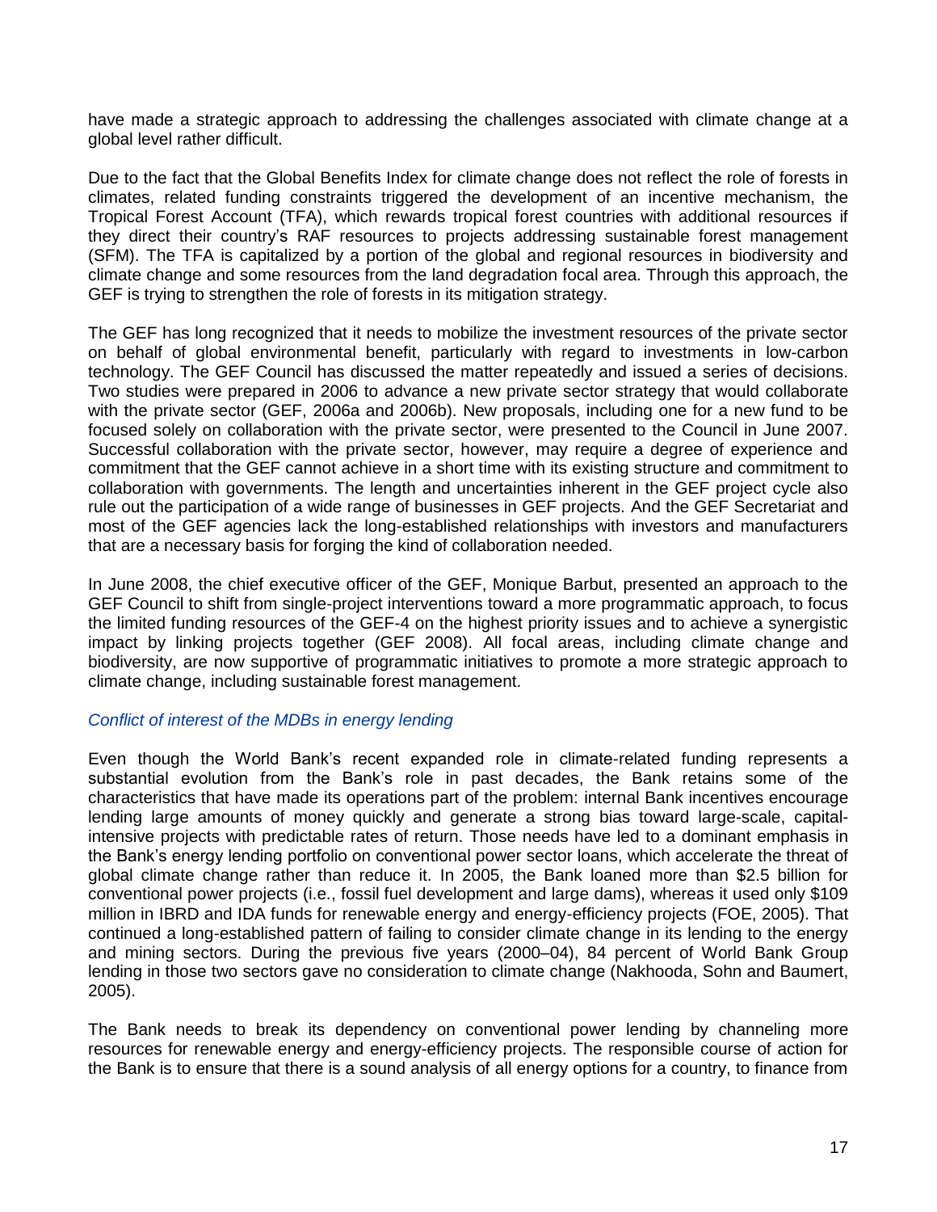have made a strategic approach to addressing the challenges associated with climate change at a global level rather difficult.

Due to the fact that the Global Benefits Index for climate change does not reflect the role of forests in climates, related funding constraints triggered the development of an incentive mechanism, the Tropical Forest Account (TFA), which rewards tropical forest countries with additional resources if they direct their country's RAF resources to projects addressing sustainable forest management (SFM). The TFA is capitalized by a portion of the global and regional resources in biodiversity and climate change and some resources from the land degradation focal area. Through this approach, the GEF is trying to strengthen the role of forests in its mitigation strategy.

The GEF has long recognized that it needs to mobilize the investment resources of the private sector on behalf of global environmental benefit, particularly with regard to investments in low-carbon technology. The GEF Council has discussed the matter repeatedly and issued a series of decisions. Two studies were prepared in 2006 to advance a new private sector strategy that would collaborate with the private sector (GEF, 2006a and 2006b). New proposals, including one for a new fund to be focused solely on collaboration with the private sector, were presented to the Council in June 2007. Successful collaboration with the private sector, however, may require a degree of experience and commitment that the GEF cannot achieve in a short time with its existing structure and commitment to collaboration with governments. The length and uncertainties inherent in the GEF project cycle also rule out the participation of a wide range of businesses in GEF projects. And the GEF Secretariat and most of the GEF agencies lack the long-established relationships with investors and manufacturers that are a necessary basis for forging the kind of collaboration needed.

In June 2008, the chief executive officer of the GEF, Monique Barbut, presented an approach to the GEF Council to shift from single-project interventions toward a more programmatic approach, to focus the limited funding resources of the GEF-4 on the highest priority issues and to achieve a synergistic impact by linking projects together (GEF 2008). All focal areas, including climate change and biodiversity, are now supportive of programmatic initiatives to promote a more strategic approach to climate change, including sustainable forest management.

### *Conflict of interest of the MDBs in energy lending*

Even though the World Bank's recent expanded role in climate-related funding represents a substantial evolution from the Bank's role in past decades, the Bank retains some of the characteristics that have made its operations part of the problem: internal Bank incentives encourage lending large amounts of money quickly and generate a strong bias toward large-scale, capital-intensive projects with predictable rates of return. Those needs have led to a dominant emphasis in the Bank's energy lending portfolio on conventional power sector loans, which accelerate the threat of global climate change rather than reduce it. In 2005, the Bank loaned more than $2.5 billion for conventional power projects (i.e., fossil fuel development and large dams), whereas it used only $109 million in IBRD and IDA funds for renewable energy and energy-efficiency projects (FOE, 2005). That continued a long-established pattern of failing to consider climate change in its lending to the energy and mining sectors. During the previous five years (2000–04), 84 percent of World Bank Group lending in those two sectors gave no consideration to climate change (Nakhooda, Sohn and Baumert, 2005).

The Bank needs to break its dependency on conventional power lending by channeling more resources for renewable energy and energy-efficiency projects. The responsible course of action for the Bank is to ensure that there is a sound analysis of all energy options for a country, to finance from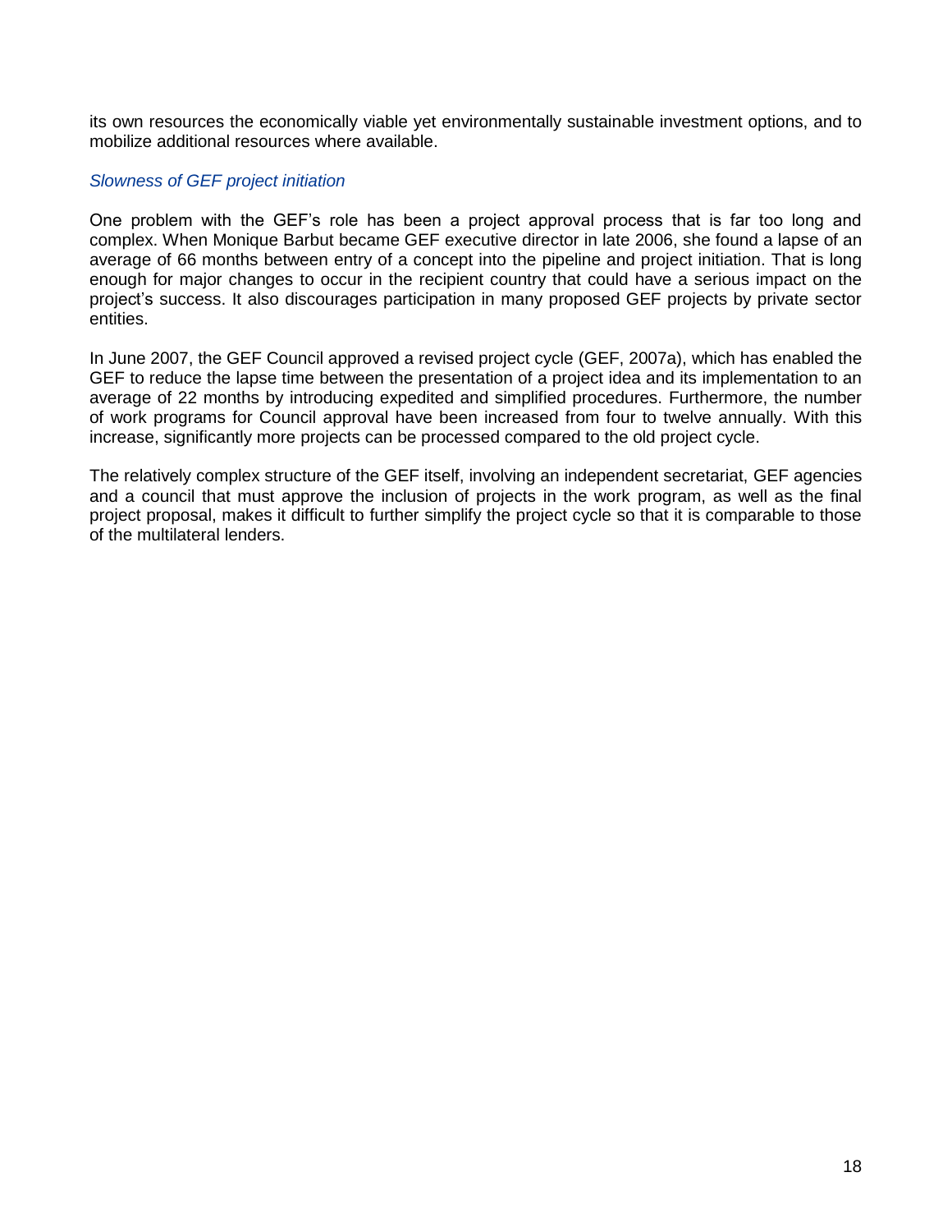its own resources the economically viable yet environmentally sustainable investment options, and to mobilize additional resources where available.

### *Slowness of GEF project initiation*

One problem with the GEF's role has been a project approval process that is far too long and complex. When Monique Barbut became GEF executive director in late 2006, she found a lapse of an average of 66 months between entry of a concept into the pipeline and project initiation. That is long enough for major changes to occur in the recipient country that could have a serious impact on the project's success. It also discourages participation in many proposed GEF projects by private sector entities.

In June 2007, the GEF Council approved a revised project cycle (GEF, 2007a), which has enabled the GEF to reduce the lapse time between the presentation of a project idea and its implementation to an average of 22 months by introducing expedited and simplified procedures. Furthermore, the number of work programs for Council approval have been increased from four to twelve annually. With this increase, significantly more projects can be processed compared to the old project cycle.

The relatively complex structure of the GEF itself, involving an independent secretariat, GEF agencies and a council that must approve the inclusion of projects in the work program, as well as the final project proposal, makes it difficult to further simplify the project cycle so that it is comparable to those of the multilateral lenders.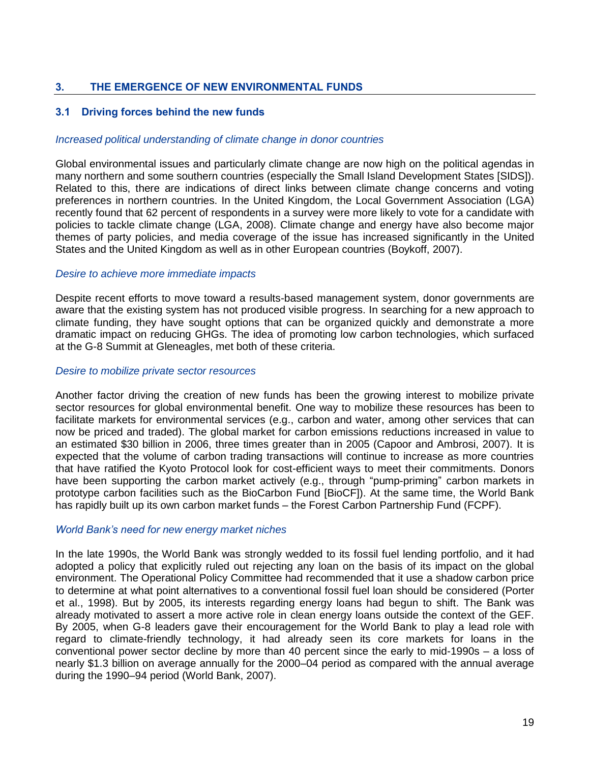## 3. THE EMERGENCE OF NEW ENVIRONMENTAL FUNDS

### 3.1 Driving forces behind the new funds

*Increased political understanding of climate change in donor countries*

Global environmental issues and particularly climate change are now high on the political agendas in many northern and some southern countries (especially the Small Island Development States [SIDS]). Related to this, there are indications of direct links between climate change concerns and voting preferences in northern countries. In the United Kingdom, the Local Government Association (LGA) recently found that 62 percent of respondents in a survey were more likely to vote for a candidate with policies to tackle climate change (LGA, 2008). Climate change and energy have also become major themes of party policies, and media coverage of the issue has increased significantly in the United States and the United Kingdom as well as in other European countries (Boykoff, 2007).

*Desire to achieve more immediate impacts*

Despite recent efforts to move toward a results-based management system, donor governments are aware that the existing system has not produced visible progress. In searching for a new approach to climate funding, they have sought options that can be organized quickly and demonstrate a more dramatic impact on reducing GHGs. The idea of promoting low carbon technologies, which surfaced at the G-8 Summit at Gleneagles, met both of these criteria.

*Desire to mobilize private sector resources*

Another factor driving the creation of new funds has been the growing interest to mobilize private sector resources for global environmental benefit. One way to mobilize these resources has been to facilitate markets for environmental services (e.g., carbon and water, among other services that can now be priced and traded). The global market for carbon emissions reductions increased in value to an estimated $30 billion in 2006, three times greater than in 2005 (Capoor and Ambrosi, 2007). It is expected that the volume of carbon trading transactions will continue to increase as more countries that have ratified the Kyoto Protocol look for cost-efficient ways to meet their commitments. Donors have been supporting the carbon market actively (e.g., through "pump-priming" carbon markets in prototype carbon facilities such as the BioCarbon Fund [BioCF]). At the same time, the World Bank has rapidly built up its own carbon market funds – the Forest Carbon Partnership Fund (FCPF).

*World Bank's need for new energy market niches*

In the late 1990s, the World Bank was strongly wedded to its fossil fuel lending portfolio, and it had adopted a policy that explicitly ruled out rejecting any loan on the basis of its impact on the global environment. The Operational Policy Committee had recommended that it use a shadow carbon price to determine at what point alternatives to a conventional fossil fuel loan should be considered (Porter et al., 1998). But by 2005, its interests regarding energy loans had begun to shift. The Bank was already motivated to assert a more active role in clean energy loans outside the context of the GEF. By 2005, when G-8 leaders gave their encouragement for the World Bank to play a lead role with regard to climate-friendly technology, it had already seen its core markets for loans in the conventional power sector decline by more than 40 percent since the early to mid-1990s – a loss of nearly $1.3 billion on average annually for the 2000–04 period as compared with the annual average during the 1990–94 period (World Bank, 2007).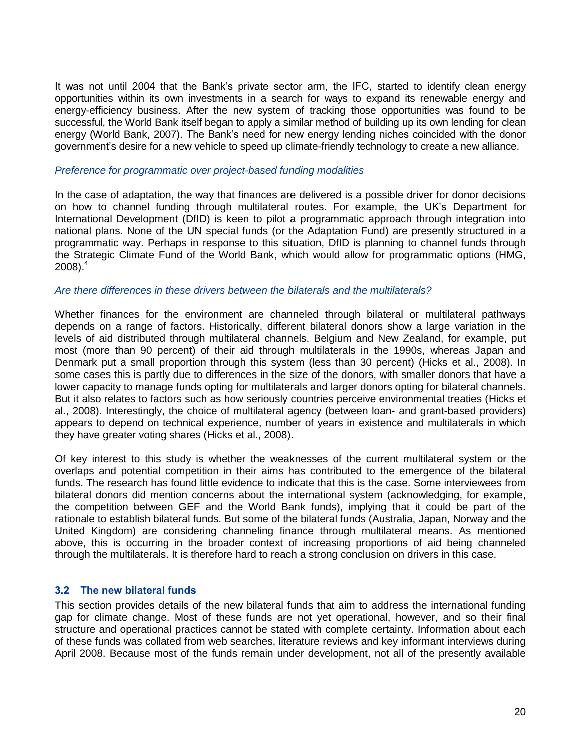It was not until 2004 that the Bank's private sector arm, the IFC, started to identify clean energy opportunities within its own investments in a search for ways to expand its renewable energy and energy-efficiency business. After the new system of tracking those opportunities was found to be successful, the World Bank itself began to apply a similar method of building up its own lending for clean energy (World Bank, 2007). The Bank's need for new energy lending niches coincided with the donor government's desire for a new vehicle to speed up climate-friendly technology to create a new alliance.

*Preference for programmatic over project-based funding modalities*

In the case of adaptation, the way that finances are delivered is a possible driver for donor decisions on how to channel funding through multilateral routes. For example, the UK's Department for International Development (DfID) is keen to pilot a programmatic approach through integration into national plans. None of the UN special funds (or the Adaptation Fund) are presently structured in a programmatic way. Perhaps in response to this situation, DfID is planning to channel funds through the Strategic Climate Fund of the World Bank, which would allow for programmatic options (HMG, 2008).[4]

*Are there differences in these drivers between the bilaterals and the multilaterals?*

Whether finances for the environment are channeled through bilateral or multilateral pathways depends on a range of factors. Historically, different bilateral donors show a large variation in the levels of aid distributed through multilateral channels. Belgium and New Zealand, for example, put most (more than 90 percent) of their aid through multilaterals in the 1990s, whereas Japan and Denmark put a small proportion through this system (less than 30 percent) (Hicks et al., 2008). In some cases this is partly due to differences in the size of the donors, with smaller donors that have a lower capacity to manage funds opting for multilaterals and larger donors opting for bilateral channels. But it also relates to factors such as how seriously countries perceive environmental treaties (Hicks et al., 2008). Interestingly, the choice of multilateral agency (between loan- and grant-based providers) appears to depend on technical experience, number of years in existence and multilaterals in which they have greater voting shares (Hicks et al., 2008).

Of key interest to this study is whether the weaknesses of the current multilateral system or the overlaps and potential competition in their aims has contributed to the emergence of the bilateral funds. The research has found little evidence to indicate that this is the case. Some interviewees from bilateral donors did mention concerns about the international system (acknowledging, for example, the competition between GEF and the World Bank funds), implying that it could be part of the rationale to establish bilateral funds. But some of the bilateral funds (Australia, Japan, Norway and the United Kingdom) are considering channeling finance through multilateral means. As mentioned above, this is occurring in the broader context of increasing proportions of aid being channeled through the multilaterals. It is therefore hard to reach a strong conclusion on drivers in this case.

### 3.2 The new bilateral funds

This section provides details of the new bilateral funds that aim to address the international funding gap for climate change. Most of these funds are not yet operational, however, and so their final structure and operational practices cannot be stated with complete certainty. Information about each of these funds was collated from web searches, literature reviews and key informant interviews during April 2008. Because most of the funds remain under development, not all of the presently available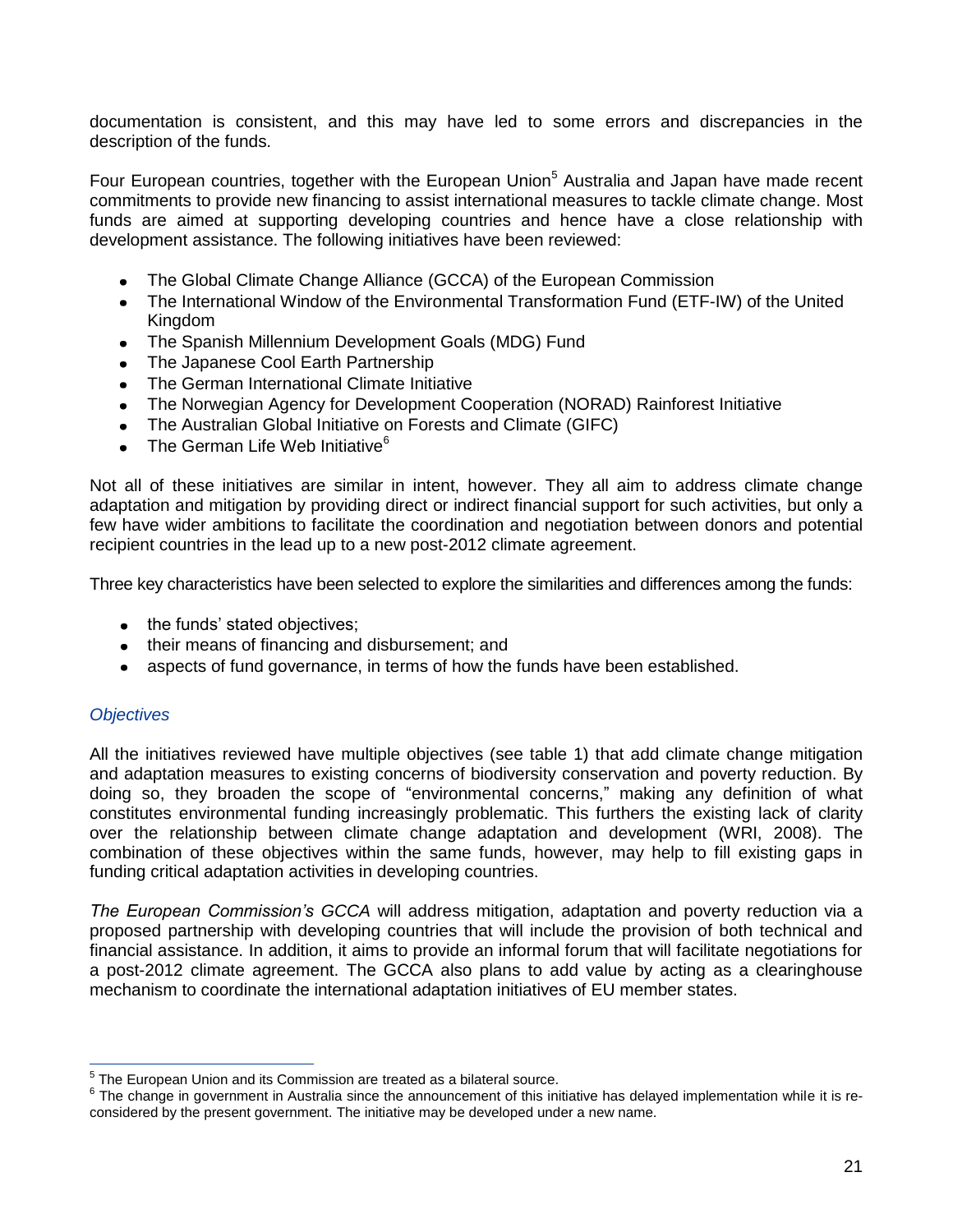documentation is consistent, and this may have led to some errors and discrepancies in the description of the funds.

Four European countries, together with the European Union[5] Australia and Japan have made recent commitments to provide new financing to assist international measures to tackle climate change. Most funds are aimed at supporting developing countries and hence have a close relationship with development assistance. The following initiatives have been reviewed:

- The Global Climate Change Alliance (GCCA) of the European Commission
- The International Window of the Environmental Transformation Fund (ETF-IW) of the United Kingdom
- The Spanish Millennium Development Goals (MDG) Fund
- The Japanese Cool Earth Partnership
- The German International Climate Initiative
- The Norwegian Agency for Development Cooperation (NORAD) Rainforest Initiative
- The Australian Global Initiative on Forests and Climate (GIFC)
- The German Life Web Initiative[6]

Not all of these initiatives are similar in intent, however. They all aim to address climate change adaptation and mitigation by providing direct or indirect financial support for such activities, but only a few have wider ambitions to facilitate the coordination and negotiation between donors and potential recipient countries in the lead up to a new post-2012 climate agreement.

Three key characteristics have been selected to explore the similarities and differences among the funds:

- the funds' stated objectives;
- their means of financing and disbursement; and
- aspects of fund governance, in terms of how the funds have been established.

### *Objectives*

All the initiatives reviewed have multiple objectives (see table 1) that add climate change mitigation and adaptation measures to existing concerns of biodiversity conservation and poverty reduction. By doing so, they broaden the scope of "environmental concerns," making any definition of what constitutes environmental funding increasingly problematic. This furthers the existing lack of clarity over the relationship between climate change adaptation and development (WRI, 2008). The combination of these objectives within the same funds, however, may help to fill existing gaps in funding critical adaptation activities in developing countries.

*The European Commission's GCCA* will address mitigation, adaptation and poverty reduction via a proposed partnership with developing countries that will include the provision of both technical and financial assistance. In addition, it aims to provide an informal forum that will facilitate negotiations for a post-2012 climate agreement. The GCCA also plans to add value by acting as a clearinghouse mechanism to coordinate the international adaptation initiatives of EU member states.

---

[5] The European Union and its Commission are treated as a bilateral source.

[6] The change in government in Australia since the announcement of this initiative has delayed implementation while it is re-considered by the present government. The initiative may be developed under a new name.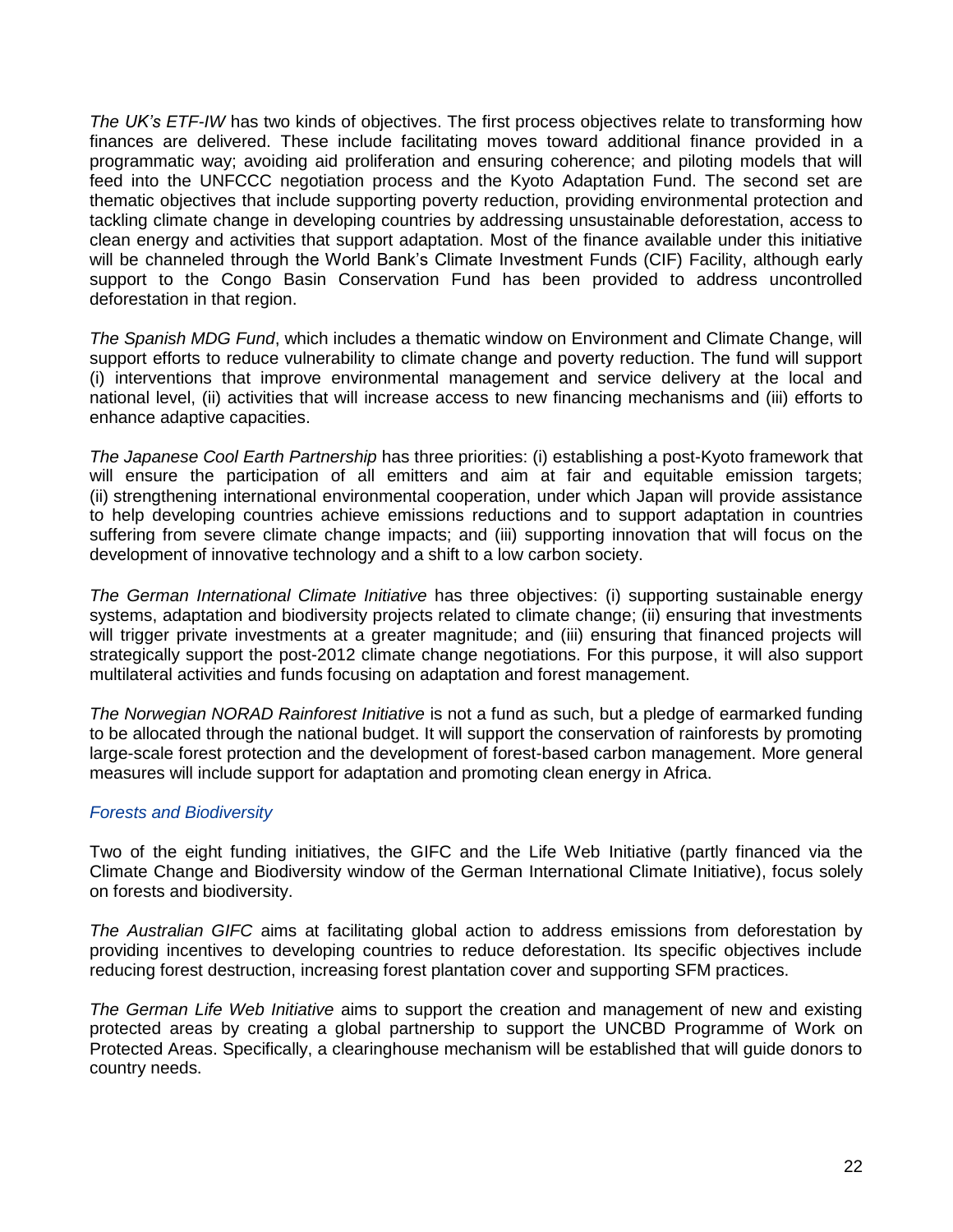*The UK's ETF-IW* has two kinds of objectives. The first process objectives relate to transforming how finances are delivered. These include facilitating moves toward additional finance provided in a programmatic way; avoiding aid proliferation and ensuring coherence; and piloting models that will feed into the UNFCCC negotiation process and the Kyoto Adaptation Fund. The second set are thematic objectives that include supporting poverty reduction, providing environmental protection and tackling climate change in developing countries by addressing unsustainable deforestation, access to clean energy and activities that support adaptation. Most of the finance available under this initiative will be channeled through the World Bank's Climate Investment Funds (CIF) Facility, although early support to the Congo Basin Conservation Fund has been provided to address uncontrolled deforestation in that region.

*The Spanish MDG Fund*, which includes a thematic window on Environment and Climate Change, will support efforts to reduce vulnerability to climate change and poverty reduction. The fund will support (i) interventions that improve environmental management and service delivery at the local and national level, (ii) activities that will increase access to new financing mechanisms and (iii) efforts to enhance adaptive capacities.

*The Japanese Cool Earth Partnership* has three priorities: (i) establishing a post-Kyoto framework that will ensure the participation of all emitters and aim at fair and equitable emission targets; (ii) strengthening international environmental cooperation, under which Japan will provide assistance to help developing countries achieve emissions reductions and to support adaptation in countries suffering from severe climate change impacts; and (iii) supporting innovation that will focus on the development of innovative technology and a shift to a low carbon society.

*The German International Climate Initiative* has three objectives: (i) supporting sustainable energy systems, adaptation and biodiversity projects related to climate change; (ii) ensuring that investments will trigger private investments at a greater magnitude; and (iii) ensuring that financed projects will strategically support the post-2012 climate change negotiations. For this purpose, it will also support multilateral activities and funds focusing on adaptation and forest management.

*The Norwegian NORAD Rainforest Initiative* is not a fund as such, but a pledge of earmarked funding to be allocated through the national budget. It will support the conservation of rainforests by promoting large-scale forest protection and the development of forest-based carbon management. More general measures will include support for adaptation and promoting clean energy in Africa.

### *Forests and Biodiversity*

Two of the eight funding initiatives, the GIFC and the Life Web Initiative (partly financed via the Climate Change and Biodiversity window of the German International Climate Initiative), focus solely on forests and biodiversity.

*The Australian GIFC* aims at facilitating global action to address emissions from deforestation by providing incentives to developing countries to reduce deforestation. Its specific objectives include reducing forest destruction, increasing forest plantation cover and supporting SFM practices.

*The German Life Web Initiative* aims to support the creation and management of new and existing protected areas by creating a global partnership to support the UNCBD Programme of Work on Protected Areas. Specifically, a clearinghouse mechanism will be established that will guide donors to country needs.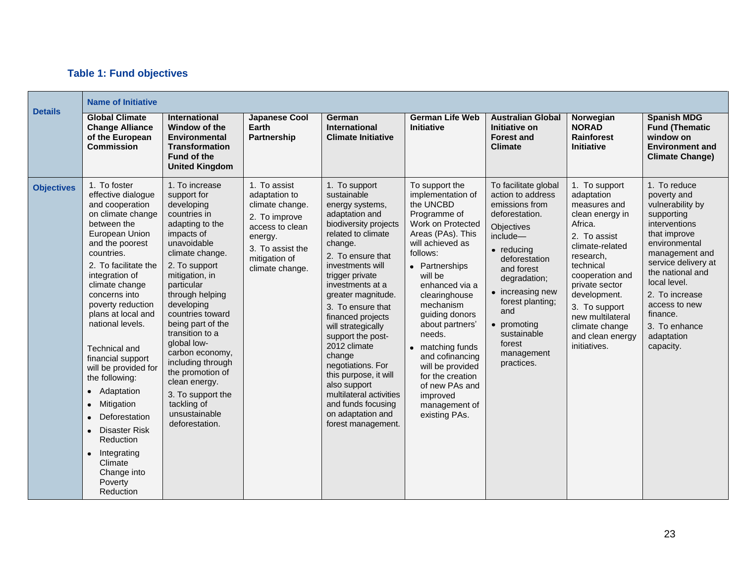### Table 1: Fund objectives

| Details | Name of Initiative | | | | | | | |
|---|---|---|---|---|---|---|---|---|
| | **Global Climate Change Alliance of the European Commission** | **International Window of the Environmental Transformation Fund of the United Kingdom** | **Japanese Cool Earth Partnership** | **German International Climate Initiative** | **German Life Web Initiative** | **Australian Global Initiative on Forest and Climate** | **Norwegian NORAD Rainforest Initiative** | **Spanish MDG Fund (Thematic window on Environment and Climate Change)** |
| **Objectives** | 1. To foster effective dialogue and cooperation on climate change between the European Union and the poorest countries.<br>2. To facilitate the integration of climate change concerns into poverty reduction plans at local and national levels.<br><br>Technical and financial support will be provided for the following:<br>• Adaptation<br>• Mitigation<br>• Deforestation<br>• Disaster Risk Reduction<br>• Integrating Climate Change into Poverty Reduction | 1. To increase support for developing countries in adapting to the impacts of unavoidable climate change.<br>2. To support mitigation, in particular through helping developing countries toward being part of the transition to a global low-carbon economy, including through the promotion of clean energy.<br>3. To support the tackling of unsustainable deforestation. | 1. To assist adaptation to climate change.<br>2. To improve access to clean energy.<br>3. To assist the mitigation of climate change. | 1. To support sustainable energy systems, adaptation and biodiversity projects related to climate change.<br>2. To ensure that investments will trigger private investments at a greater magnitude.<br>3. To ensure that financed projects will strategically support the post-2012 climate change negotiations. For this purpose, it will also support multilateral activities and funds focusing on adaptation and forest management. | To support the implementation of the UNCBD Programme of Work on Protected Areas (PAs). This will achieved as follows:<br>• Partnerships will be enhanced via a clearinghouse mechanism guiding donors about partners' needs.<br>• matching funds and cofinancing will be provided for the creation of new PAs and improved management of existing PAs. | To facilitate global action to address emissions from deforestation.<br>Objectives include—<br>• reducing deforestation and forest degradation;<br>• increasing new forest planting; and<br>• promoting sustainable forest management practices. | 1. To support adaptation measures and clean energy in Africa.<br>2. To assist climate-related research, technical cooperation and private sector development.<br>3. To support new multilateral climate change and clean energy initiatives. | 1. To reduce poverty and vulnerability by supporting interventions that improve environmental management and service delivery at the national and local level.<br>2. To increase access to new finance.<br>3. To enhance adaptation capacity. |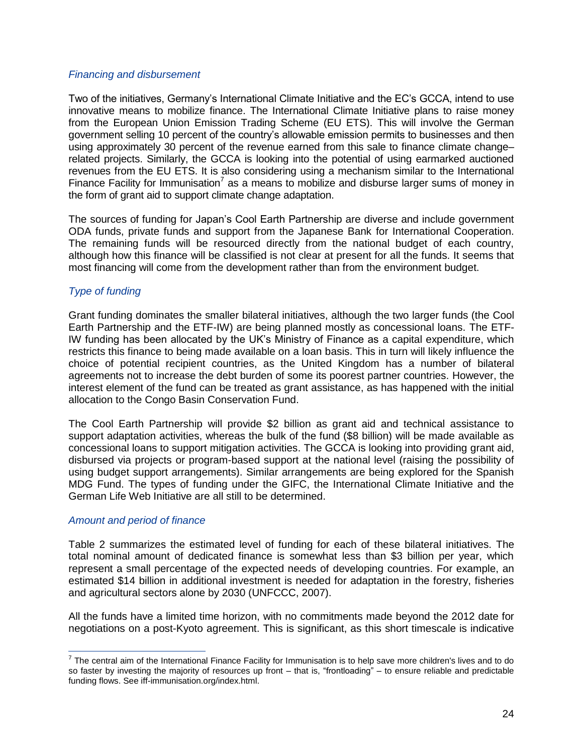*Financing and disbursement*

Two of the initiatives, Germany's International Climate Initiative and the EC's GCCA, intend to use innovative means to mobilize finance. The International Climate Initiative plans to raise money from the European Union Emission Trading Scheme (EU ETS). This will involve the German government selling 10 percent of the country's allowable emission permits to businesses and then using approximately 30 percent of the revenue earned from this sale to finance climate change–related projects. Similarly, the GCCA is looking into the potential of using earmarked auctioned revenues from the EU ETS. It is also considering using a mechanism similar to the International Finance Facility for Immunisation[7] as a means to mobilize and disburse larger sums of money in the form of grant aid to support climate change adaptation.

The sources of funding for Japan's Cool Earth Partnership are diverse and include government ODA funds, private funds and support from the Japanese Bank for International Cooperation. The remaining funds will be resourced directly from the national budget of each country, although how this finance will be classified is not clear at present for all the funds. It seems that most financing will come from the development rather than from the environment budget.

*Type of funding*

Grant funding dominates the smaller bilateral initiatives, although the two larger funds (the Cool Earth Partnership and the ETF-IW) are being planned mostly as concessional loans. The ETF-IW funding has been allocated by the UK's Ministry of Finance as a capital expenditure, which restricts this finance to being made available on a loan basis. This in turn will likely influence the choice of potential recipient countries, as the United Kingdom has a number of bilateral agreements not to increase the debt burden of some its poorest partner countries. However, the interest element of the fund can be treated as grant assistance, as has happened with the initial allocation to the Congo Basin Conservation Fund.

The Cool Earth Partnership will provide \$2 billion as grant aid and technical assistance to support adaptation activities, whereas the bulk of the fund (\$8 billion) will be made available as concessional loans to support mitigation activities. The GCCA is looking into providing grant aid, disbursed via projects or program-based support at the national level (raising the possibility of using budget support arrangements). Similar arrangements are being explored for the Spanish MDG Fund. The types of funding under the GIFC, the International Climate Initiative and the German Life Web Initiative are all still to be determined.

*Amount and period of finance*

Table 2 summarizes the estimated level of funding for each of these bilateral initiatives. The total nominal amount of dedicated finance is somewhat less than \$3 billion per year, which represent a small percentage of the expected needs of developing countries. For example, an estimated \$14 billion in additional investment is needed for adaptation in the forestry, fisheries and agricultural sectors alone by 2030 (UNFCCC, 2007).

All the funds have a limited time horizon, with no commitments made beyond the 2012 date for negotiations on a post-Kyoto agreement. This is significant, as this short timescale is indicative

[7] The central aim of the International Finance Facility for Immunisation is to help save more children's lives and to do so faster by investing the majority of resources up front – that is, "frontloading" – to ensure reliable and predictable funding flows. See iff-immunisation.org/index.html.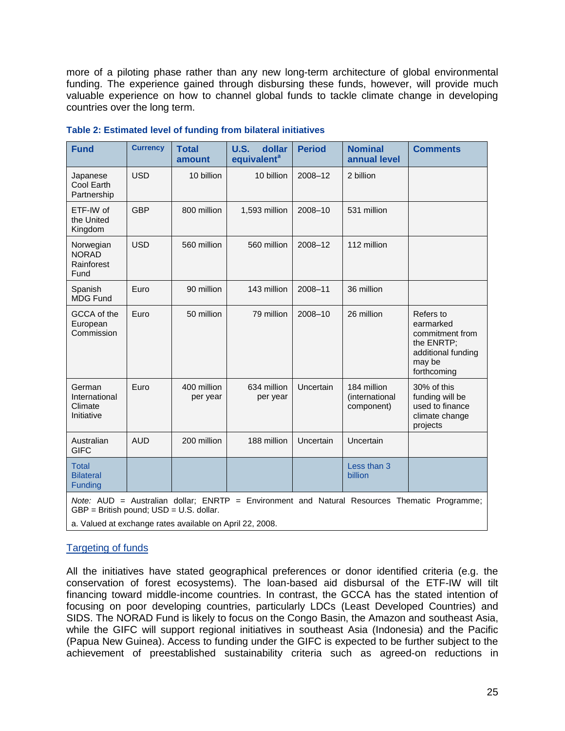more of a piloting phase rather than any new long-term architecture of global environmental funding. The experience gained through disbursing these funds, however, will provide much valuable experience on how to channel global funds to tackle climate change in developing countries over the long term.

**Table 2: Estimated level of funding from bilateral initiatives**

| Fund | Currency | Total amount | U.S. dollar equivalent[a] | Period | Nominal annual level | Comments |
|---|---|---|---|---|---|---|
| Japanese Cool Earth Partnership | USD | 10 billion | 10 billion | 2008–12 | 2 billion | |
| ETF-IW of the United Kingdom | GBP | 800 million | 1,593 million | 2008–10 | 531 million | |
| Norwegian NORAD Rainforest Fund | USD | 560 million | 560 million | 2008–12 | 112 million | |
| Spanish MDG Fund | Euro | 90 million | 143 million | 2008–11 | 36 million | |
| GCCA of the European Commission | Euro | 50 million | 79 million | 2008–10 | 26 million | Refers to earmarked commitment from the ENRTP; additional funding may be forthcoming |
| German International Climate Initiative | Euro | 400 million per year | 634 million per year | Uncertain | 184 million (international component) | 30% of this funding will be used to finance climate change projects |
| Australian GIFC | AUD | 200 million | 188 million | Uncertain | Uncertain | |
| Total Bilateral Funding | | | | | Less than 3 billion | |

*Note:* AUD = Australian dollar; ENRTP = Environment and Natural Resources Thematic Programme; GBP = British pound; USD = U.S. dollar.

a. Valued at exchange rates available on April 22, 2008.

## Targeting of funds

All the initiatives have stated geographical preferences or donor identified criteria (e.g. the conservation of forest ecosystems). The loan-based aid disbursal of the ETF-IW will tilt financing toward middle-income countries. In contrast, the GCCA has the stated intention of focusing on poor developing countries, particularly LDCs (Least Developed Countries) and SIDS. The NORAD Fund is likely to focus on the Congo Basin, the Amazon and southeast Asia, while the GIFC will support regional initiatives in southeast Asia (Indonesia) and the Pacific (Papua New Guinea). Access to funding under the GIFC is expected to be further subject to the achievement of preestablished sustainability criteria such as agreed-on reductions in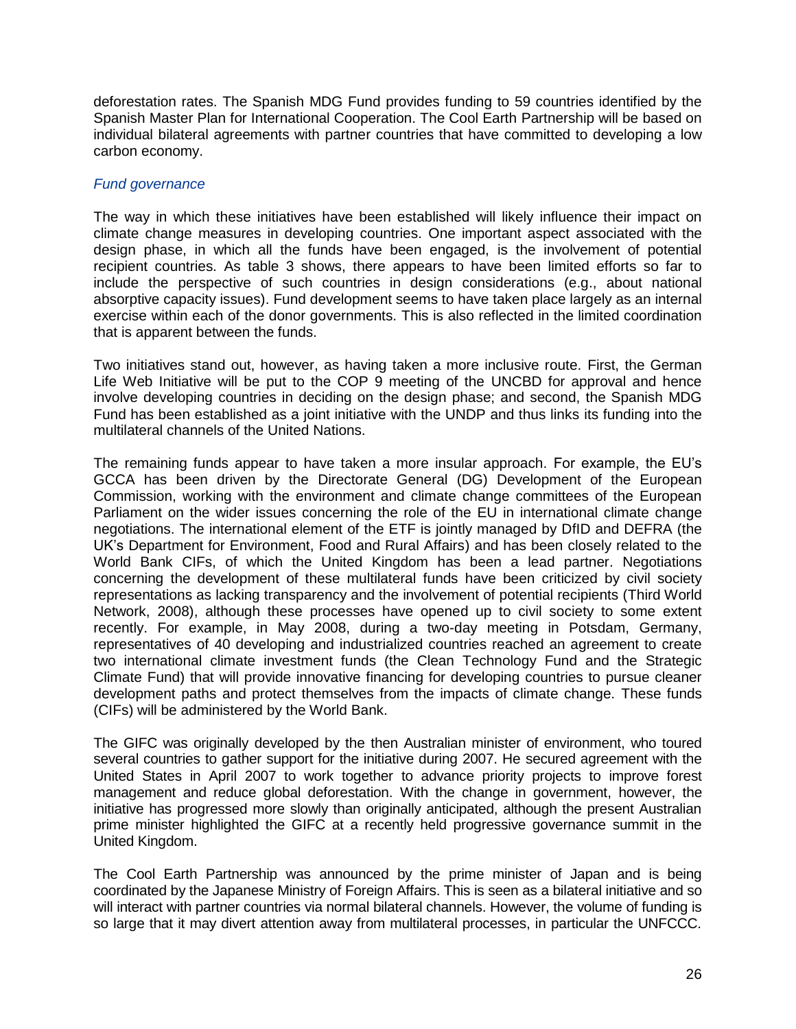deforestation rates. The Spanish MDG Fund provides funding to 59 countries identified by the Spanish Master Plan for International Cooperation. The Cool Earth Partnership will be based on individual bilateral agreements with partner countries that have committed to developing a low carbon economy.

*Fund governance*

The way in which these initiatives have been established will likely influence their impact on climate change measures in developing countries. One important aspect associated with the design phase, in which all the funds have been engaged, is the involvement of potential recipient countries. As table 3 shows, there appears to have been limited efforts so far to include the perspective of such countries in design considerations (e.g., about national absorptive capacity issues). Fund development seems to have taken place largely as an internal exercise within each of the donor governments. This is also reflected in the limited coordination that is apparent between the funds.

Two initiatives stand out, however, as having taken a more inclusive route. First, the German Life Web Initiative will be put to the COP 9 meeting of the UNCBD for approval and hence involve developing countries in deciding on the design phase; and second, the Spanish MDG Fund has been established as a joint initiative with the UNDP and thus links its funding into the multilateral channels of the United Nations.

The remaining funds appear to have taken a more insular approach. For example, the EU's GCCA has been driven by the Directorate General (DG) Development of the European Commission, working with the environment and climate change committees of the European Parliament on the wider issues concerning the role of the EU in international climate change negotiations. The international element of the ETF is jointly managed by DfID and DEFRA (the UK's Department for Environment, Food and Rural Affairs) and has been closely related to the World Bank CIFs, of which the United Kingdom has been a lead partner. Negotiations concerning the development of these multilateral funds have been criticized by civil society representations as lacking transparency and the involvement of potential recipients (Third World Network, 2008), although these processes have opened up to civil society to some extent recently. For example, in May 2008, during a two-day meeting in Potsdam, Germany, representatives of 40 developing and industrialized countries reached an agreement to create two international climate investment funds (the Clean Technology Fund and the Strategic Climate Fund) that will provide innovative financing for developing countries to pursue cleaner development paths and protect themselves from the impacts of climate change. These funds (CIFs) will be administered by the World Bank.

The GIFC was originally developed by the then Australian minister of environment, who toured several countries to gather support for the initiative during 2007. He secured agreement with the United States in April 2007 to work together to advance priority projects to improve forest management and reduce global deforestation. With the change in government, however, the initiative has progressed more slowly than originally anticipated, although the present Australian prime minister highlighted the GIFC at a recently held progressive governance summit in the United Kingdom.

The Cool Earth Partnership was announced by the prime minister of Japan and is being coordinated by the Japanese Ministry of Foreign Affairs. This is seen as a bilateral initiative and so will interact with partner countries via normal bilateral channels. However, the volume of funding is so large that it may divert attention away from multilateral processes, in particular the UNFCCC.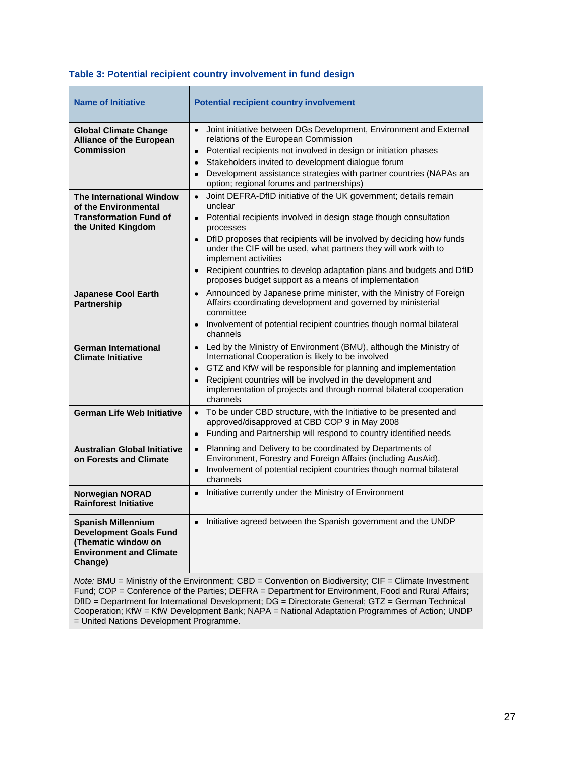### Table 3: Potential recipient country involvement in fund design

| Name of Initiative | Potential recipient country involvement |
|---|---|
| **Global Climate Change Alliance of the European Commission** | • Joint initiative between DGs Development, Environment and External relations of the European Commission<br>• Potential recipients not involved in design or initiation phases<br>• Stakeholders invited to development dialogue forum<br>• Development assistance strategies with partner countries (NAPAs an option; regional forums and partnerships) |
| **The International Window of the Environmental Transformation Fund of the United Kingdom** | • Joint DEFRA-DfID initiative of the UK government; details remain unclear<br>• Potential recipients involved in design stage though consultation processes<br>• DfID proposes that recipients will be involved by deciding how funds under the CIF will be used, what partners they will work with to implement activities<br>• Recipient countries to develop adaptation plans and budgets and DfID proposes budget support as a means of implementation |
| **Japanese Cool Earth Partnership** | • Announced by Japanese prime minister, with the Ministry of Foreign Affairs coordinating development and governed by ministerial committee<br>• Involvement of potential recipient countries though normal bilateral channels |
| **German International Climate Initiative** | • Led by the Ministry of Environment (BMU), although the Ministry of International Cooperation is likely to be involved<br>• GTZ and KfW will be responsible for planning and implementation<br>• Recipient countries will be involved in the development and implementation of projects and through normal bilateral cooperation channels |
| **German Life Web Initiative** | • To be under CBD structure, with the Initiative to be presented and approved/disapproved at CBD COP 9 in May 2008<br>• Funding and Partnership will respond to country identified needs |
| **Australian Global Initiative on Forests and Climate** | • Planning and Delivery to be coordinated by Departments of Environment, Forestry and Foreign Affairs (including AusAid).<br>• Involvement of potential recipient countries though normal bilateral channels |
| **Norwegian NORAD Rainforest Initiative** | • Initiative currently under the Ministry of Environment |
| **Spanish Millennium Development Goals Fund (Thematic window on Environment and Climate Change)** | • Initiative agreed between the Spanish government and the UNDP |

*Note:* BMU = Ministriy of the Environment; CBD = Convention on Biodiversity; CIF = Climate Investment Fund; COP = Conference of the Parties; DEFRA = Department for Environment, Food and Rural Affairs; DfID = Department for International Development; DG = Directorate General; GTZ = German Technical Cooperation; KfW = KfW Development Bank; NAPA = National Adaptation Programmes of Action; UNDP = United Nations Development Programme.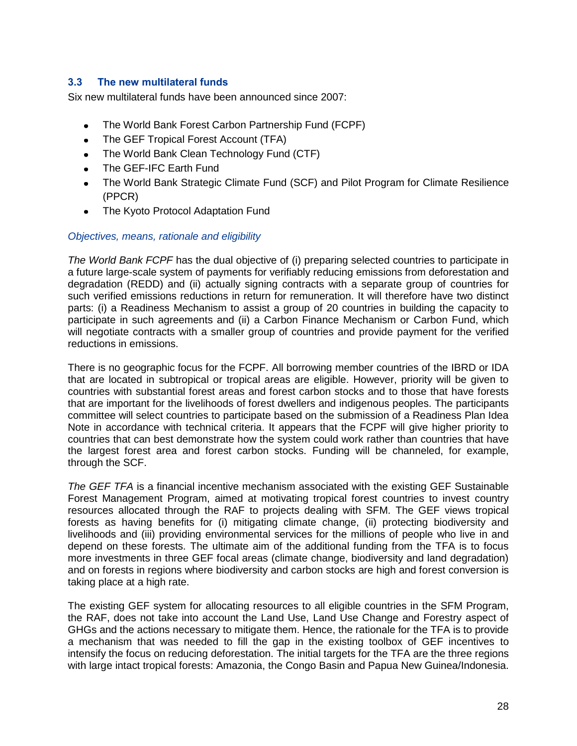### 3.3 The new multilateral funds

Six new multilateral funds have been announced since 2007:

- The World Bank Forest Carbon Partnership Fund (FCPF)
- The GEF Tropical Forest Account (TFA)
- The World Bank Clean Technology Fund (CTF)
- The GEF-IFC Earth Fund
- The World Bank Strategic Climate Fund (SCF) and Pilot Program for Climate Resilience (PPCR)
- The Kyoto Protocol Adaptation Fund

*Objectives, means, rationale and eligibility*

*The World Bank FCPF* has the dual objective of (i) preparing selected countries to participate in a future large-scale system of payments for verifiably reducing emissions from deforestation and degradation (REDD) and (ii) actually signing contracts with a separate group of countries for such verified emissions reductions in return for remuneration. It will therefore have two distinct parts: (i) a Readiness Mechanism to assist a group of 20 countries in building the capacity to participate in such agreements and (ii) a Carbon Finance Mechanism or Carbon Fund, which will negotiate contracts with a smaller group of countries and provide payment for the verified reductions in emissions.

There is no geographic focus for the FCPF. All borrowing member countries of the IBRD or IDA that are located in subtropical or tropical areas are eligible. However, priority will be given to countries with substantial forest areas and forest carbon stocks and to those that have forests that are important for the livelihoods of forest dwellers and indigenous peoples. The participants committee will select countries to participate based on the submission of a Readiness Plan Idea Note in accordance with technical criteria. It appears that the FCPF will give higher priority to countries that can best demonstrate how the system could work rather than countries that have the largest forest area and forest carbon stocks. Funding will be channeled, for example, through the SCF.

*The GEF TFA* is a financial incentive mechanism associated with the existing GEF Sustainable Forest Management Program, aimed at motivating tropical forest countries to invest country resources allocated through the RAF to projects dealing with SFM. The GEF views tropical forests as having benefits for (i) mitigating climate change, (ii) protecting biodiversity and livelihoods and (iii) providing environmental services for the millions of people who live in and depend on these forests. The ultimate aim of the additional funding from the TFA is to focus more investments in three GEF focal areas (climate change, biodiversity and land degradation) and on forests in regions where biodiversity and carbon stocks are high and forest conversion is taking place at a high rate.

The existing GEF system for allocating resources to all eligible countries in the SFM Program, the RAF, does not take into account the Land Use, Land Use Change and Forestry aspect of GHGs and the actions necessary to mitigate them. Hence, the rationale for the TFA is to provide a mechanism that was needed to fill the gap in the existing toolbox of GEF incentives to intensify the focus on reducing deforestation. The initial targets for the TFA are the three regions with large intact tropical forests: Amazonia, the Congo Basin and Papua New Guinea/Indonesia.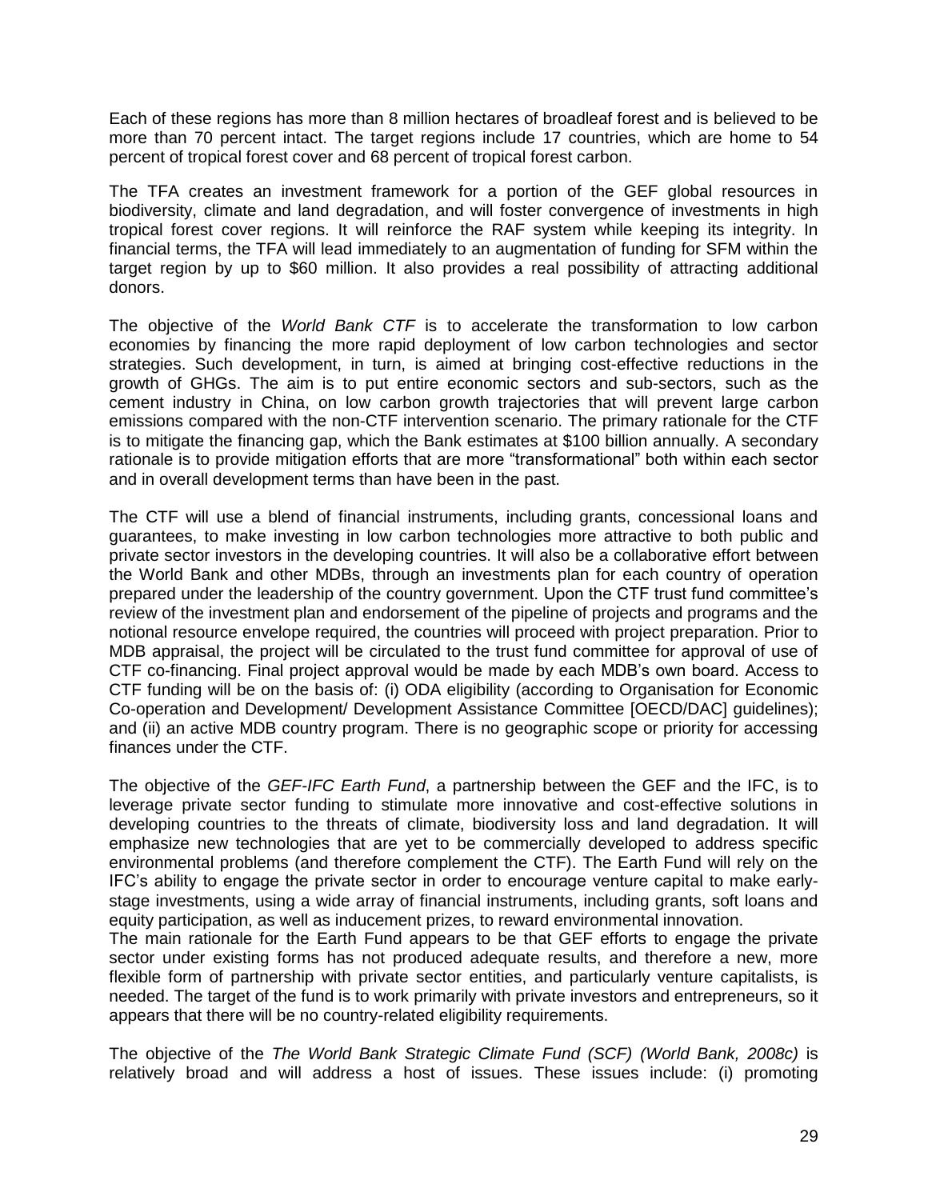Each of these regions has more than 8 million hectares of broadleaf forest and is believed to be more than 70 percent intact. The target regions include 17 countries, which are home to 54 percent of tropical forest cover and 68 percent of tropical forest carbon.

The TFA creates an investment framework for a portion of the GEF global resources in biodiversity, climate and land degradation, and will foster convergence of investments in high tropical forest cover regions. It will reinforce the RAF system while keeping its integrity. In financial terms, the TFA will lead immediately to an augmentation of funding for SFM within the target region by up to $60 million. It also provides a real possibility of attracting additional donors.

The objective of the *World Bank CTF* is to accelerate the transformation to low carbon economies by financing the more rapid deployment of low carbon technologies and sector strategies. Such development, in turn, is aimed at bringing cost-effective reductions in the growth of GHGs. The aim is to put entire economic sectors and sub-sectors, such as the cement industry in China, on low carbon growth trajectories that will prevent large carbon emissions compared with the non-CTF intervention scenario. The primary rationale for the CTF is to mitigate the financing gap, which the Bank estimates at $100 billion annually. A secondary rationale is to provide mitigation efforts that are more "transformational" both within each sector and in overall development terms than have been in the past.

The CTF will use a blend of financial instruments, including grants, concessional loans and guarantees, to make investing in low carbon technologies more attractive to both public and private sector investors in the developing countries. It will also be a collaborative effort between the World Bank and other MDBs, through an investments plan for each country of operation prepared under the leadership of the country government. Upon the CTF trust fund committee's review of the investment plan and endorsement of the pipeline of projects and programs and the notional resource envelope required, the countries will proceed with project preparation. Prior to MDB appraisal, the project will be circulated to the trust fund committee for approval of use of CTF co-financing. Final project approval would be made by each MDB's own board. Access to CTF funding will be on the basis of: (i) ODA eligibility (according to Organisation for Economic Co-operation and Development/ Development Assistance Committee [OECD/DAC] guidelines); and (ii) an active MDB country program. There is no geographic scope or priority for accessing finances under the CTF.

The objective of the *GEF-IFC Earth Fund*, a partnership between the GEF and the IFC, is to leverage private sector funding to stimulate more innovative and cost-effective solutions in developing countries to the threats of climate, biodiversity loss and land degradation. It will emphasize new technologies that are yet to be commercially developed to address specific environmental problems (and therefore complement the CTF). The Earth Fund will rely on the IFC's ability to engage the private sector in order to encourage venture capital to make early-stage investments, using a wide array of financial instruments, including grants, soft loans and equity participation, as well as inducement prizes, to reward environmental innovation.
The main rationale for the Earth Fund appears to be that GEF efforts to engage the private sector under existing forms has not produced adequate results, and therefore a new, more flexible form of partnership with private sector entities, and particularly venture capitalists, is needed. The target of the fund is to work primarily with private investors and entrepreneurs, so it appears that there will be no country-related eligibility requirements.

The objective of the *The World Bank Strategic Climate Fund (SCF) (World Bank, 2008c)* is relatively broad and will address a host of issues. These issues include: (i) promoting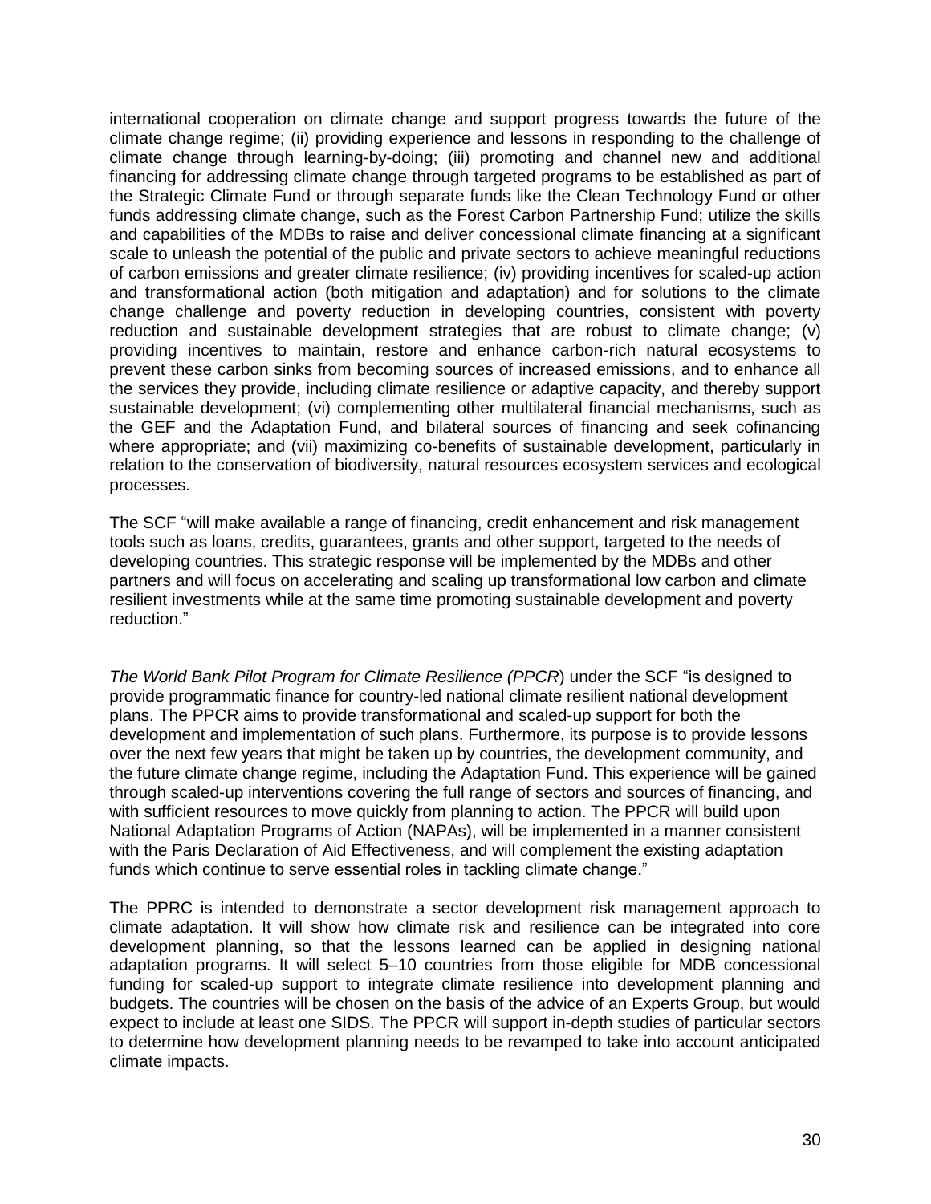international cooperation on climate change and support progress towards the future of the climate change regime; (ii) providing experience and lessons in responding to the challenge of climate change through learning-by-doing; (iii) promoting and channel new and additional financing for addressing climate change through targeted programs to be established as part of the Strategic Climate Fund or through separate funds like the Clean Technology Fund or other funds addressing climate change, such as the Forest Carbon Partnership Fund; utilize the skills and capabilities of the MDBs to raise and deliver concessional climate financing at a significant scale to unleash the potential of the public and private sectors to achieve meaningful reductions of carbon emissions and greater climate resilience; (iv) providing incentives for scaled-up action and transformational action (both mitigation and adaptation) and for solutions to the climate change challenge and poverty reduction in developing countries, consistent with poverty reduction and sustainable development strategies that are robust to climate change; (v) providing incentives to maintain, restore and enhance carbon-rich natural ecosystems to prevent these carbon sinks from becoming sources of increased emissions, and to enhance all the services they provide, including climate resilience or adaptive capacity, and thereby support sustainable development; (vi) complementing other multilateral financial mechanisms, such as the GEF and the Adaptation Fund, and bilateral sources of financing and seek cofinancing where appropriate; and (vii) maximizing co-benefits of sustainable development, particularly in relation to the conservation of biodiversity, natural resources ecosystem services and ecological processes.

The SCF "will make available a range of financing, credit enhancement and risk management tools such as loans, credits, guarantees, grants and other support, targeted to the needs of developing countries. This strategic response will be implemented by the MDBs and other partners and will focus on accelerating and scaling up transformational low carbon and climate resilient investments while at the same time promoting sustainable development and poverty reduction."

*The World Bank Pilot Program for Climate Resilience (PPCR*) under the SCF "is designed to provide programmatic finance for country-led national climate resilient national development plans. The PPCR aims to provide transformational and scaled-up support for both the development and implementation of such plans. Furthermore, its purpose is to provide lessons over the next few years that might be taken up by countries, the development community, and the future climate change regime, including the Adaptation Fund. This experience will be gained through scaled-up interventions covering the full range of sectors and sources of financing, and with sufficient resources to move quickly from planning to action. The PPCR will build upon National Adaptation Programs of Action (NAPAs), will be implemented in a manner consistent with the Paris Declaration of Aid Effectiveness, and will complement the existing adaptation funds which continue to serve essential roles in tackling climate change."

The PPRC is intended to demonstrate a sector development risk management approach to climate adaptation. It will show how climate risk and resilience can be integrated into core development planning, so that the lessons learned can be applied in designing national adaptation programs. It will select 5–10 countries from those eligible for MDB concessional funding for scaled-up support to integrate climate resilience into development planning and budgets. The countries will be chosen on the basis of the advice of an Experts Group, but would expect to include at least one SIDS. The PPCR will support in-depth studies of particular sectors to determine how development planning needs to be revamped to take into account anticipated climate impacts.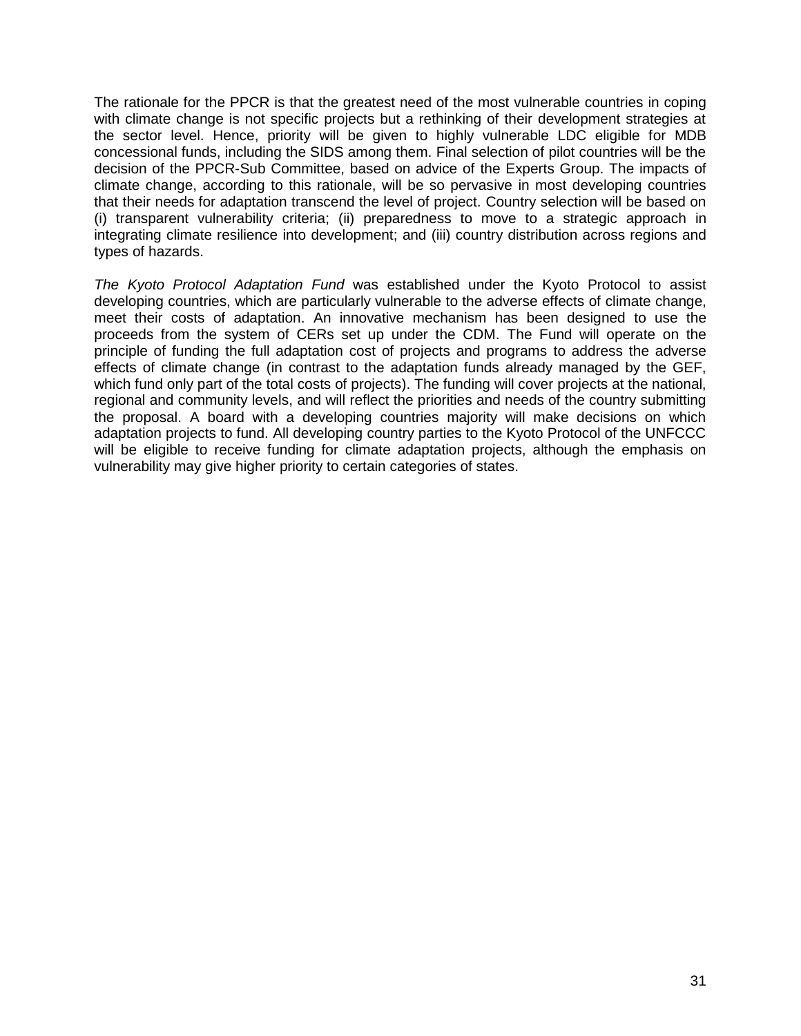The rationale for the PPCR is that the greatest need of the most vulnerable countries in coping with climate change is not specific projects but a rethinking of their development strategies at the sector level. Hence, priority will be given to highly vulnerable LDC eligible for MDB concessional funds, including the SIDS among them. Final selection of pilot countries will be the decision of the PPCR-Sub Committee, based on advice of the Experts Group. The impacts of climate change, according to this rationale, will be so pervasive in most developing countries that their needs for adaptation transcend the level of project. Country selection will be based on (i) transparent vulnerability criteria; (ii) preparedness to move to a strategic approach in integrating climate resilience into development; and (iii) country distribution across regions and types of hazards.

*The Kyoto Protocol Adaptation Fund* was established under the Kyoto Protocol to assist developing countries, which are particularly vulnerable to the adverse effects of climate change, meet their costs of adaptation. An innovative mechanism has been designed to use the proceeds from the system of CERs set up under the CDM. The Fund will operate on the principle of funding the full adaptation cost of projects and programs to address the adverse effects of climate change (in contrast to the adaptation funds already managed by the GEF, which fund only part of the total costs of projects). The funding will cover projects at the national, regional and community levels, and will reflect the priorities and needs of the country submitting the proposal. A board with a developing countries majority will make decisions on which adaptation projects to fund. All developing country parties to the Kyoto Protocol of the UNFCCC will be eligible to receive funding for climate adaptation projects, although the emphasis on vulnerability may give higher priority to certain categories of states.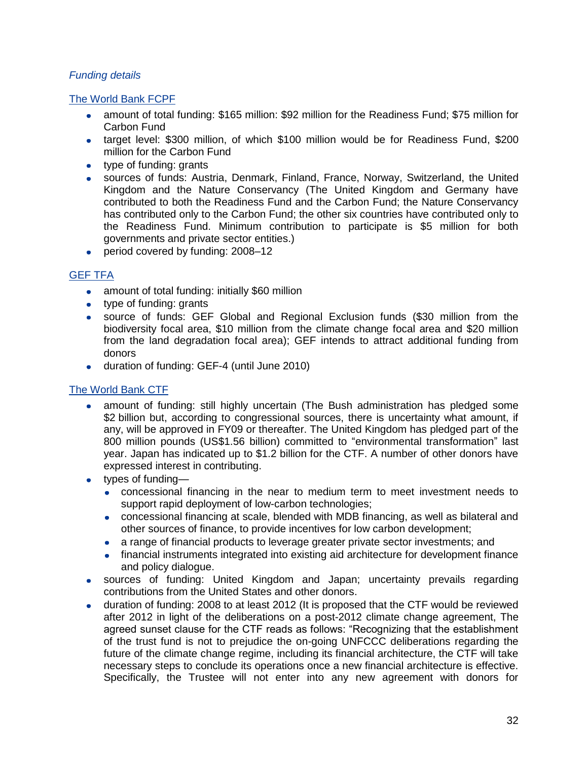*Funding details*

The World Bank FCPF

- amount of total funding: $165 million: $92 million for the Readiness Fund; $75 million for Carbon Fund
- target level: $300 million, of which $100 million would be for Readiness Fund, $200 million for the Carbon Fund
- type of funding: grants
- sources of funds: Austria, Denmark, Finland, France, Norway, Switzerland, the United Kingdom and the Nature Conservancy (The United Kingdom and Germany have contributed to both the Readiness Fund and the Carbon Fund; the Nature Conservancy has contributed only to the Carbon Fund; the other six countries have contributed only to the Readiness Fund. Minimum contribution to participate is $5 million for both governments and private sector entities.)
- period covered by funding: 2008–12

GEF TFA

- amount of total funding: initially $60 million
- type of funding: grants
- source of funds: GEF Global and Regional Exclusion funds ($30 million from the biodiversity focal area, $10 million from the climate change focal area and $20 million from the land degradation focal area); GEF intends to attract additional funding from donors
- duration of funding: GEF-4 (until June 2010)

The World Bank CTF

- amount of funding: still highly uncertain (The Bush administration has pledged some $2 billion but, according to congressional sources, there is uncertainty what amount, if any, will be approved in FY09 or thereafter. The United Kingdom has pledged part of the 800 million pounds (US$1.56 billion) committed to “environmental transformation” last year. Japan has indicated up to $1.2 billion for the CTF. A number of other donors have expressed interest in contributing.
- types of funding—
  - concessional financing in the near to medium term to meet investment needs to support rapid deployment of low-carbon technologies;
  - concessional financing at scale, blended with MDB financing, as well as bilateral and other sources of finance, to provide incentives for low carbon development;
  - a range of financial products to leverage greater private sector investments; and
  - financial instruments integrated into existing aid architecture for development finance and policy dialogue.
- sources of funding: United Kingdom and Japan; uncertainty prevails regarding contributions from the United States and other donors.
- duration of funding: 2008 to at least 2012 (It is proposed that the CTF would be reviewed after 2012 in light of the deliberations on a post-2012 climate change agreement, The agreed sunset clause for the CTF reads as follows: “Recognizing that the establishment of the trust fund is not to prejudice the on-going UNFCCC deliberations regarding the future of the climate change regime, including its financial architecture, the CTF will take necessary steps to conclude its operations once a new financial architecture is effective. Specifically, the Trustee will not enter into any new agreement with donors for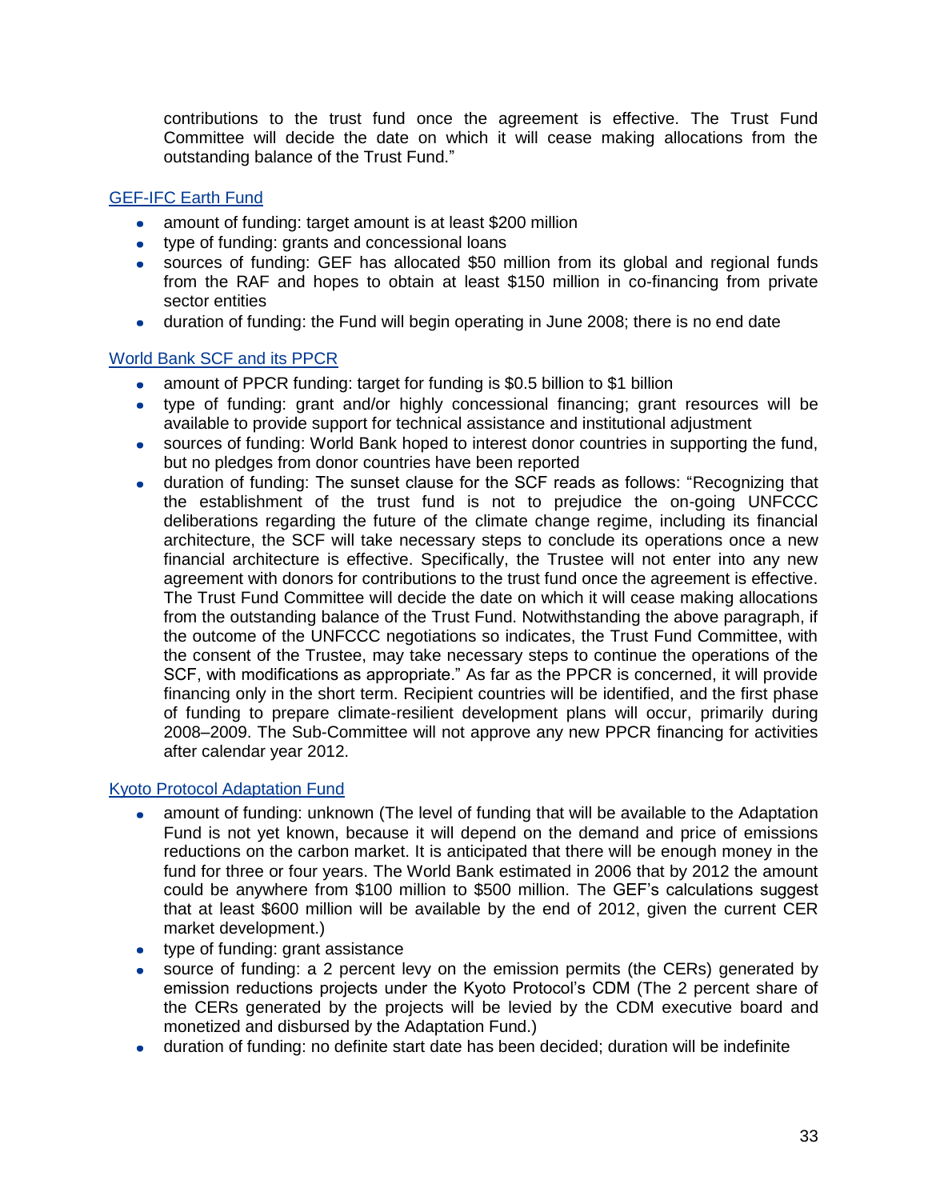contributions to the trust fund once the agreement is effective. The Trust Fund Committee will decide the date on which it will cease making allocations from the outstanding balance of the Trust Fund."

[GEF-IFC Earth Fund]

- amount of funding: target amount is at least $200 million
- type of funding: grants and concessional loans
- sources of funding: GEF has allocated $50 million from its global and regional funds from the RAF and hopes to obtain at least $150 million in co-financing from private sector entities
- duration of funding: the Fund will begin operating in June 2008; there is no end date

[World Bank SCF and its PPCR]

- amount of PPCR funding: target for funding is $0.5 billion to $1 billion
- type of funding: grant and/or highly concessional financing; grant resources will be available to provide support for technical assistance and institutional adjustment
- sources of funding: World Bank hoped to interest donor countries in supporting the fund, but no pledges from donor countries have been reported
- duration of funding: The sunset clause for the SCF reads as follows: "Recognizing that the establishment of the trust fund is not to prejudice the on-going UNFCCC deliberations regarding the future of the climate change regime, including its financial architecture, the SCF will take necessary steps to conclude its operations once a new financial architecture is effective. Specifically, the Trustee will not enter into any new agreement with donors for contributions to the trust fund once the agreement is effective. The Trust Fund Committee will decide the date on which it will cease making allocations from the outstanding balance of the Trust Fund. Notwithstanding the above paragraph, if the outcome of the UNFCCC negotiations so indicates, the Trust Fund Committee, with the consent of the Trustee, may take necessary steps to continue the operations of the SCF, with modifications as appropriate." As far as the PPCR is concerned, it will provide financing only in the short term. Recipient countries will be identified, and the first phase of funding to prepare climate-resilient development plans will occur, primarily during 2008–2009. The Sub-Committee will not approve any new PPCR financing for activities after calendar year 2012.

[Kyoto Protocol Adaptation Fund]

- amount of funding: unknown (The level of funding that will be available to the Adaptation Fund is not yet known, because it will depend on the demand and price of emissions reductions on the carbon market. It is anticipated that there will be enough money in the fund for three or four years. The World Bank estimated in 2006 that by 2012 the amount could be anywhere from $100 million to $500 million. The GEF's calculations suggest that at least $600 million will be available by the end of 2012, given the current CER market development.)
- type of funding: grant assistance
- source of funding: a 2 percent levy on the emission permits (the CERs) generated by emission reductions projects under the Kyoto Protocol's CDM (The 2 percent share of the CERs generated by the projects will be levied by the CDM executive board and monetized and disbursed by the Adaptation Fund.)
- duration of funding: no definite start date has been decided; duration will be indefinite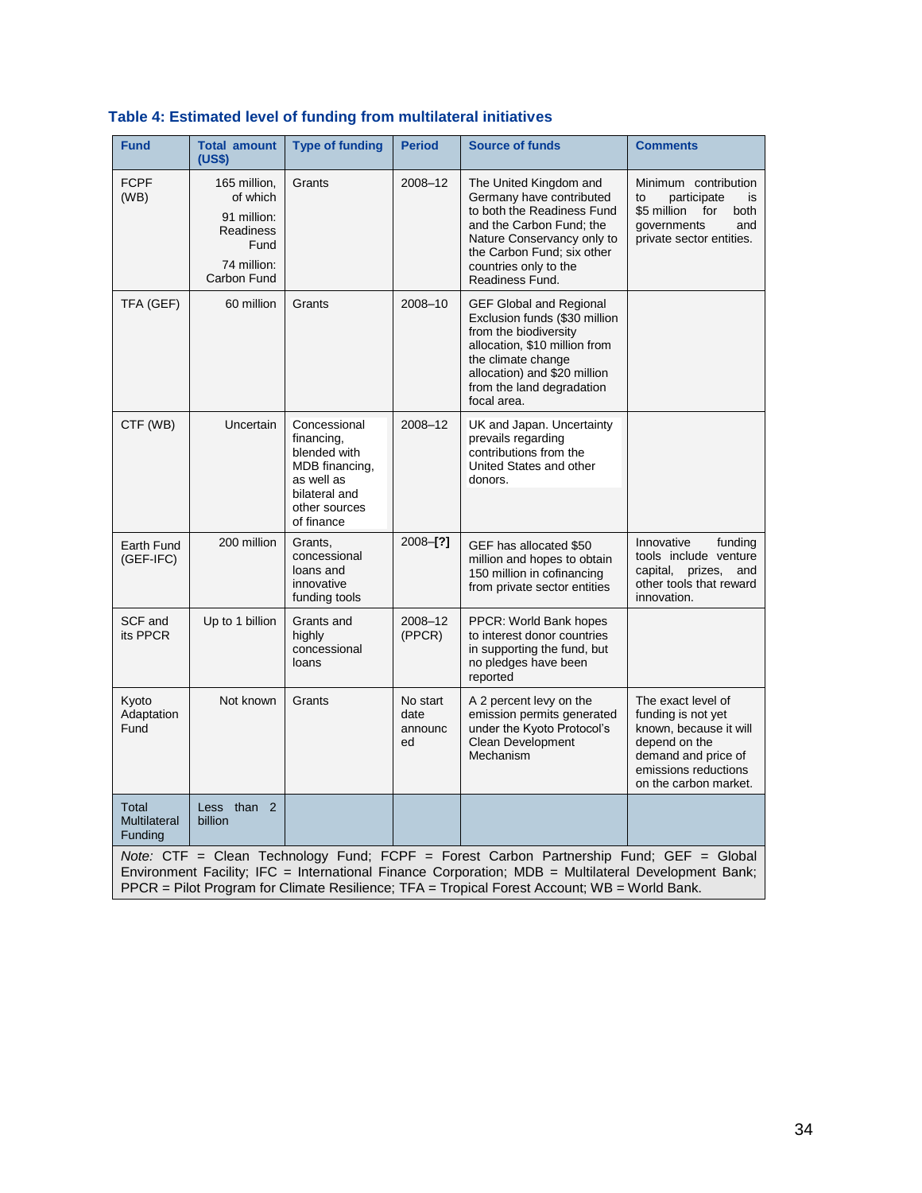### Table 4: Estimated level of funding from multilateral initiatives

| Fund | Total amount (US$) | Type of funding | Period | Source of funds | Comments |
|---|---|---|---|---|---|
| FCPF (WB) | 165 million, of which 91 million: Readiness Fund 74 million: Carbon Fund | Grants | 2008–12 | The United Kingdom and Germany have contributed to both the Readiness Fund and the Carbon Fund; the Nature Conservancy only to the Carbon Fund; six other countries only to the Readiness Fund. | Minimum contribution to participate is $5 million for both governments and private sector entities. |
| TFA (GEF) | 60 million | Grants | 2008–10 | GEF Global and Regional Exclusion funds ($30 million from the biodiversity allocation, $10 million from the climate change allocation) and $20 million from the land degradation focal area. | |
| CTF (WB) | Uncertain | Concessional financing, blended with MDB financing, as well as bilateral and other sources of finance | 2008–12 | UK and Japan. Uncertainty prevails regarding contributions from the United States and other donors. | |
| Earth Fund (GEF-IFC) | 200 million | Grants, concessional loans and innovative funding tools | 2008–**[?]** | GEF has allocated $50 million and hopes to obtain 150 million in cofinancing from private sector entities | Innovative funding tools include venture capital, prizes, and other tools that reward innovation. |
| SCF and its PPCR | Up to 1 billion | Grants and highly concessional loans | 2008–12 (PPCR) | PPCR: World Bank hopes to interest donor countries in supporting the fund, but no pledges have been reported | |
| Kyoto Adaptation Fund | Not known | Grants | No start date announced | A 2 percent levy on the emission permits generated under the Kyoto Protocol's Clean Development Mechanism | The exact level of funding is not yet known, because it will depend on the demand and price of emissions reductions on the carbon market. |
| Total Multilateral Funding | Less than 2 billion | | | | |

*Note:* CTF = Clean Technology Fund; FCPF = Forest Carbon Partnership Fund; GEF = Global Environment Facility; IFC = International Finance Corporation; MDB = Multilateral Development Bank; PPCR = Pilot Program for Climate Resilience; TFA = Tropical Forest Account; WB = World Bank.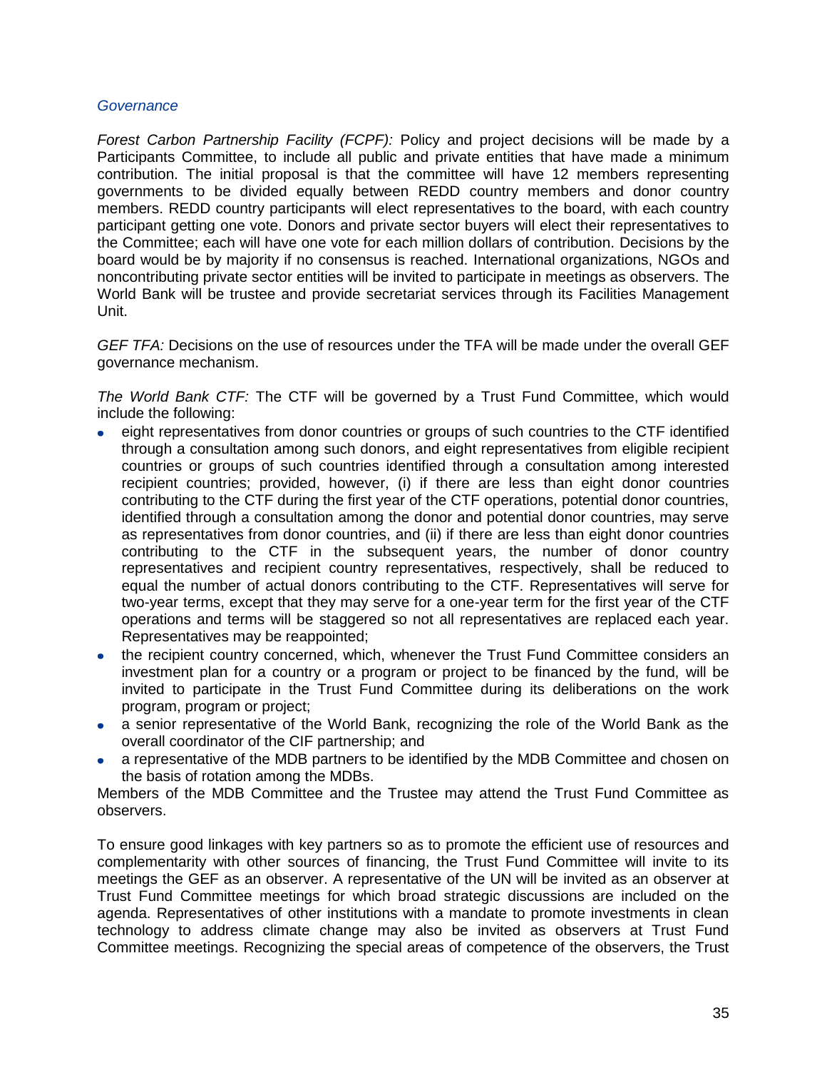*Governance*

*Forest Carbon Partnership Facility (FCPF):* Policy and project decisions will be made by a Participants Committee, to include all public and private entities that have made a minimum contribution. The initial proposal is that the committee will have 12 members representing governments to be divided equally between REDD country members and donor country members. REDD country participants will elect representatives to the board, with each country participant getting one vote. Donors and private sector buyers will elect their representatives to the Committee; each will have one vote for each million dollars of contribution. Decisions by the board would be by majority if no consensus is reached. International organizations, NGOs and noncontributing private sector entities will be invited to participate in meetings as observers. The World Bank will be trustee and provide secretariat services through its Facilities Management Unit.

*GEF TFA:* Decisions on the use of resources under the TFA will be made under the overall GEF governance mechanism.

*The World Bank CTF:* The CTF will be governed by a Trust Fund Committee, which would include the following:

- eight representatives from donor countries or groups of such countries to the CTF identified through a consultation among such donors, and eight representatives from eligible recipient countries or groups of such countries identified through a consultation among interested recipient countries; provided, however, (i) if there are less than eight donor countries contributing to the CTF during the first year of the CTF operations, potential donor countries, identified through a consultation among the donor and potential donor countries, may serve as representatives from donor countries, and (ii) if there are less than eight donor countries contributing to the CTF in the subsequent years, the number of donor country representatives and recipient country representatives, respectively, shall be reduced to equal the number of actual donors contributing to the CTF. Representatives will serve for two-year terms, except that they may serve for a one-year term for the first year of the CTF operations and terms will be staggered so not all representatives are replaced each year. Representatives may be reappointed;
- the recipient country concerned, which, whenever the Trust Fund Committee considers an investment plan for a country or a program or project to be financed by the fund, will be invited to participate in the Trust Fund Committee during its deliberations on the work program, program or project;
- a senior representative of the World Bank, recognizing the role of the World Bank as the overall coordinator of the CIF partnership; and
- a representative of the MDB partners to be identified by the MDB Committee and chosen on the basis of rotation among the MDBs.

Members of the MDB Committee and the Trustee may attend the Trust Fund Committee as observers.

To ensure good linkages with key partners so as to promote the efficient use of resources and complementarity with other sources of financing, the Trust Fund Committee will invite to its meetings the GEF as an observer. A representative of the UN will be invited as an observer at Trust Fund Committee meetings for which broad strategic discussions are included on the agenda. Representatives of other institutions with a mandate to promote investments in clean technology to address climate change may also be invited as observers at Trust Fund Committee meetings. Recognizing the special areas of competence of the observers, the Trust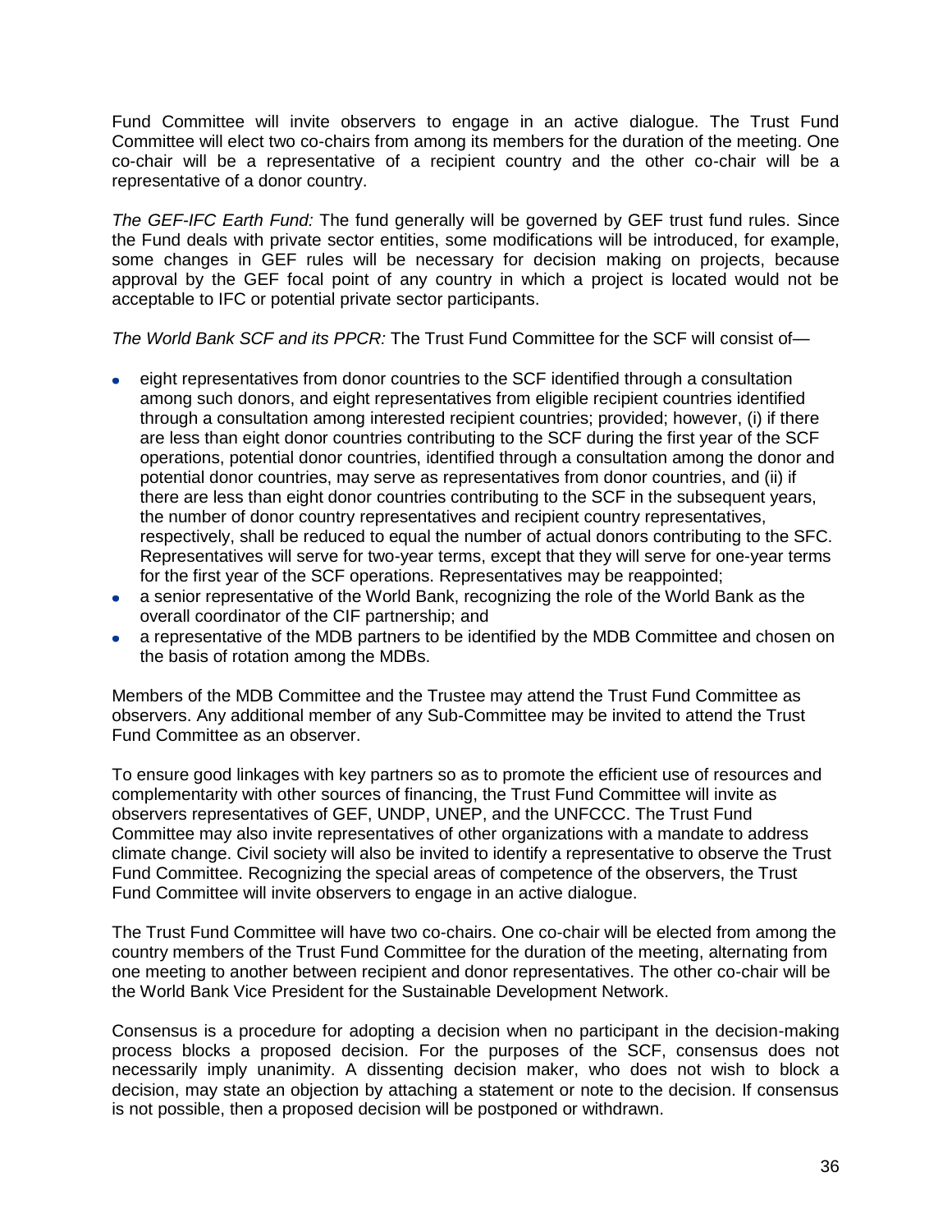Fund Committee will invite observers to engage in an active dialogue. The Trust Fund Committee will elect two co-chairs from among its members for the duration of the meeting. One co-chair will be a representative of a recipient country and the other co-chair will be a representative of a donor country.

*The GEF-IFC Earth Fund:* The fund generally will be governed by GEF trust fund rules. Since the Fund deals with private sector entities, some modifications will be introduced, for example, some changes in GEF rules will be necessary for decision making on projects, because approval by the GEF focal point of any country in which a project is located would not be acceptable to IFC or potential private sector participants.

*The World Bank SCF and its PPCR:* The Trust Fund Committee for the SCF will consist of—

- eight representatives from donor countries to the SCF identified through a consultation among such donors, and eight representatives from eligible recipient countries identified through a consultation among interested recipient countries; provided; however, (i) if there are less than eight donor countries contributing to the SCF during the first year of the SCF operations, potential donor countries, identified through a consultation among the donor and potential donor countries, may serve as representatives from donor countries, and (ii) if there are less than eight donor countries contributing to the SCF in the subsequent years, the number of donor country representatives and recipient country representatives, respectively, shall be reduced to equal the number of actual donors contributing to the SFC. Representatives will serve for two-year terms, except that they will serve for one-year terms for the first year of the SCF operations. Representatives may be reappointed;
- a senior representative of the World Bank, recognizing the role of the World Bank as the overall coordinator of the CIF partnership; and
- a representative of the MDB partners to be identified by the MDB Committee and chosen on the basis of rotation among the MDBs.

Members of the MDB Committee and the Trustee may attend the Trust Fund Committee as observers. Any additional member of any Sub-Committee may be invited to attend the Trust Fund Committee as an observer.

To ensure good linkages with key partners so as to promote the efficient use of resources and complementarity with other sources of financing, the Trust Fund Committee will invite as observers representatives of GEF, UNDP, UNEP, and the UNFCCC. The Trust Fund Committee may also invite representatives of other organizations with a mandate to address climate change. Civil society will also be invited to identify a representative to observe the Trust Fund Committee. Recognizing the special areas of competence of the observers, the Trust Fund Committee will invite observers to engage in an active dialogue.

The Trust Fund Committee will have two co-chairs. One co-chair will be elected from among the country members of the Trust Fund Committee for the duration of the meeting, alternating from one meeting to another between recipient and donor representatives. The other co-chair will be the World Bank Vice President for the Sustainable Development Network.

Consensus is a procedure for adopting a decision when no participant in the decision-making process blocks a proposed decision. For the purposes of the SCF, consensus does not necessarily imply unanimity. A dissenting decision maker, who does not wish to block a decision, may state an objection by attaching a statement or note to the decision. If consensus is not possible, then a proposed decision will be postponed or withdrawn.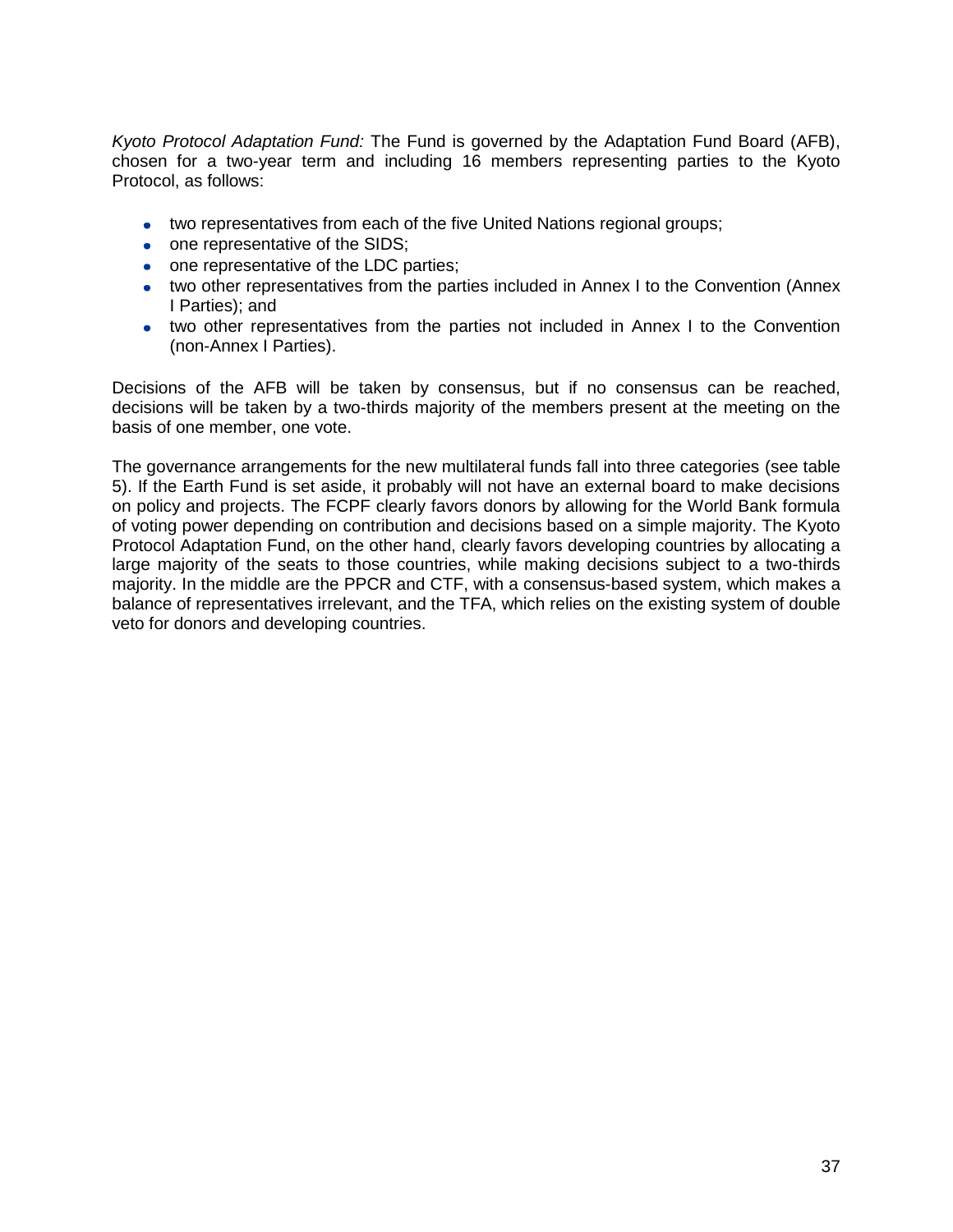*Kyoto Protocol Adaptation Fund:* The Fund is governed by the Adaptation Fund Board (AFB), chosen for a two-year term and including 16 members representing parties to the Kyoto Protocol, as follows:

- two representatives from each of the five United Nations regional groups;
- one representative of the SIDS;
- one representative of the LDC parties;
- two other representatives from the parties included in Annex I to the Convention (Annex I Parties); and
- two other representatives from the parties not included in Annex I to the Convention (non-Annex I Parties).

Decisions of the AFB will be taken by consensus, but if no consensus can be reached, decisions will be taken by a two-thirds majority of the members present at the meeting on the basis of one member, one vote.

The governance arrangements for the new multilateral funds fall into three categories (see table 5). If the Earth Fund is set aside, it probably will not have an external board to make decisions on policy and projects. The FCPF clearly favors donors by allowing for the World Bank formula of voting power depending on contribution and decisions based on a simple majority. The Kyoto Protocol Adaptation Fund, on the other hand, clearly favors developing countries by allocating a large majority of the seats to those countries, while making decisions subject to a two-thirds majority. In the middle are the PPCR and CTF, with a consensus-based system, which makes a balance of representatives irrelevant, and the TFA, which relies on the existing system of double veto for donors and developing countries.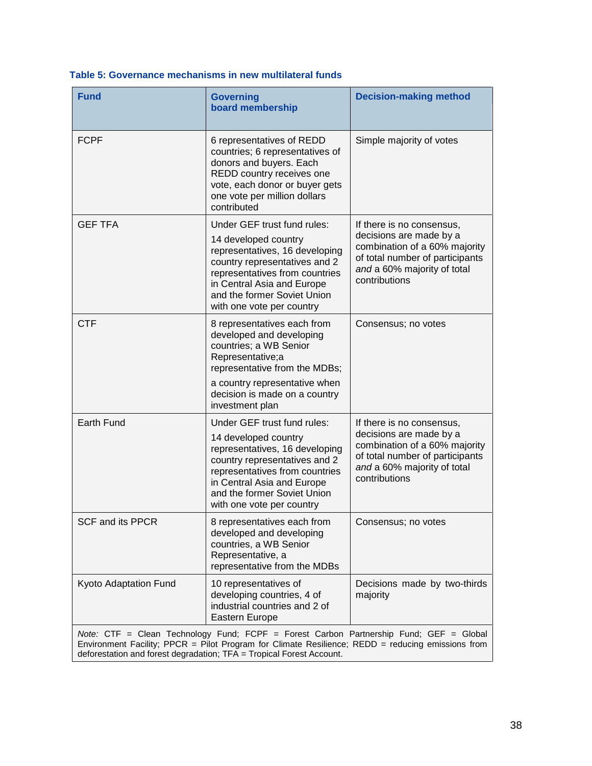**Table 5: Governance mechanisms in new multilateral funds**

| Fund | Governing board membership | Decision-making method |
|---|---|---|
| FCPF | 6 representatives of REDD countries; 6 representatives of donors and buyers. Each REDD country receives one vote, each donor or buyer gets one vote per million dollars contributed | Simple majority of votes |
| GEF TFA | Under GEF trust fund rules: 14 developed country representatives, 16 developing country representatives and 2 representatives from countries in Central Asia and Europe and the former Soviet Union with one vote per country | If there is no consensus, decisions are made by a combination of a 60% majority of total number of participants *and* a 60% majority of total contributions |
| CTF | 8 representatives each from developed and developing countries; a WB Senior Representative;a representative from the MDBs; a country representative when decision is made on a country investment plan | Consensus; no votes |
| Earth Fund | Under GEF trust fund rules: 14 developed country representatives, 16 developing country representatives and 2 representatives from countries in Central Asia and Europe and the former Soviet Union with one vote per country | If there is no consensus, decisions are made by a combination of a 60% majority of total number of participants *and* a 60% majority of total contributions |
| SCF and its PPCR | 8 representatives each from developed and developing countries, a WB Senior Representative, a representative from the MDBs | Consensus; no votes |
| Kyoto Adaptation Fund | 10 representatives of developing countries, 4 of industrial countries and 2 of Eastern Europe | Decisions made by two-thirds majority |

*Note:* CTF = Clean Technology Fund; FCPF = Forest Carbon Partnership Fund; GEF = Global Environment Facility; PPCR = Pilot Program for Climate Resilience; REDD = reducing emissions from deforestation and forest degradation; TFA = Tropical Forest Account.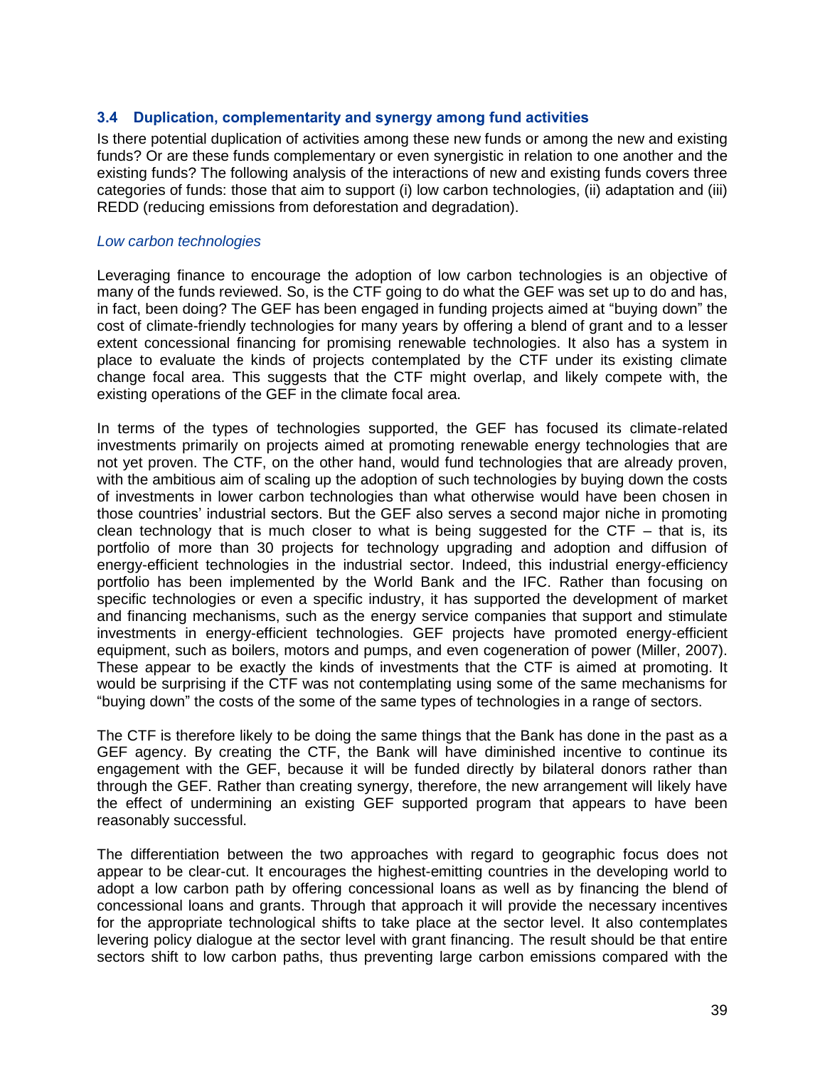### 3.4 Duplication, complementarity and synergy among fund activities

Is there potential duplication of activities among these new funds or among the new and existing funds? Or are these funds complementary or even synergistic in relation to one another and the existing funds? The following analysis of the interactions of new and existing funds covers three categories of funds: those that aim to support (i) low carbon technologies, (ii) adaptation and (iii) REDD (reducing emissions from deforestation and degradation).

*Low carbon technologies*

Leveraging finance to encourage the adoption of low carbon technologies is an objective of many of the funds reviewed. So, is the CTF going to do what the GEF was set up to do and has, in fact, been doing? The GEF has been engaged in funding projects aimed at "buying down" the cost of climate-friendly technologies for many years by offering a blend of grant and to a lesser extent concessional financing for promising renewable technologies. It also has a system in place to evaluate the kinds of projects contemplated by the CTF under its existing climate change focal area. This suggests that the CTF might overlap, and likely compete with, the existing operations of the GEF in the climate focal area.

In terms of the types of technologies supported, the GEF has focused its climate-related investments primarily on projects aimed at promoting renewable energy technologies that are not yet proven. The CTF, on the other hand, would fund technologies that are already proven, with the ambitious aim of scaling up the adoption of such technologies by buying down the costs of investments in lower carbon technologies than what otherwise would have been chosen in those countries' industrial sectors. But the GEF also serves a second major niche in promoting clean technology that is much closer to what is being suggested for the CTF – that is, its portfolio of more than 30 projects for technology upgrading and adoption and diffusion of energy-efficient technologies in the industrial sector. Indeed, this industrial energy-efficiency portfolio has been implemented by the World Bank and the IFC. Rather than focusing on specific technologies or even a specific industry, it has supported the development of market and financing mechanisms, such as the energy service companies that support and stimulate investments in energy-efficient technologies. GEF projects have promoted energy-efficient equipment, such as boilers, motors and pumps, and even cogeneration of power (Miller, 2007). These appear to be exactly the kinds of investments that the CTF is aimed at promoting. It would be surprising if the CTF was not contemplating using some of the same mechanisms for "buying down" the costs of the some of the same types of technologies in a range of sectors.

The CTF is therefore likely to be doing the same things that the Bank has done in the past as a GEF agency. By creating the CTF, the Bank will have diminished incentive to continue its engagement with the GEF, because it will be funded directly by bilateral donors rather than through the GEF. Rather than creating synergy, therefore, the new arrangement will likely have the effect of undermining an existing GEF supported program that appears to have been reasonably successful.

The differentiation between the two approaches with regard to geographic focus does not appear to be clear-cut. It encourages the highest-emitting countries in the developing world to adopt a low carbon path by offering concessional loans as well as by financing the blend of concessional loans and grants. Through that approach it will provide the necessary incentives for the appropriate technological shifts to take place at the sector level. It also contemplates levering policy dialogue at the sector level with grant financing. The result should be that entire sectors shift to low carbon paths, thus preventing large carbon emissions compared with the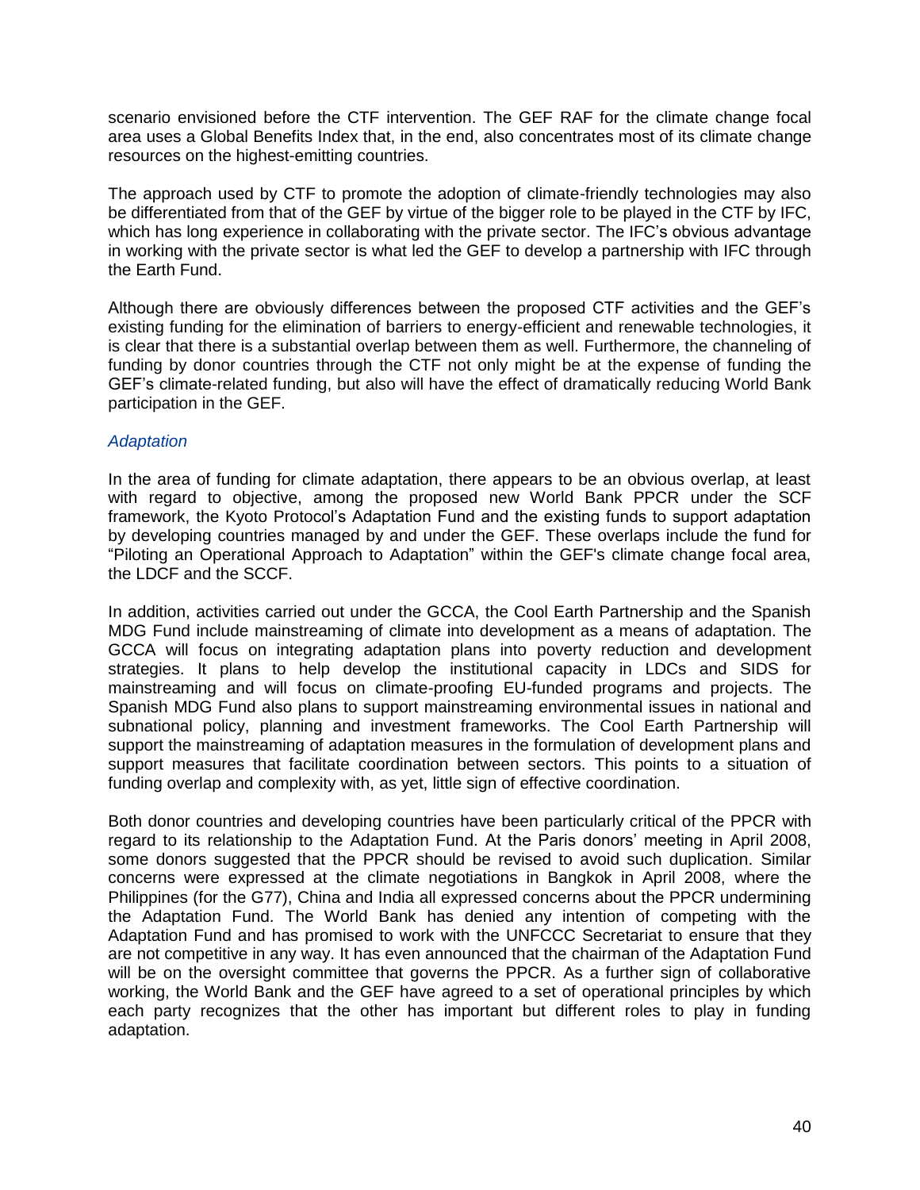scenario envisioned before the CTF intervention. The GEF RAF for the climate change focal area uses a Global Benefits Index that, in the end, also concentrates most of its climate change resources on the highest-emitting countries.

The approach used by CTF to promote the adoption of climate-friendly technologies may also be differentiated from that of the GEF by virtue of the bigger role to be played in the CTF by IFC, which has long experience in collaborating with the private sector. The IFC's obvious advantage in working with the private sector is what led the GEF to develop a partnership with IFC through the Earth Fund.

Although there are obviously differences between the proposed CTF activities and the GEF's existing funding for the elimination of barriers to energy-efficient and renewable technologies, it is clear that there is a substantial overlap between them as well. Furthermore, the channeling of funding by donor countries through the CTF not only might be at the expense of funding the GEF's climate-related funding, but also will have the effect of dramatically reducing World Bank participation in the GEF.

### *Adaptation*

In the area of funding for climate adaptation, there appears to be an obvious overlap, at least with regard to objective, among the proposed new World Bank PPCR under the SCF framework, the Kyoto Protocol's Adaptation Fund and the existing funds to support adaptation by developing countries managed by and under the GEF. These overlaps include the fund for "Piloting an Operational Approach to Adaptation" within the GEF's climate change focal area, the LDCF and the SCCF.

In addition, activities carried out under the GCCA, the Cool Earth Partnership and the Spanish MDG Fund include mainstreaming of climate into development as a means of adaptation. The GCCA will focus on integrating adaptation plans into poverty reduction and development strategies. It plans to help develop the institutional capacity in LDCs and SIDS for mainstreaming and will focus on climate-proofing EU-funded programs and projects. The Spanish MDG Fund also plans to support mainstreaming environmental issues in national and subnational policy, planning and investment frameworks. The Cool Earth Partnership will support the mainstreaming of adaptation measures in the formulation of development plans and support measures that facilitate coordination between sectors. This points to a situation of funding overlap and complexity with, as yet, little sign of effective coordination.

Both donor countries and developing countries have been particularly critical of the PPCR with regard to its relationship to the Adaptation Fund. At the Paris donors' meeting in April 2008, some donors suggested that the PPCR should be revised to avoid such duplication. Similar concerns were expressed at the climate negotiations in Bangkok in April 2008, where the Philippines (for the G77), China and India all expressed concerns about the PPCR undermining the Adaptation Fund. The World Bank has denied any intention of competing with the Adaptation Fund and has promised to work with the UNFCCC Secretariat to ensure that they are not competitive in any way. It has even announced that the chairman of the Adaptation Fund will be on the oversight committee that governs the PPCR. As a further sign of collaborative working, the World Bank and the GEF have agreed to a set of operational principles by which each party recognizes that the other has important but different roles to play in funding adaptation.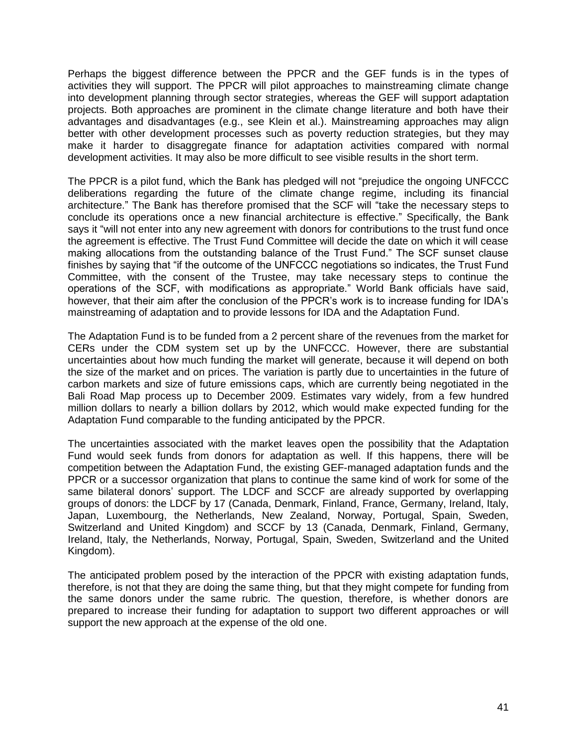Perhaps the biggest difference between the PPCR and the GEF funds is in the types of activities they will support. The PPCR will pilot approaches to mainstreaming climate change into development planning through sector strategies, whereas the GEF will support adaptation projects. Both approaches are prominent in the climate change literature and both have their advantages and disadvantages (e.g., see Klein et al.). Mainstreaming approaches may align better with other development processes such as poverty reduction strategies, but they may make it harder to disaggregate finance for adaptation activities compared with normal development activities. It may also be more difficult to see visible results in the short term.

The PPCR is a pilot fund, which the Bank has pledged will not "prejudice the ongoing UNFCCC deliberations regarding the future of the climate change regime, including its financial architecture." The Bank has therefore promised that the SCF will "take the necessary steps to conclude its operations once a new financial architecture is effective." Specifically, the Bank says it "will not enter into any new agreement with donors for contributions to the trust fund once the agreement is effective. The Trust Fund Committee will decide the date on which it will cease making allocations from the outstanding balance of the Trust Fund." The SCF sunset clause finishes by saying that "if the outcome of the UNFCCC negotiations so indicates, the Trust Fund Committee, with the consent of the Trustee, may take necessary steps to continue the operations of the SCF, with modifications as appropriate." World Bank officials have said, however, that their aim after the conclusion of the PPCR's work is to increase funding for IDA's mainstreaming of adaptation and to provide lessons for IDA and the Adaptation Fund.

The Adaptation Fund is to be funded from a 2 percent share of the revenues from the market for CERs under the CDM system set up by the UNFCCC. However, there are substantial uncertainties about how much funding the market will generate, because it will depend on both the size of the market and on prices. The variation is partly due to uncertainties in the future of carbon markets and size of future emissions caps, which are currently being negotiated in the Bali Road Map process up to December 2009. Estimates vary widely, from a few hundred million dollars to nearly a billion dollars by 2012, which would make expected funding for the Adaptation Fund comparable to the funding anticipated by the PPCR.

The uncertainties associated with the market leaves open the possibility that the Adaptation Fund would seek funds from donors for adaptation as well. If this happens, there will be competition between the Adaptation Fund, the existing GEF-managed adaptation funds and the PPCR or a successor organization that plans to continue the same kind of work for some of the same bilateral donors' support. The LDCF and SCCF are already supported by overlapping groups of donors: the LDCF by 17 (Canada, Denmark, Finland, France, Germany, Ireland, Italy, Japan, Luxembourg, the Netherlands, New Zealand, Norway, Portugal, Spain, Sweden, Switzerland and United Kingdom) and SCCF by 13 (Canada, Denmark, Finland, Germany, Ireland, Italy, the Netherlands, Norway, Portugal, Spain, Sweden, Switzerland and the United Kingdom).

The anticipated problem posed by the interaction of the PPCR with existing adaptation funds, therefore, is not that they are doing the same thing, but that they might compete for funding from the same donors under the same rubric. The question, therefore, is whether donors are prepared to increase their funding for adaptation to support two different approaches or will support the new approach at the expense of the old one.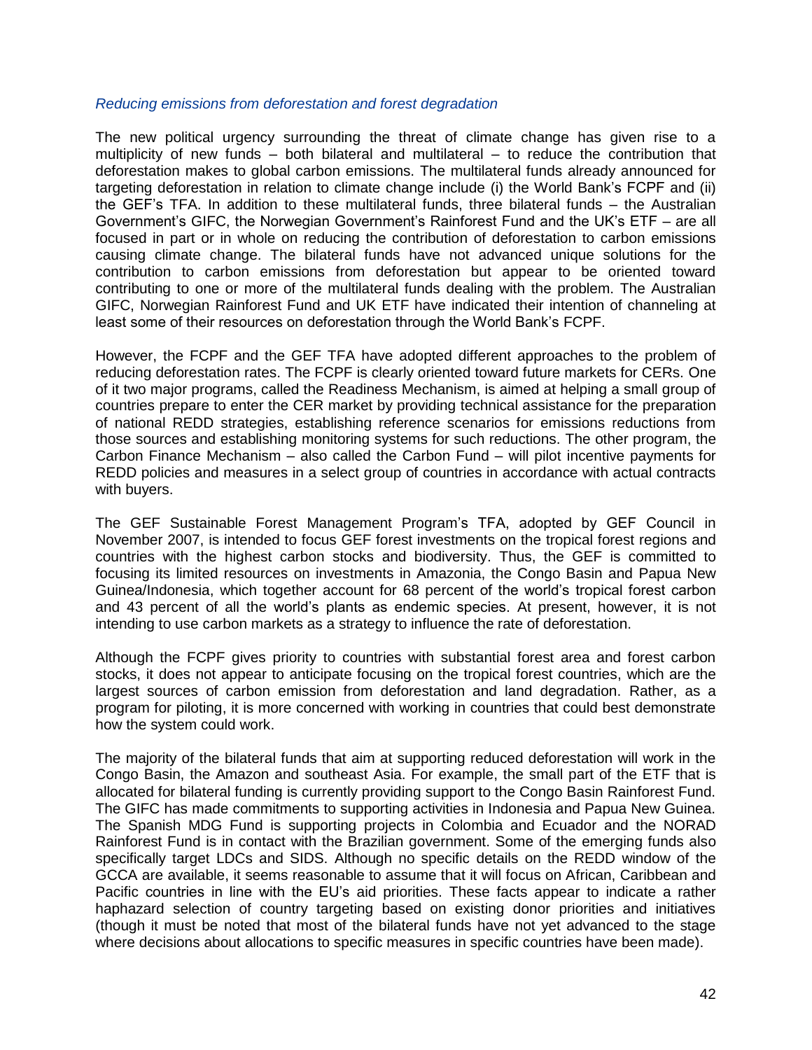*Reducing emissions from deforestation and forest degradation*

The new political urgency surrounding the threat of climate change has given rise to a multiplicity of new funds – both bilateral and multilateral – to reduce the contribution that deforestation makes to global carbon emissions. The multilateral funds already announced for targeting deforestation in relation to climate change include (i) the World Bank's FCPF and (ii) the GEF's TFA. In addition to these multilateral funds, three bilateral funds – the Australian Government's GIFC, the Norwegian Government's Rainforest Fund and the UK's ETF – are all focused in part or in whole on reducing the contribution of deforestation to carbon emissions causing climate change. The bilateral funds have not advanced unique solutions for the contribution to carbon emissions from deforestation but appear to be oriented toward contributing to one or more of the multilateral funds dealing with the problem. The Australian GIFC, Norwegian Rainforest Fund and UK ETF have indicated their intention of channeling at least some of their resources on deforestation through the World Bank's FCPF.

However, the FCPF and the GEF TFA have adopted different approaches to the problem of reducing deforestation rates. The FCPF is clearly oriented toward future markets for CERs. One of it two major programs, called the Readiness Mechanism, is aimed at helping a small group of countries prepare to enter the CER market by providing technical assistance for the preparation of national REDD strategies, establishing reference scenarios for emissions reductions from those sources and establishing monitoring systems for such reductions. The other program, the Carbon Finance Mechanism – also called the Carbon Fund – will pilot incentive payments for REDD policies and measures in a select group of countries in accordance with actual contracts with buyers.

The GEF Sustainable Forest Management Program's TFA, adopted by GEF Council in November 2007, is intended to focus GEF forest investments on the tropical forest regions and countries with the highest carbon stocks and biodiversity. Thus, the GEF is committed to focusing its limited resources on investments in Amazonia, the Congo Basin and Papua New Guinea/Indonesia, which together account for 68 percent of the world's tropical forest carbon and 43 percent of all the world's plants as endemic species. At present, however, it is not intending to use carbon markets as a strategy to influence the rate of deforestation.

Although the FCPF gives priority to countries with substantial forest area and forest carbon stocks, it does not appear to anticipate focusing on the tropical forest countries, which are the largest sources of carbon emission from deforestation and land degradation. Rather, as a program for piloting, it is more concerned with working in countries that could best demonstrate how the system could work.

The majority of the bilateral funds that aim at supporting reduced deforestation will work in the Congo Basin, the Amazon and southeast Asia. For example, the small part of the ETF that is allocated for bilateral funding is currently providing support to the Congo Basin Rainforest Fund. The GIFC has made commitments to supporting activities in Indonesia and Papua New Guinea. The Spanish MDG Fund is supporting projects in Colombia and Ecuador and the NORAD Rainforest Fund is in contact with the Brazilian government. Some of the emerging funds also specifically target LDCs and SIDS. Although no specific details on the REDD window of the GCCA are available, it seems reasonable to assume that it will focus on African, Caribbean and Pacific countries in line with the EU's aid priorities. These facts appear to indicate a rather haphazard selection of country targeting based on existing donor priorities and initiatives (though it must be noted that most of the bilateral funds have not yet advanced to the stage where decisions about allocations to specific measures in specific countries have been made).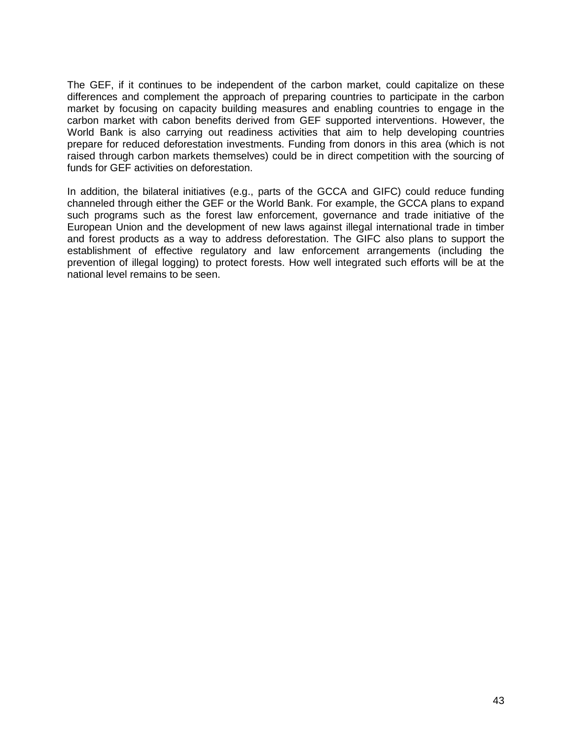The GEF, if it continues to be independent of the carbon market, could capitalize on these differences and complement the approach of preparing countries to participate in the carbon market by focusing on capacity building measures and enabling countries to engage in the carbon market with cabon benefits derived from GEF supported interventions. However, the World Bank is also carrying out readiness activities that aim to help developing countries prepare for reduced deforestation investments. Funding from donors in this area (which is not raised through carbon markets themselves) could be in direct competition with the sourcing of funds for GEF activities on deforestation.

In addition, the bilateral initiatives (e.g., parts of the GCCA and GIFC) could reduce funding channeled through either the GEF or the World Bank. For example, the GCCA plans to expand such programs such as the forest law enforcement, governance and trade initiative of the European Union and the development of new laws against illegal international trade in timber and forest products as a way to address deforestation. The GIFC also plans to support the establishment of effective regulatory and law enforcement arrangements (including the prevention of illegal logging) to protect forests. How well integrated such efforts will be at the national level remains to be seen.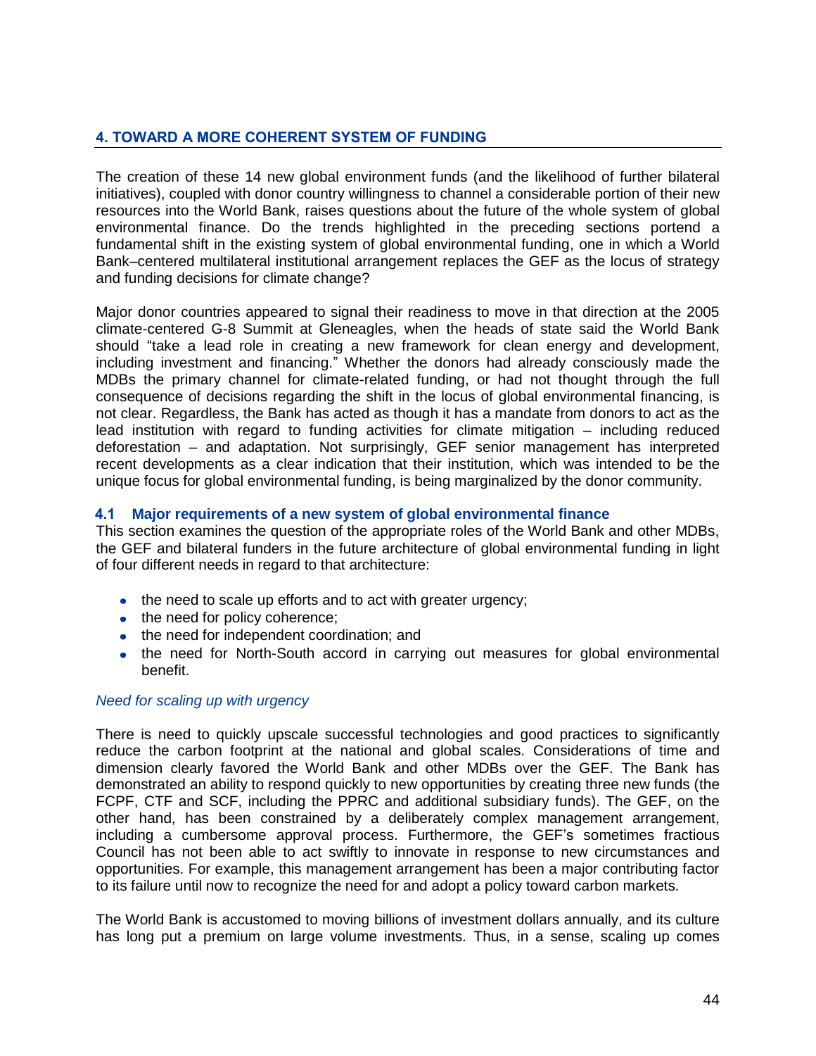## 4. TOWARD A MORE COHERENT SYSTEM OF FUNDING

The creation of these 14 new global environment funds (and the likelihood of further bilateral initiatives), coupled with donor country willingness to channel a considerable portion of their new resources into the World Bank, raises questions about the future of the whole system of global environmental finance. Do the trends highlighted in the preceding sections portend a fundamental shift in the existing system of global environmental funding, one in which a World Bank–centered multilateral institutional arrangement replaces the GEF as the locus of strategy and funding decisions for climate change?

Major donor countries appeared to signal their readiness to move in that direction at the 2005 climate-centered G-8 Summit at Gleneagles, when the heads of state said the World Bank should "take a lead role in creating a new framework for clean energy and development, including investment and financing." Whether the donors had already consciously made the MDBs the primary channel for climate-related funding, or had not thought through the full consequence of decisions regarding the shift in the locus of global environmental financing, is not clear. Regardless, the Bank has acted as though it has a mandate from donors to act as the lead institution with regard to funding activities for climate mitigation – including reduced deforestation – and adaptation. Not surprisingly, GEF senior management has interpreted recent developments as a clear indication that their institution, which was intended to be the unique focus for global environmental funding, is being marginalized by the donor community.

### 4.1 Major requirements of a new system of global environmental finance

This section examines the question of the appropriate roles of the World Bank and other MDBs, the GEF and bilateral funders in the future architecture of global environmental funding in light of four different needs in regard to that architecture:

- the need to scale up efforts and to act with greater urgency;
- the need for policy coherence;
- the need for independent coordination; and
- the need for North-South accord in carrying out measures for global environmental benefit.

*Need for scaling up with urgency*

There is need to quickly upscale successful technologies and good practices to significantly reduce the carbon footprint at the national and global scales. Considerations of time and dimension clearly favored the World Bank and other MDBs over the GEF. The Bank has demonstrated an ability to respond quickly to new opportunities by creating three new funds (the FCPF, CTF and SCF, including the PPRC and additional subsidiary funds). The GEF, on the other hand, has been constrained by a deliberately complex management arrangement, including a cumbersome approval process. Furthermore, the GEF's sometimes fractious Council has not been able to act swiftly to innovate in response to new circumstances and opportunities. For example, this management arrangement has been a major contributing factor to its failure until now to recognize the need for and adopt a policy toward carbon markets.

The World Bank is accustomed to moving billions of investment dollars annually, and its culture has long put a premium on large volume investments. Thus, in a sense, scaling up comes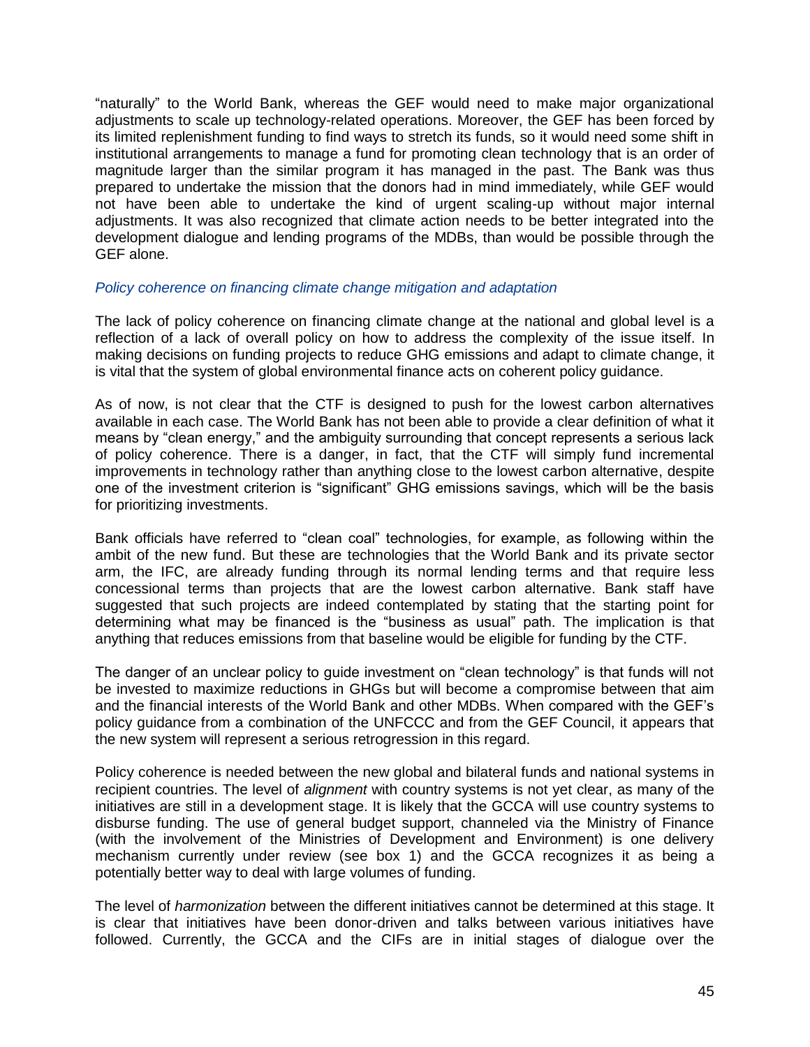"naturally" to the World Bank, whereas the GEF would need to make major organizational adjustments to scale up technology-related operations. Moreover, the GEF has been forced by its limited replenishment funding to find ways to stretch its funds, so it would need some shift in institutional arrangements to manage a fund for promoting clean technology that is an order of magnitude larger than the similar program it has managed in the past. The Bank was thus prepared to undertake the mission that the donors had in mind immediately, while GEF would not have been able to undertake the kind of urgent scaling-up without major internal adjustments. It was also recognized that climate action needs to be better integrated into the development dialogue and lending programs of the MDBs, than would be possible through the GEF alone.

*Policy coherence on financing climate change mitigation and adaptation*

The lack of policy coherence on financing climate change at the national and global level is a reflection of a lack of overall policy on how to address the complexity of the issue itself. In making decisions on funding projects to reduce GHG emissions and adapt to climate change, it is vital that the system of global environmental finance acts on coherent policy guidance.

As of now, is not clear that the CTF is designed to push for the lowest carbon alternatives available in each case. The World Bank has not been able to provide a clear definition of what it means by "clean energy," and the ambiguity surrounding that concept represents a serious lack of policy coherence. There is a danger, in fact, that the CTF will simply fund incremental improvements in technology rather than anything close to the lowest carbon alternative, despite one of the investment criterion is "significant" GHG emissions savings, which will be the basis for prioritizing investments.

Bank officials have referred to "clean coal" technologies, for example, as following within the ambit of the new fund. But these are technologies that the World Bank and its private sector arm, the IFC, are already funding through its normal lending terms and that require less concessional terms than projects that are the lowest carbon alternative. Bank staff have suggested that such projects are indeed contemplated by stating that the starting point for determining what may be financed is the "business as usual" path. The implication is that anything that reduces emissions from that baseline would be eligible for funding by the CTF.

The danger of an unclear policy to guide investment on "clean technology" is that funds will not be invested to maximize reductions in GHGs but will become a compromise between that aim and the financial interests of the World Bank and other MDBs. When compared with the GEF's policy guidance from a combination of the UNFCCC and from the GEF Council, it appears that the new system will represent a serious retrogression in this regard.

Policy coherence is needed between the new global and bilateral funds and national systems in recipient countries. The level of *alignment* with country systems is not yet clear, as many of the initiatives are still in a development stage. It is likely that the GCCA will use country systems to disburse funding. The use of general budget support, channeled via the Ministry of Finance (with the involvement of the Ministries of Development and Environment) is one delivery mechanism currently under review (see box 1) and the GCCA recognizes it as being a potentially better way to deal with large volumes of funding.

The level of *harmonization* between the different initiatives cannot be determined at this stage. It is clear that initiatives have been donor-driven and talks between various initiatives have followed. Currently, the GCCA and the CIFs are in initial stages of dialogue over the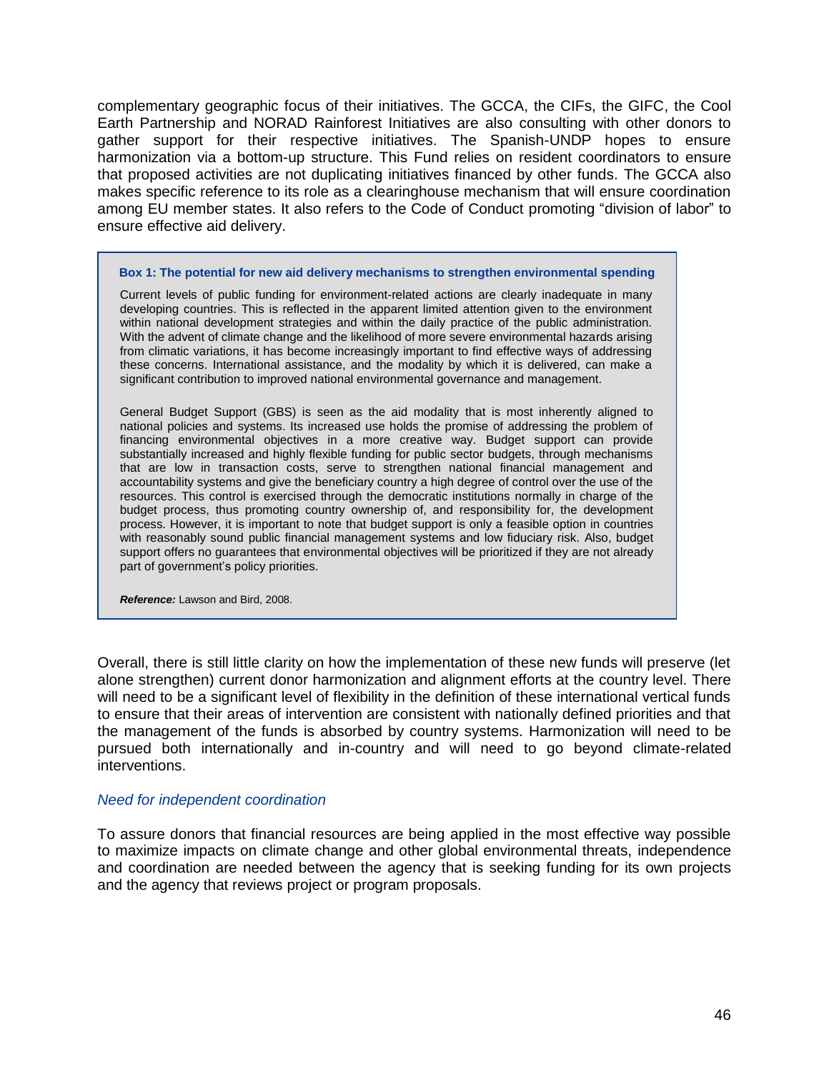complementary geographic focus of their initiatives. The GCCA, the CIFs, the GIFC, the Cool Earth Partnership and NORAD Rainforest Initiatives are also consulting with other donors to gather support for their respective initiatives. The Spanish-UNDP hopes to ensure harmonization via a bottom-up structure. This Fund relies on resident coordinators to ensure that proposed activities are not duplicating initiatives financed by other funds. The GCCA also makes specific reference to its role as a clearinghouse mechanism that will ensure coordination among EU member states. It also refers to the Code of Conduct promoting "division of labor" to ensure effective aid delivery.

> **Box 1: The potential for new aid delivery mechanisms to strengthen environmental spending**
>
> Current levels of public funding for environment-related actions are clearly inadequate in many developing countries. This is reflected in the apparent limited attention given to the environment within national development strategies and within the daily practice of the public administration. With the advent of climate change and the likelihood of more severe environmental hazards arising from climatic variations, it has become increasingly important to find effective ways of addressing these concerns. International assistance, and the modality by which it is delivered, can make a significant contribution to improved national environmental governance and management.
>
> General Budget Support (GBS) is seen as the aid modality that is most inherently aligned to national policies and systems. Its increased use holds the promise of addressing the problem of financing environmental objectives in a more creative way. Budget support can provide substantially increased and highly flexible funding for public sector budgets, through mechanisms that are low in transaction costs, serve to strengthen national financial management and accountability systems and give the beneficiary country a high degree of control over the use of the resources. This control is exercised through the democratic institutions normally in charge of the budget process, thus promoting country ownership of, and responsibility for, the development process. However, it is important to note that budget support is only a feasible option in countries with reasonably sound public financial management systems and low fiduciary risk. Also, budget support offers no guarantees that environmental objectives will be prioritized if they are not already part of government's policy priorities.
>
> ***Reference:*** Lawson and Bird, 2008.

Overall, there is still little clarity on how the implementation of these new funds will preserve (let alone strengthen) current donor harmonization and alignment efforts at the country level. There will need to be a significant level of flexibility in the definition of these international vertical funds to ensure that their areas of intervention are consistent with nationally defined priorities and that the management of the funds is absorbed by country systems. Harmonization will need to be pursued both internationally and in-country and will need to go beyond climate-related interventions.

### *Need for independent coordination*

To assure donors that financial resources are being applied in the most effective way possible to maximize impacts on climate change and other global environmental threats, independence and coordination are needed between the agency that is seeking funding for its own projects and the agency that reviews project or program proposals.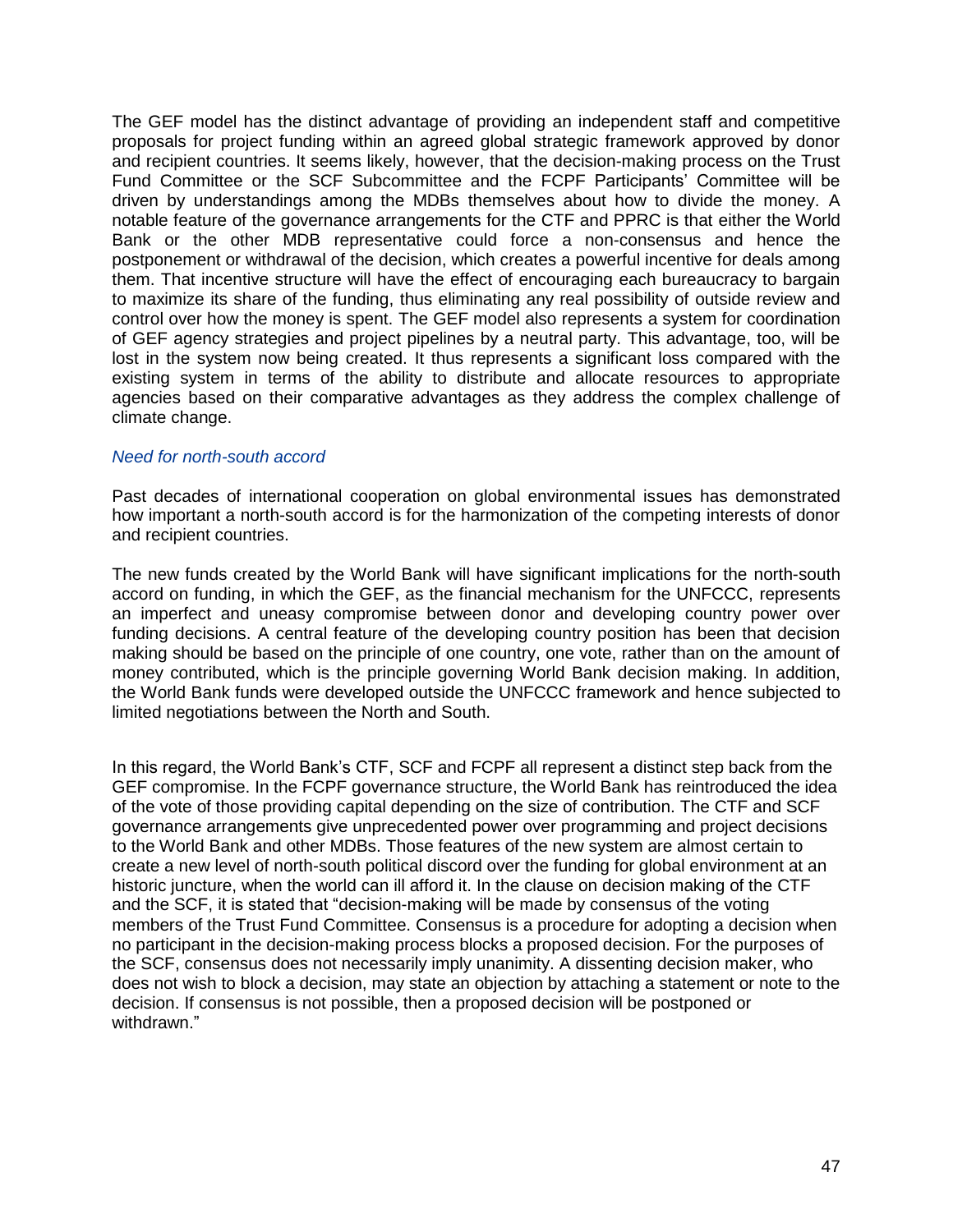The GEF model has the distinct advantage of providing an independent staff and competitive proposals for project funding within an agreed global strategic framework approved by donor and recipient countries. It seems likely, however, that the decision-making process on the Trust Fund Committee or the SCF Subcommittee and the FCPF Participants' Committee will be driven by understandings among the MDBs themselves about how to divide the money. A notable feature of the governance arrangements for the CTF and PPRC is that either the World Bank or the other MDB representative could force a non-consensus and hence the postponement or withdrawal of the decision, which creates a powerful incentive for deals among them. That incentive structure will have the effect of encouraging each bureaucracy to bargain to maximize its share of the funding, thus eliminating any real possibility of outside review and control over how the money is spent. The GEF model also represents a system for coordination of GEF agency strategies and project pipelines by a neutral party. This advantage, too, will be lost in the system now being created. It thus represents a significant loss compared with the existing system in terms of the ability to distribute and allocate resources to appropriate agencies based on their comparative advantages as they address the complex challenge of climate change.

*Need for north-south accord*

Past decades of international cooperation on global environmental issues has demonstrated how important a north-south accord is for the harmonization of the competing interests of donor and recipient countries.

The new funds created by the World Bank will have significant implications for the north-south accord on funding, in which the GEF, as the financial mechanism for the UNFCCC, represents an imperfect and uneasy compromise between donor and developing country power over funding decisions. A central feature of the developing country position has been that decision making should be based on the principle of one country, one vote, rather than on the amount of money contributed, which is the principle governing World Bank decision making. In addition, the World Bank funds were developed outside the UNFCCC framework and hence subjected to limited negotiations between the North and South.

In this regard, the World Bank's CTF, SCF and FCPF all represent a distinct step back from the GEF compromise. In the FCPF governance structure, the World Bank has reintroduced the idea of the vote of those providing capital depending on the size of contribution. The CTF and SCF governance arrangements give unprecedented power over programming and project decisions to the World Bank and other MDBs. Those features of the new system are almost certain to create a new level of north-south political discord over the funding for global environment at an historic juncture, when the world can ill afford it. In the clause on decision making of the CTF and the SCF, it is stated that "decision-making will be made by consensus of the voting members of the Trust Fund Committee. Consensus is a procedure for adopting a decision when no participant in the decision-making process blocks a proposed decision. For the purposes of the SCF, consensus does not necessarily imply unanimity. A dissenting decision maker, who does not wish to block a decision, may state an objection by attaching a statement or note to the decision. If consensus is not possible, then a proposed decision will be postponed or withdrawn."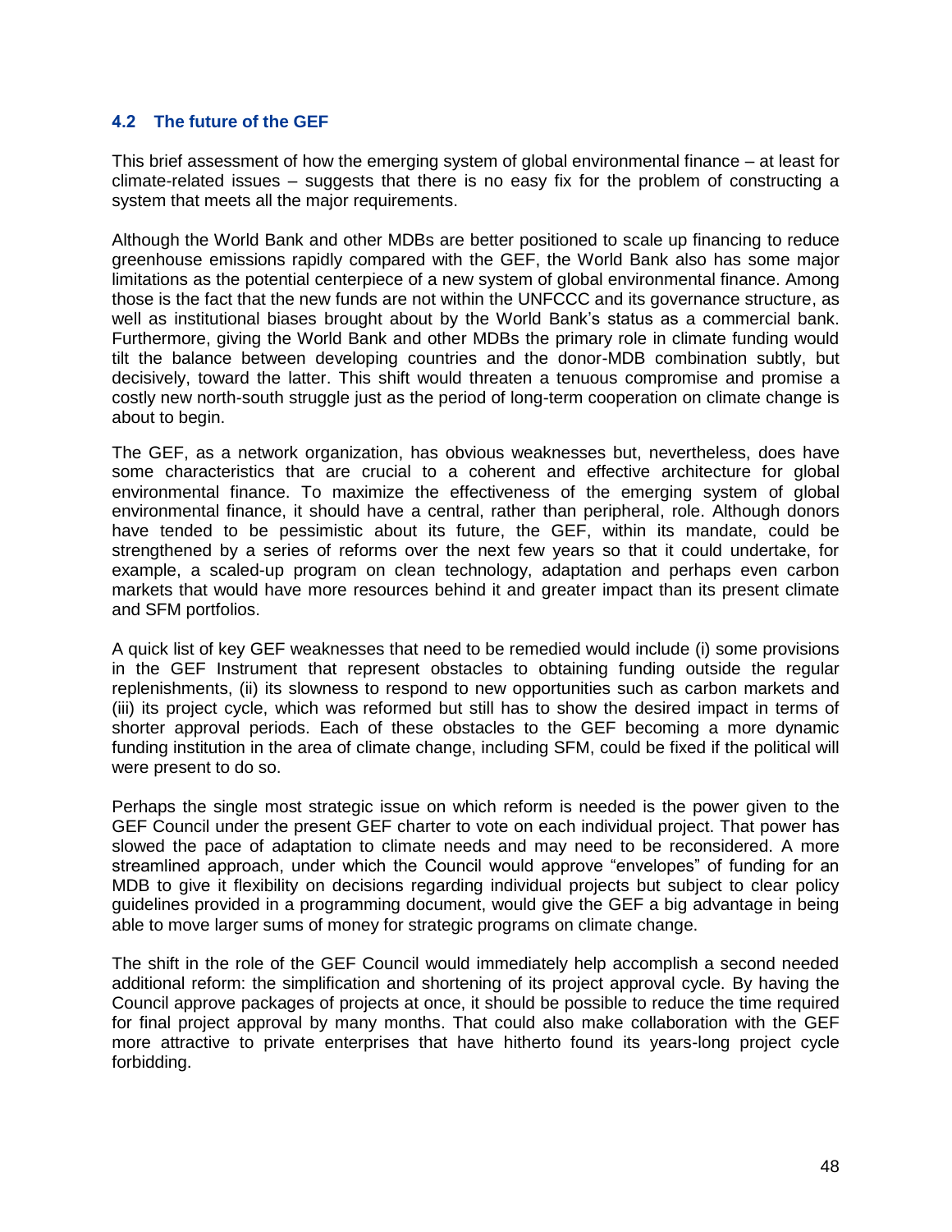### 4.2 The future of the GEF

This brief assessment of how the emerging system of global environmental finance – at least for climate-related issues – suggests that there is no easy fix for the problem of constructing a system that meets all the major requirements.

Although the World Bank and other MDBs are better positioned to scale up financing to reduce greenhouse emissions rapidly compared with the GEF, the World Bank also has some major limitations as the potential centerpiece of a new system of global environmental finance. Among those is the fact that the new funds are not within the UNFCCC and its governance structure, as well as institutional biases brought about by the World Bank's status as a commercial bank. Furthermore, giving the World Bank and other MDBs the primary role in climate funding would tilt the balance between developing countries and the donor-MDB combination subtly, but decisively, toward the latter. This shift would threaten a tenuous compromise and promise a costly new north-south struggle just as the period of long-term cooperation on climate change is about to begin.

The GEF, as a network organization, has obvious weaknesses but, nevertheless, does have some characteristics that are crucial to a coherent and effective architecture for global environmental finance. To maximize the effectiveness of the emerging system of global environmental finance, it should have a central, rather than peripheral, role. Although donors have tended to be pessimistic about its future, the GEF, within its mandate, could be strengthened by a series of reforms over the next few years so that it could undertake, for example, a scaled-up program on clean technology, adaptation and perhaps even carbon markets that would have more resources behind it and greater impact than its present climate and SFM portfolios.

A quick list of key GEF weaknesses that need to be remedied would include (i) some provisions in the GEF Instrument that represent obstacles to obtaining funding outside the regular replenishments, (ii) its slowness to respond to new opportunities such as carbon markets and (iii) its project cycle, which was reformed but still has to show the desired impact in terms of shorter approval periods. Each of these obstacles to the GEF becoming a more dynamic funding institution in the area of climate change, including SFM, could be fixed if the political will were present to do so.

Perhaps the single most strategic issue on which reform is needed is the power given to the GEF Council under the present GEF charter to vote on each individual project. That power has slowed the pace of adaptation to climate needs and may need to be reconsidered. A more streamlined approach, under which the Council would approve "envelopes" of funding for an MDB to give it flexibility on decisions regarding individual projects but subject to clear policy guidelines provided in a programming document, would give the GEF a big advantage in being able to move larger sums of money for strategic programs on climate change.

The shift in the role of the GEF Council would immediately help accomplish a second needed additional reform: the simplification and shortening of its project approval cycle. By having the Council approve packages of projects at once, it should be possible to reduce the time required for final project approval by many months. That could also make collaboration with the GEF more attractive to private enterprises that have hitherto found its years-long project cycle forbidding.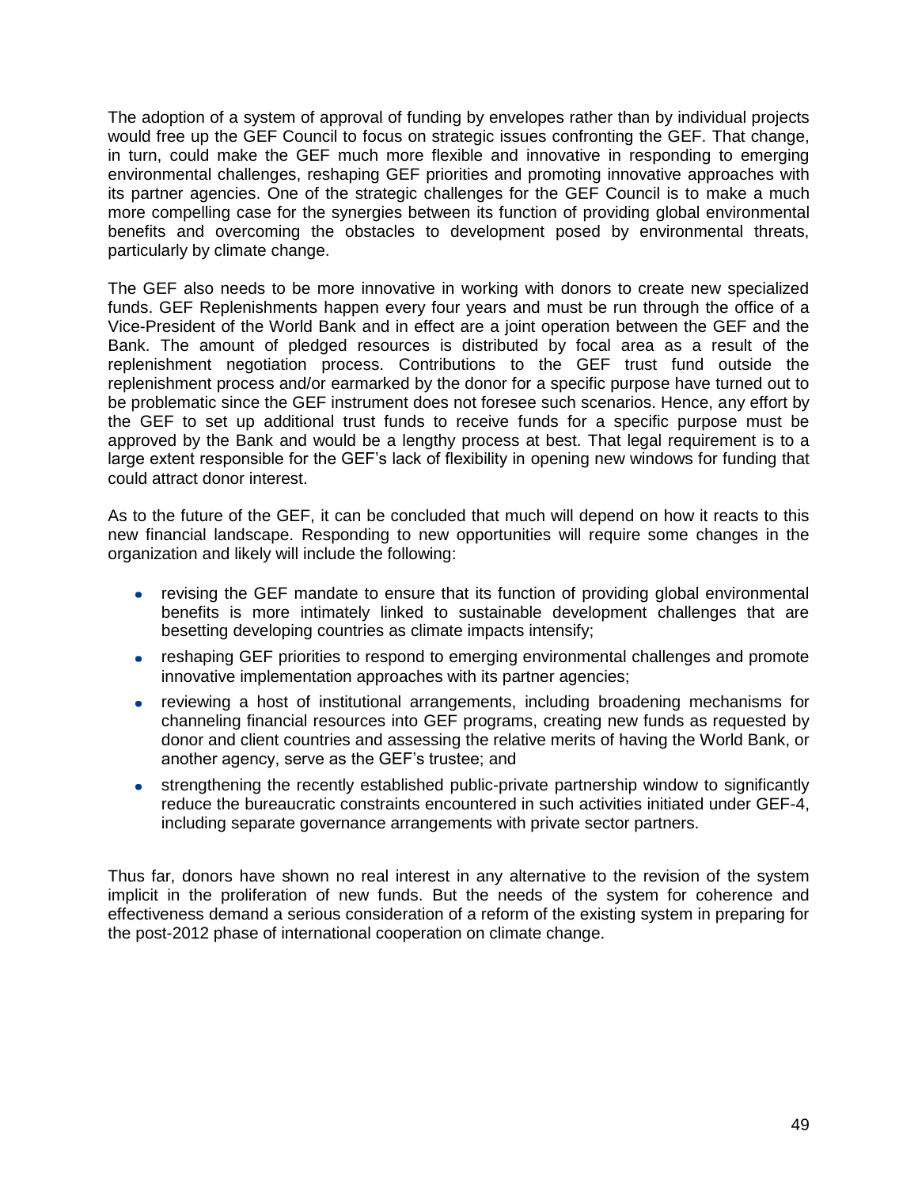The adoption of a system of approval of funding by envelopes rather than by individual projects would free up the GEF Council to focus on strategic issues confronting the GEF. That change, in turn, could make the GEF much more flexible and innovative in responding to emerging environmental challenges, reshaping GEF priorities and promoting innovative approaches with its partner agencies. One of the strategic challenges for the GEF Council is to make a much more compelling case for the synergies between its function of providing global environmental benefits and overcoming the obstacles to development posed by environmental threats, particularly by climate change.

The GEF also needs to be more innovative in working with donors to create new specialized funds. GEF Replenishments happen every four years and must be run through the office of a Vice-President of the World Bank and in effect are a joint operation between the GEF and the Bank. The amount of pledged resources is distributed by focal area as a result of the replenishment negotiation process. Contributions to the GEF trust fund outside the replenishment process and/or earmarked by the donor for a specific purpose have turned out to be problematic since the GEF instrument does not foresee such scenarios. Hence, any effort by the GEF to set up additional trust funds to receive funds for a specific purpose must be approved by the Bank and would be a lengthy process at best. That legal requirement is to a large extent responsible for the GEF's lack of flexibility in opening new windows for funding that could attract donor interest.

As to the future of the GEF, it can be concluded that much will depend on how it reacts to this new financial landscape. Responding to new opportunities will require some changes in the organization and likely will include the following:

- revising the GEF mandate to ensure that its function of providing global environmental benefits is more intimately linked to sustainable development challenges that are besetting developing countries as climate impacts intensify;
- reshaping GEF priorities to respond to emerging environmental challenges and promote innovative implementation approaches with its partner agencies;
- reviewing a host of institutional arrangements, including broadening mechanisms for channeling financial resources into GEF programs, creating new funds as requested by donor and client countries and assessing the relative merits of having the World Bank, or another agency, serve as the GEF's trustee; and
- strengthening the recently established public-private partnership window to significantly reduce the bureaucratic constraints encountered in such activities initiated under GEF-4, including separate governance arrangements with private sector partners.

Thus far, donors have shown no real interest in any alternative to the revision of the system implicit in the proliferation of new funds. But the needs of the system for coherence and effectiveness demand a serious consideration of a reform of the existing system in preparing for the post-2012 phase of international cooperation on climate change.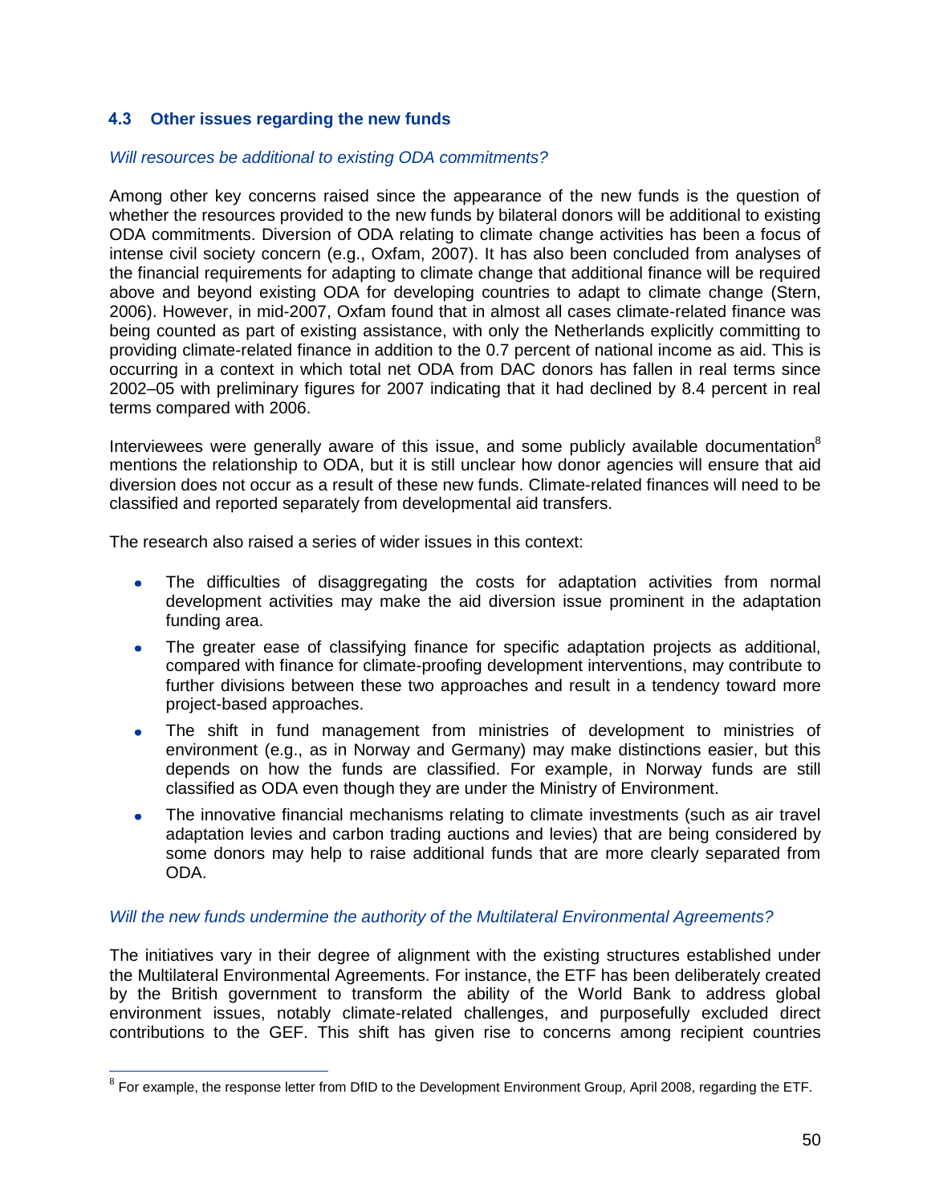### 4.3 Other issues regarding the new funds

*Will resources be additional to existing ODA commitments?*

Among other key concerns raised since the appearance of the new funds is the question of whether the resources provided to the new funds by bilateral donors will be additional to existing ODA commitments. Diversion of ODA relating to climate change activities has been a focus of intense civil society concern (e.g., Oxfam, 2007). It has also been concluded from analyses of the financial requirements for adapting to climate change that additional finance will be required above and beyond existing ODA for developing countries to adapt to climate change (Stern, 2006). However, in mid-2007, Oxfam found that in almost all cases climate-related finance was being counted as part of existing assistance, with only the Netherlands explicitly committing to providing climate-related finance in addition to the 0.7 percent of national income as aid. This is occurring in a context in which total net ODA from DAC donors has fallen in real terms since 2002–05 with preliminary figures for 2007 indicating that it had declined by 8.4 percent in real terms compared with 2006.

Interviewees were generally aware of this issue, and some publicly available documentation[8] mentions the relationship to ODA, but it is still unclear how donor agencies will ensure that aid diversion does not occur as a result of these new funds. Climate-related finances will need to be classified and reported separately from developmental aid transfers.

The research also raised a series of wider issues in this context:

- The difficulties of disaggregating the costs for adaptation activities from normal development activities may make the aid diversion issue prominent in the adaptation funding area.
- The greater ease of classifying finance for specific adaptation projects as additional, compared with finance for climate-proofing development interventions, may contribute to further divisions between these two approaches and result in a tendency toward more project-based approaches.
- The shift in fund management from ministries of development to ministries of environment (e.g., as in Norway and Germany) may make distinctions easier, but this depends on how the funds are classified. For example, in Norway funds are still classified as ODA even though they are under the Ministry of Environment.
- The innovative financial mechanisms relating to climate investments (such as air travel adaptation levies and carbon trading auctions and levies) that are being considered by some donors may help to raise additional funds that are more clearly separated from ODA.

*Will the new funds undermine the authority of the Multilateral Environmental Agreements?*

The initiatives vary in their degree of alignment with the existing structures established under the Multilateral Environmental Agreements. For instance, the ETF has been deliberately created by the British government to transform the ability of the World Bank to address global environment issues, notably climate-related challenges, and purposefully excluded direct contributions to the GEF. This shift has given rise to concerns among recipient countries

[8] For example, the response letter from DfID to the Development Environment Group, April 2008, regarding the ETF.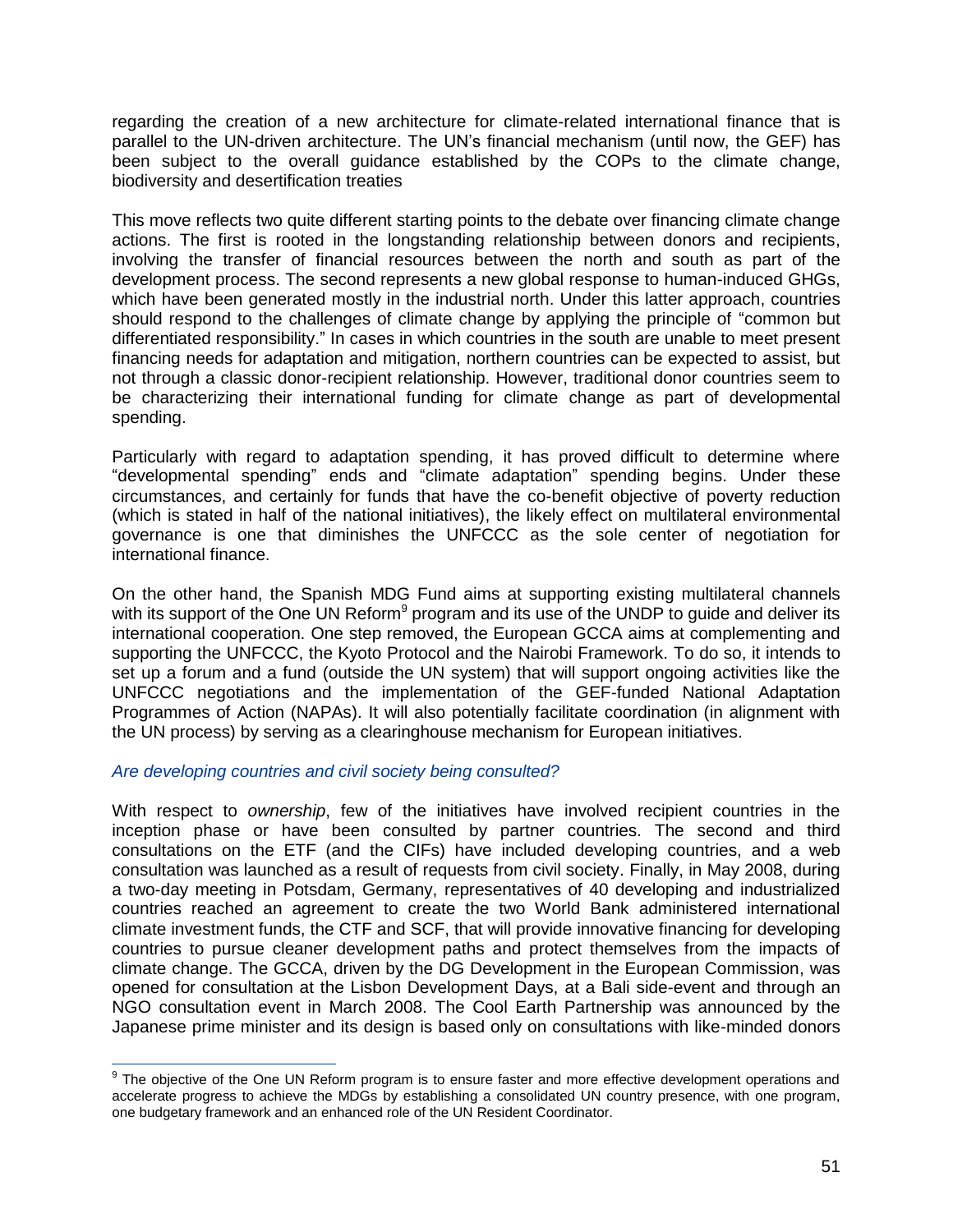regarding the creation of a new architecture for climate-related international finance that is parallel to the UN-driven architecture. The UN's financial mechanism (until now, the GEF) has been subject to the overall guidance established by the COPs to the climate change, biodiversity and desertification treaties

This move reflects two quite different starting points to the debate over financing climate change actions. The first is rooted in the longstanding relationship between donors and recipients, involving the transfer of financial resources between the north and south as part of the development process. The second represents a new global response to human-induced GHGs, which have been generated mostly in the industrial north. Under this latter approach, countries should respond to the challenges of climate change by applying the principle of "common but differentiated responsibility." In cases in which countries in the south are unable to meet present financing needs for adaptation and mitigation, northern countries can be expected to assist, but not through a classic donor-recipient relationship. However, traditional donor countries seem to be characterizing their international funding for climate change as part of developmental spending.

Particularly with regard to adaptation spending, it has proved difficult to determine where "developmental spending" ends and "climate adaptation" spending begins. Under these circumstances, and certainly for funds that have the co-benefit objective of poverty reduction (which is stated in half of the national initiatives), the likely effect on multilateral environmental governance is one that diminishes the UNFCCC as the sole center of negotiation for international finance.

On the other hand, the Spanish MDG Fund aims at supporting existing multilateral channels with its support of the One UN Reform[9] program and its use of the UNDP to guide and deliver its international cooperation. One step removed, the European GCCA aims at complementing and supporting the UNFCCC, the Kyoto Protocol and the Nairobi Framework. To do so, it intends to set up a forum and a fund (outside the UN system) that will support ongoing activities like the UNFCCC negotiations and the implementation of the GEF-funded National Adaptation Programmes of Action (NAPAs). It will also potentially facilitate coordination (in alignment with the UN process) by serving as a clearinghouse mechanism for European initiatives.

### *Are developing countries and civil society being consulted?*

With respect to *ownership*, few of the initiatives have involved recipient countries in the inception phase or have been consulted by partner countries. The second and third consultations on the ETF (and the CIFs) have included developing countries, and a web consultation was launched as a result of requests from civil society. Finally, in May 2008, during a two-day meeting in Potsdam, Germany, representatives of 40 developing and industrialized countries reached an agreement to create the two World Bank administered international climate investment funds, the CTF and SCF, that will provide innovative financing for developing countries to pursue cleaner development paths and protect themselves from the impacts of climate change. The GCCA, driven by the DG Development in the European Commission, was opened for consultation at the Lisbon Development Days, at a Bali side-event and through an NGO consultation event in March 2008. The Cool Earth Partnership was announced by the Japanese prime minister and its design is based only on consultations with like-minded donors

[9] The objective of the One UN Reform program is to ensure faster and more effective development operations and accelerate progress to achieve the MDGs by establishing a consolidated UN country presence, with one program, one budgetary framework and an enhanced role of the UN Resident Coordinator.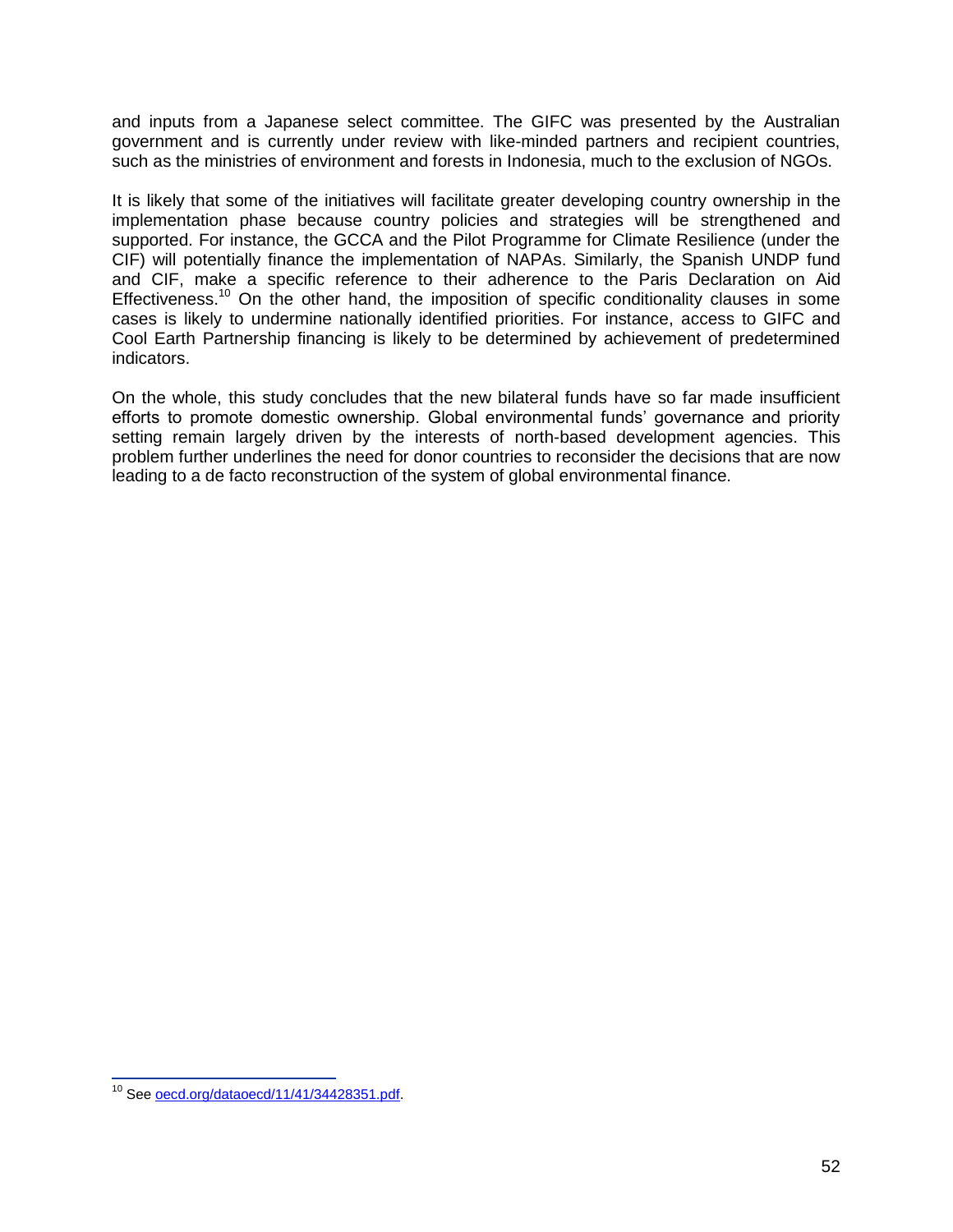and inputs from a Japanese select committee. The GIFC was presented by the Australian government and is currently under review with like-minded partners and recipient countries, such as the ministries of environment and forests in Indonesia, much to the exclusion of NGOs.

It is likely that some of the initiatives will facilitate greater developing country ownership in the implementation phase because country policies and strategies will be strengthened and supported. For instance, the GCCA and the Pilot Programme for Climate Resilience (under the CIF) will potentially finance the implementation of NAPAs. Similarly, the Spanish UNDP fund and CIF, make a specific reference to their adherence to the Paris Declaration on Aid Effectiveness.[10] On the other hand, the imposition of specific conditionality clauses in some cases is likely to undermine nationally identified priorities. For instance, access to GIFC and Cool Earth Partnership financing is likely to be determined by achievement of predetermined indicators.

On the whole, this study concludes that the new bilateral funds have so far made insufficient efforts to promote domestic ownership. Global environmental funds' governance and priority setting remain largely driven by the interests of north-based development agencies. This problem further underlines the need for donor countries to reconsider the decisions that are now leading to a de facto reconstruction of the system of global environmental finance.

---

[10] See [oecd.org/dataoecd/11/41/34428351.pdf](oecd.org/dataoecd/11/41/34428351.pdf).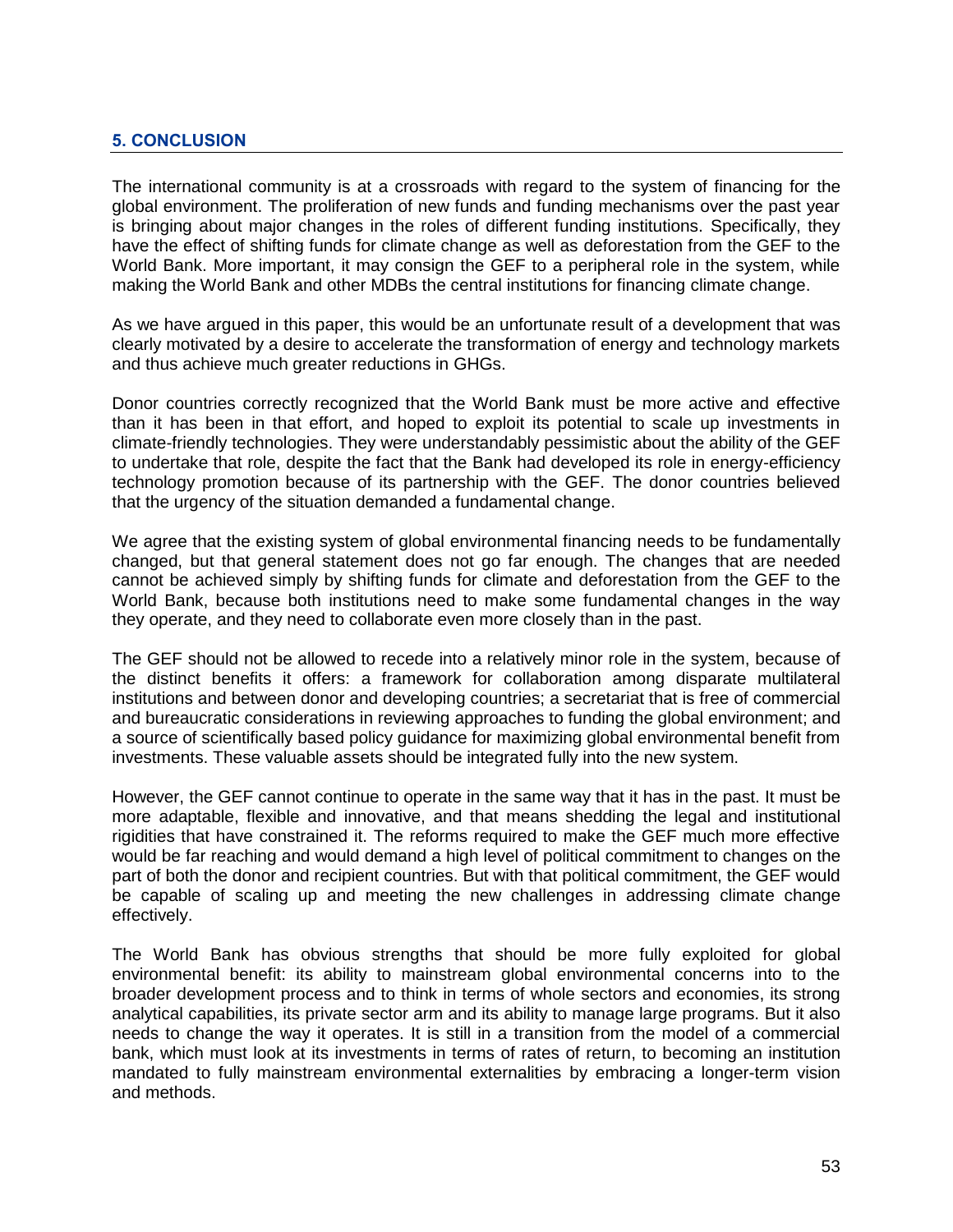## 5. CONCLUSION

The international community is at a crossroads with regard to the system of financing for the global environment. The proliferation of new funds and funding mechanisms over the past year is bringing about major changes in the roles of different funding institutions. Specifically, they have the effect of shifting funds for climate change as well as deforestation from the GEF to the World Bank. More important, it may consign the GEF to a peripheral role in the system, while making the World Bank and other MDBs the central institutions for financing climate change.

As we have argued in this paper, this would be an unfortunate result of a development that was clearly motivated by a desire to accelerate the transformation of energy and technology markets and thus achieve much greater reductions in GHGs.

Donor countries correctly recognized that the World Bank must be more active and effective than it has been in that effort, and hoped to exploit its potential to scale up investments in climate-friendly technologies. They were understandably pessimistic about the ability of the GEF to undertake that role, despite the fact that the Bank had developed its role in energy-efficiency technology promotion because of its partnership with the GEF. The donor countries believed that the urgency of the situation demanded a fundamental change.

We agree that the existing system of global environmental financing needs to be fundamentally changed, but that general statement does not go far enough. The changes that are needed cannot be achieved simply by shifting funds for climate and deforestation from the GEF to the World Bank, because both institutions need to make some fundamental changes in the way they operate, and they need to collaborate even more closely than in the past.

The GEF should not be allowed to recede into a relatively minor role in the system, because of the distinct benefits it offers: a framework for collaboration among disparate multilateral institutions and between donor and developing countries; a secretariat that is free of commercial and bureaucratic considerations in reviewing approaches to funding the global environment; and a source of scientifically based policy guidance for maximizing global environmental benefit from investments. These valuable assets should be integrated fully into the new system.

However, the GEF cannot continue to operate in the same way that it has in the past. It must be more adaptable, flexible and innovative, and that means shedding the legal and institutional rigidities that have constrained it. The reforms required to make the GEF much more effective would be far reaching and would demand a high level of political commitment to changes on the part of both the donor and recipient countries. But with that political commitment, the GEF would be capable of scaling up and meeting the new challenges in addressing climate change effectively.

The World Bank has obvious strengths that should be more fully exploited for global environmental benefit: its ability to mainstream global environmental concerns into to the broader development process and to think in terms of whole sectors and economies, its strong analytical capabilities, its private sector arm and its ability to manage large programs. But it also needs to change the way it operates. It is still in a transition from the model of a commercial bank, which must look at its investments in terms of rates of return, to becoming an institution mandated to fully mainstream environmental externalities by embracing a longer-term vision and methods.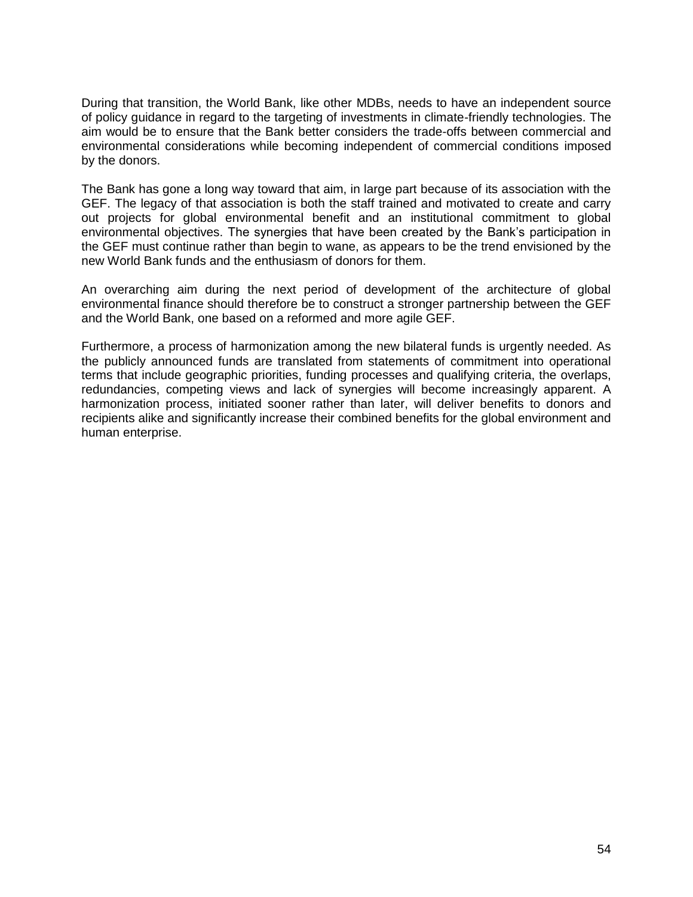During that transition, the World Bank, like other MDBs, needs to have an independent source of policy guidance in regard to the targeting of investments in climate-friendly technologies. The aim would be to ensure that the Bank better considers the trade-offs between commercial and environmental considerations while becoming independent of commercial conditions imposed by the donors.

The Bank has gone a long way toward that aim, in large part because of its association with the GEF. The legacy of that association is both the staff trained and motivated to create and carry out projects for global environmental benefit and an institutional commitment to global environmental objectives. The synergies that have been created by the Bank's participation in the GEF must continue rather than begin to wane, as appears to be the trend envisioned by the new World Bank funds and the enthusiasm of donors for them.

An overarching aim during the next period of development of the architecture of global environmental finance should therefore be to construct a stronger partnership between the GEF and the World Bank, one based on a reformed and more agile GEF.

Furthermore, a process of harmonization among the new bilateral funds is urgently needed. As the publicly announced funds are translated from statements of commitment into operational terms that include geographic priorities, funding processes and qualifying criteria, the overlaps, redundancies, competing views and lack of synergies will become increasingly apparent. A harmonization process, initiated sooner rather than later, will deliver benefits to donors and recipients alike and significantly increase their combined benefits for the global environment and human enterprise.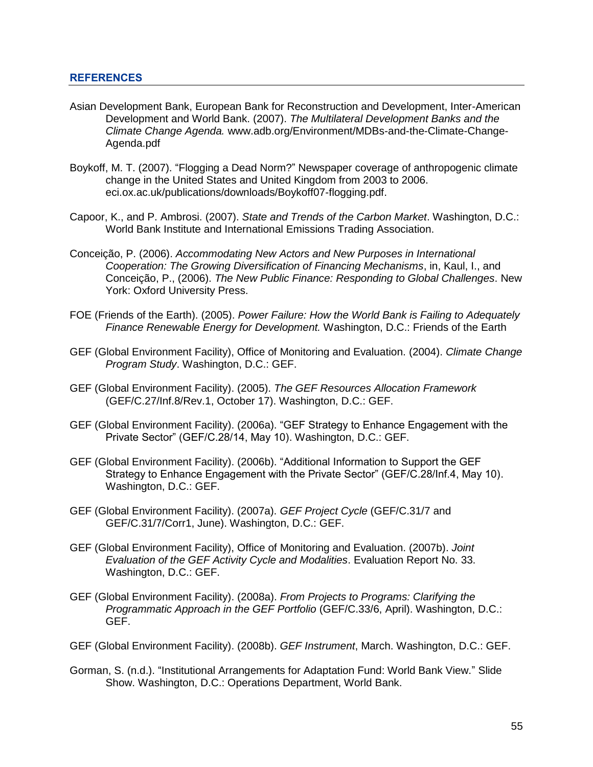## REFERENCES

Asian Development Bank, European Bank for Reconstruction and Development, Inter-American Development and World Bank. (2007). *The Multilateral Development Banks and the Climate Change Agenda.* www.adb.org/Environment/MDBs-and-the-Climate-Change-Agenda.pdf

Boykoff, M. T. (2007). “Flogging a Dead Norm?” Newspaper coverage of anthropogenic climate change in the United States and United Kingdom from 2003 to 2006. eci.ox.ac.uk/publications/downloads/Boykoff07-flogging.pdf.

Capoor, K., and P. Ambrosi. (2007). *State and Trends of the Carbon Market*. Washington, D.C.: World Bank Institute and International Emissions Trading Association.

Conceição, P. (2006). *Accommodating New Actors and New Purposes in International Cooperation: The Growing Diversification of Financing Mechanisms*, in, Kaul, I., and Conceição, P., (2006). *The New Public Finance: Responding to Global Challenges*. New York: Oxford University Press.

FOE (Friends of the Earth). (2005). *Power Failure: How the World Bank is Failing to Adequately Finance Renewable Energy for Development.* Washington, D.C.: Friends of the Earth

GEF (Global Environment Facility), Office of Monitoring and Evaluation. (2004). *Climate Change Program Study*. Washington, D.C.: GEF.

GEF (Global Environment Facility). (2005). *The GEF Resources Allocation Framework* (GEF/C.27/Inf.8/Rev.1, October 17). Washington, D.C.: GEF.

GEF (Global Environment Facility). (2006a). “GEF Strategy to Enhance Engagement with the Private Sector” (GEF/C.28/14, May 10). Washington, D.C.: GEF.

GEF (Global Environment Facility). (2006b). “Additional Information to Support the GEF Strategy to Enhance Engagement with the Private Sector” (GEF/C.28/Inf.4, May 10). Washington, D.C.: GEF.

GEF (Global Environment Facility). (2007a). *GEF Project Cycle* (GEF/C.31/7 and GEF/C.31/7/Corr1, June). Washington, D.C.: GEF.

GEF (Global Environment Facility), Office of Monitoring and Evaluation. (2007b). *Joint Evaluation of the GEF Activity Cycle and Modalities*. Evaluation Report No. 33. Washington, D.C.: GEF.

GEF (Global Environment Facility). (2008a). *From Projects to Programs: Clarifying the Programmatic Approach in the GEF Portfolio* (GEF/C.33/6, April). Washington, D.C.: GEF.

GEF (Global Environment Facility). (2008b). *GEF Instrument*, March. Washington, D.C.: GEF.

Gorman, S. (n.d.). “Institutional Arrangements for Adaptation Fund: World Bank View.” Slide Show. Washington, D.C.: Operations Department, World Bank.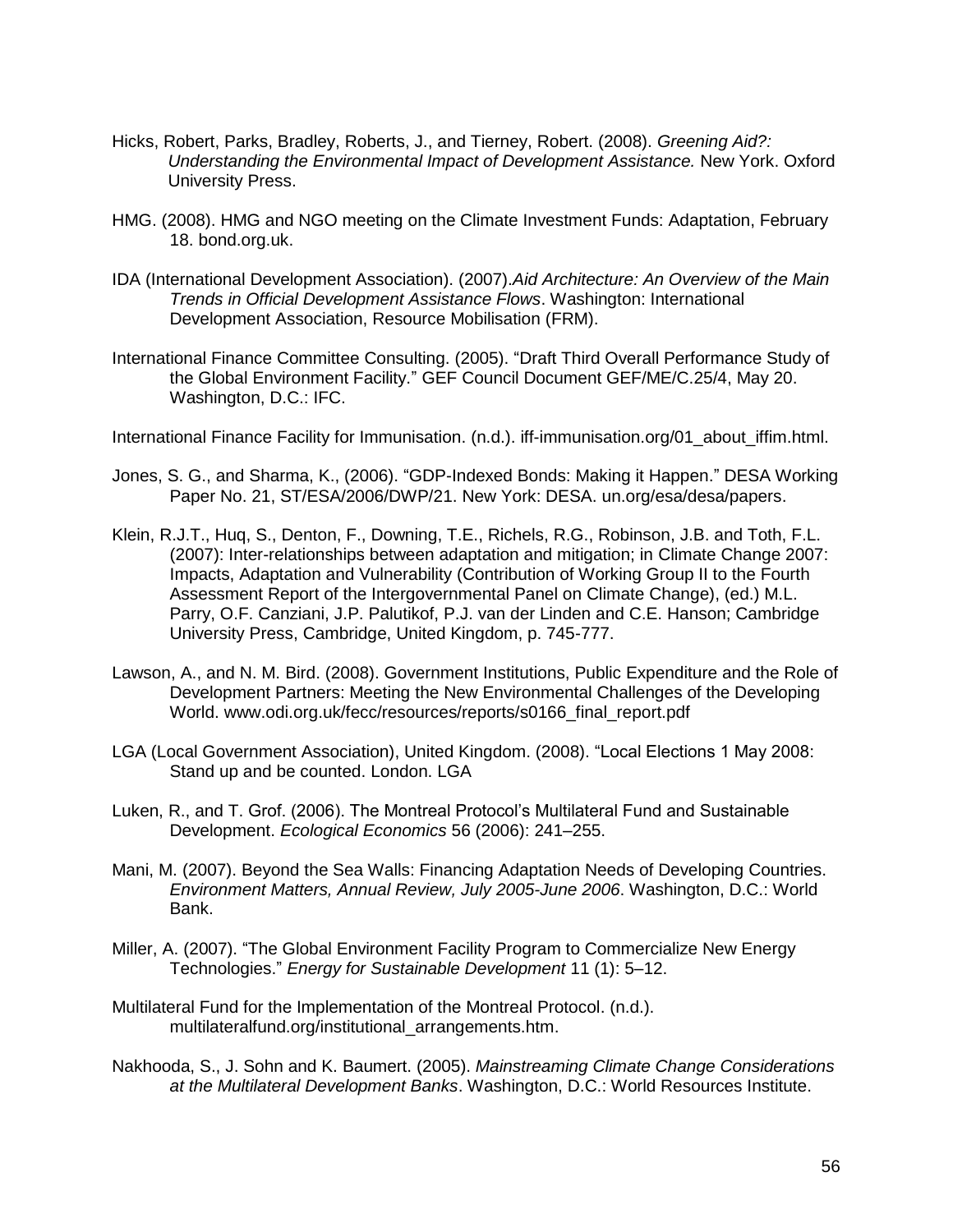Hicks, Robert, Parks, Bradley, Roberts, J., and Tierney, Robert. (2008). *Greening Aid?: Understanding the Environmental Impact of Development Assistance.* New York. Oxford University Press.

HMG. (2008). HMG and NGO meeting on the Climate Investment Funds: Adaptation, February 18. bond.org.uk.

IDA (International Development Association). (2007).*Aid Architecture: An Overview of the Main Trends in Official Development Assistance Flows*. Washington: International Development Association, Resource Mobilisation (FRM).

International Finance Committee Consulting. (2005). "Draft Third Overall Performance Study of the Global Environment Facility." GEF Council Document GEF/ME/C.25/4, May 20. Washington, D.C.: IFC.

International Finance Facility for Immunisation. (n.d.). iff-immunisation.org/01_about_iffim.html.

Jones, S. G., and Sharma, K., (2006). "GDP-Indexed Bonds: Making it Happen." DESA Working Paper No. 21, ST/ESA/2006/DWP/21. New York: DESA. un.org/esa/desa/papers.

Klein, R.J.T., Huq, S., Denton, F., Downing, T.E., Richels, R.G., Robinson, J.B. and Toth, F.L. (2007): Inter-relationships between adaptation and mitigation; in Climate Change 2007: Impacts, Adaptation and Vulnerability (Contribution of Working Group II to the Fourth Assessment Report of the Intergovernmental Panel on Climate Change), (ed.) M.L. Parry, O.F. Canziani, J.P. Palutikof, P.J. van der Linden and C.E. Hanson; Cambridge University Press, Cambridge, United Kingdom, p. 745-777.

Lawson, A., and N. M. Bird. (2008). Government Institutions, Public Expenditure and the Role of Development Partners: Meeting the New Environmental Challenges of the Developing World. www.odi.org.uk/fecc/resources/reports/s0166_final_report.pdf

LGA (Local Government Association), United Kingdom. (2008). "Local Elections 1 May 2008: Stand up and be counted. London. LGA

Luken, R., and T. Grof. (2006). The Montreal Protocol's Multilateral Fund and Sustainable Development. *Ecological Economics* 56 (2006): 241–255.

Mani, M. (2007). Beyond the Sea Walls: Financing Adaptation Needs of Developing Countries. *Environment Matters, Annual Review, July 2005-June 2006*. Washington, D.C.: World Bank.

Miller, A. (2007). "The Global Environment Facility Program to Commercialize New Energy Technologies." *Energy for Sustainable Development* 11 (1): 5–12.

Multilateral Fund for the Implementation of the Montreal Protocol. (n.d.). multilateralfund.org/institutional_arrangements.htm.

Nakhooda, S., J. Sohn and K. Baumert. (2005). *Mainstreaming Climate Change Considerations at the Multilateral Development Banks*. Washington, D.C.: World Resources Institute.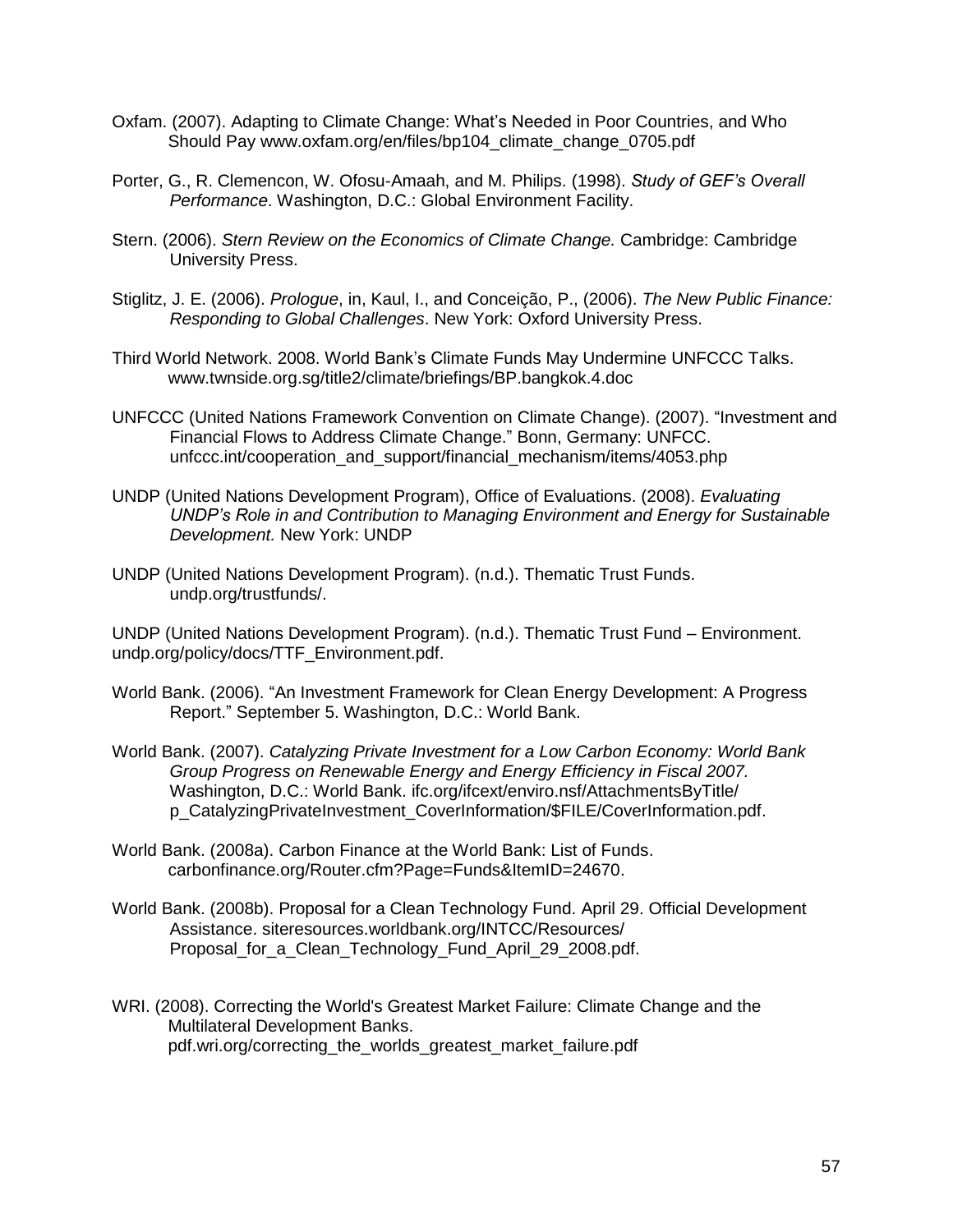Oxfam. (2007). Adapting to Climate Change: What's Needed in Poor Countries, and Who Should Pay www.oxfam.org/en/files/bp104_climate_change_0705.pdf

Porter, G., R. Clemencon, W. Ofosu-Amaah, and M. Philips. (1998). *Study of GEF's Overall Performance*. Washington, D.C.: Global Environment Facility.

Stern. (2006). *Stern Review on the Economics of Climate Change.* Cambridge: Cambridge University Press.

Stiglitz, J. E. (2006). *Prologue*, in, Kaul, I., and Conceição, P., (2006). *The New Public Finance: Responding to Global Challenges*. New York: Oxford University Press.

Third World Network. 2008. World Bank's Climate Funds May Undermine UNFCCC Talks. www.twnside.org.sg/title2/climate/briefings/BP.bangkok.4.doc

UNFCCC (United Nations Framework Convention on Climate Change). (2007). "Investment and Financial Flows to Address Climate Change." Bonn, Germany: UNFCC. unfccc.int/cooperation_and_support/financial_mechanism/items/4053.php

UNDP (United Nations Development Program), Office of Evaluations. (2008). *Evaluating UNDP's Role in and Contribution to Managing Environment and Energy for Sustainable Development.* New York: UNDP

UNDP (United Nations Development Program). (n.d.). Thematic Trust Funds. undp.org/trustfunds/.

UNDP (United Nations Development Program). (n.d.). Thematic Trust Fund – Environment. undp.org/policy/docs/TTF_Environment.pdf.

World Bank. (2006). "An Investment Framework for Clean Energy Development: A Progress Report." September 5. Washington, D.C.: World Bank.

World Bank. (2007). *Catalyzing Private Investment for a Low Carbon Economy: World Bank Group Progress on Renewable Energy and Energy Efficiency in Fiscal 2007.* Washington, D.C.: World Bank. ifc.org/ifcext/enviro.nsf/AttachmentsByTitle/p_CatalyzingPrivateInvestment_CoverInformation/$FILE/CoverInformation.pdf.

World Bank. (2008a). Carbon Finance at the World Bank: List of Funds. carbonfinance.org/Router.cfm?Page=Funds&ItemID=24670.

World Bank. (2008b). Proposal for a Clean Technology Fund. April 29. Official Development Assistance. siteresources.worldbank.org/INTCC/Resources/Proposal_for_a_Clean_Technology_Fund_April_29_2008.pdf.

WRI. (2008). Correcting the World's Greatest Market Failure: Climate Change and the Multilateral Development Banks. pdf.wri.org/correcting_the_worlds_greatest_market_failure.pdf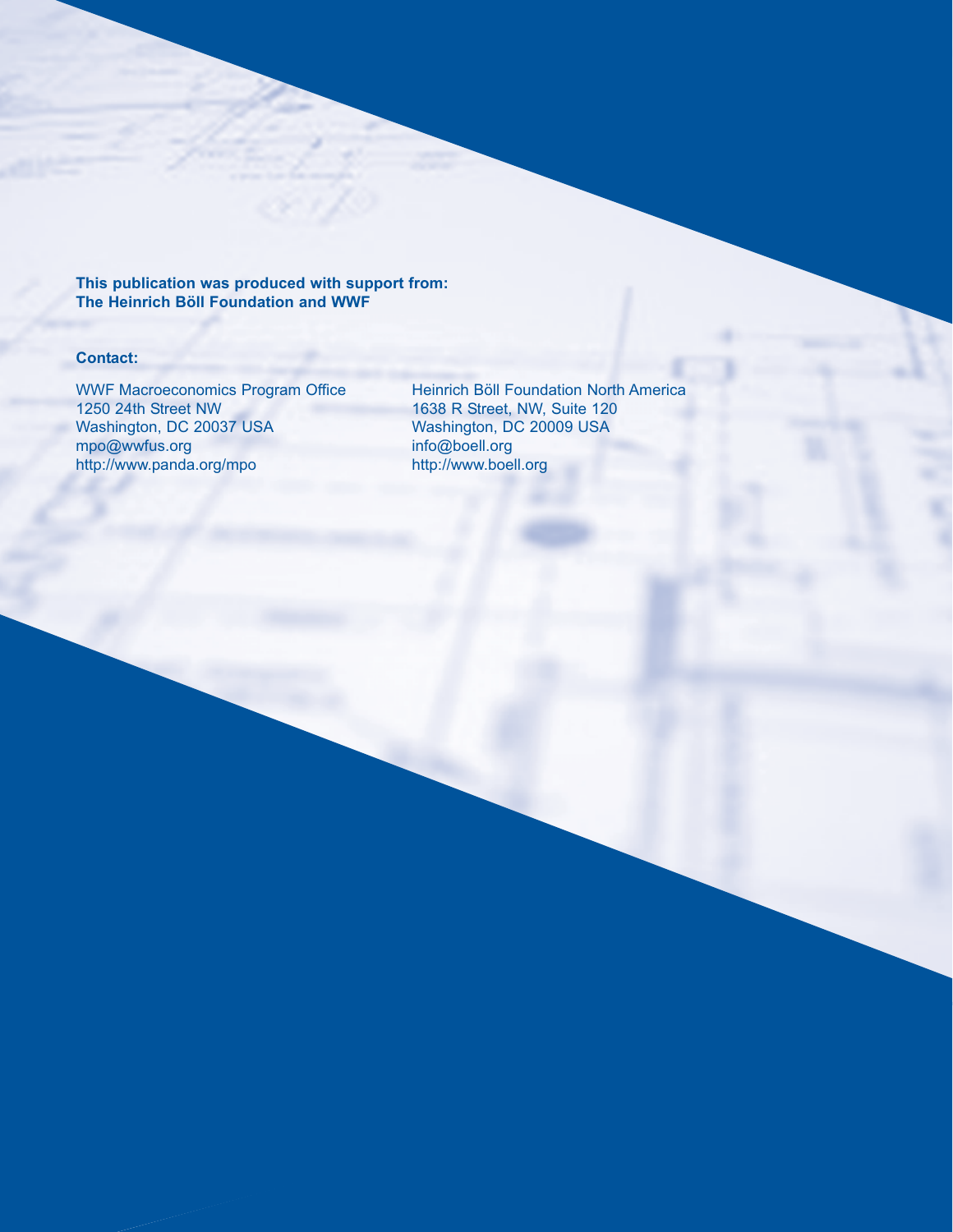**This publication was produced with support from:**
**The Heinrich Böll Foundation and WWF**

**Contact:**

WWF Macroeconomics Program Office
1250 24th Street NW
Washington, DC 20037 USA
mpo@wwfus.org
http://www.panda.org/mpo

Heinrich Böll Foundation North America
1638 R Street, NW, Suite 120
Washington, DC 20009 USA
info@boell.org
http://www.boell.org